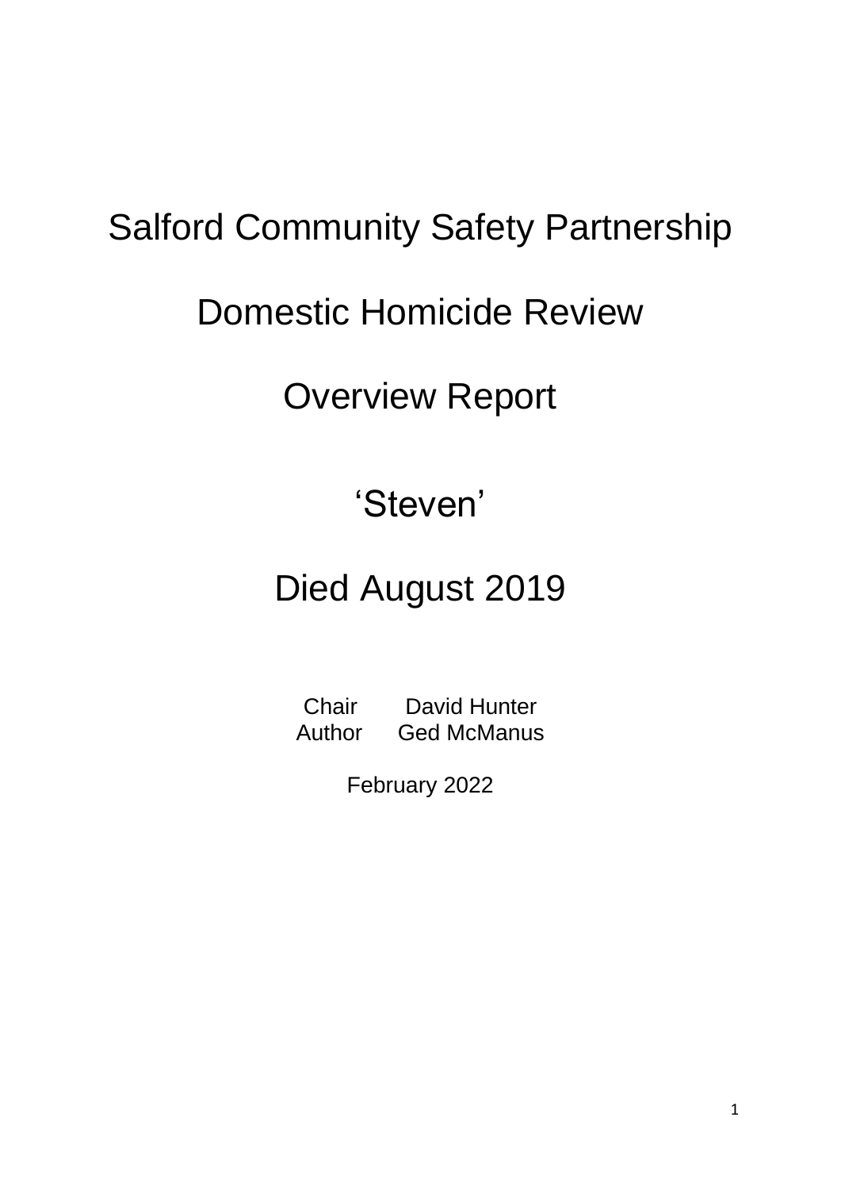# Salford Community Safety Partnership

# Domestic Homicide Review

# Overview Report

## 'Steven'

## Died August 2019

Chair David Hunter
Author Ged McManus

February 2022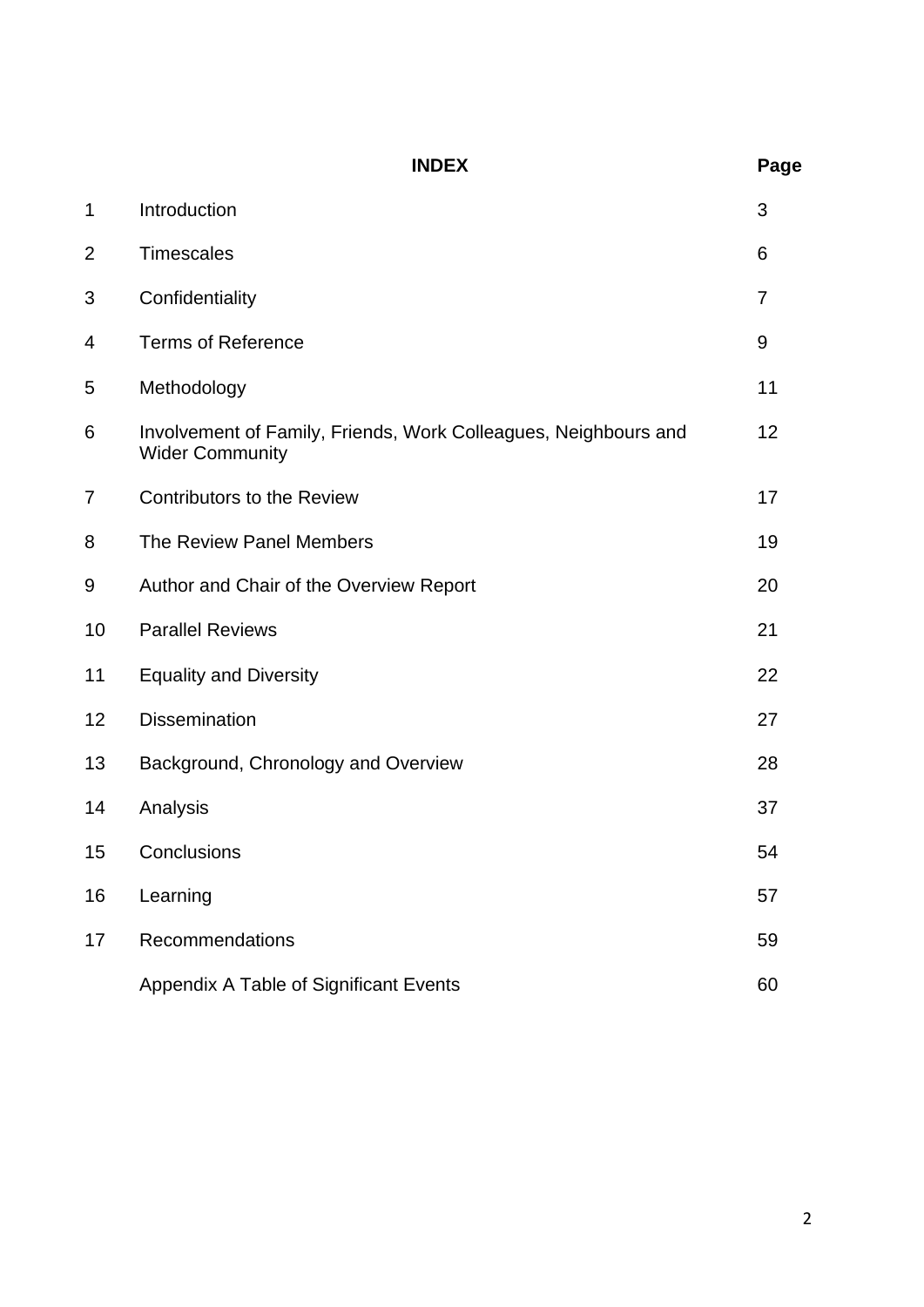| | **INDEX** | **Page** |
|---|---|---|
| 1 | Introduction | 3 |
| 2 | Timescales | 6 |
| 3 | Confidentiality | 7 |
| 4 | Terms of Reference | 9 |
| 5 | Methodology | 11 |
| 6 | Involvement of Family, Friends, Work Colleagues, Neighbours and Wider Community | 12 |
| 7 | Contributors to the Review | 17 |
| 8 | The Review Panel Members | 19 |
| 9 | Author and Chair of the Overview Report | 20 |
| 10 | Parallel Reviews | 21 |
| 11 | Equality and Diversity | 22 |
| 12 | Dissemination | 27 |
| 13 | Background, Chronology and Overview | 28 |
| 14 | Analysis | 37 |
| 15 | Conclusions | 54 |
| 16 | Learning | 57 |
| 17 | Recommendations | 59 |
| | Appendix A Table of Significant Events | 60 |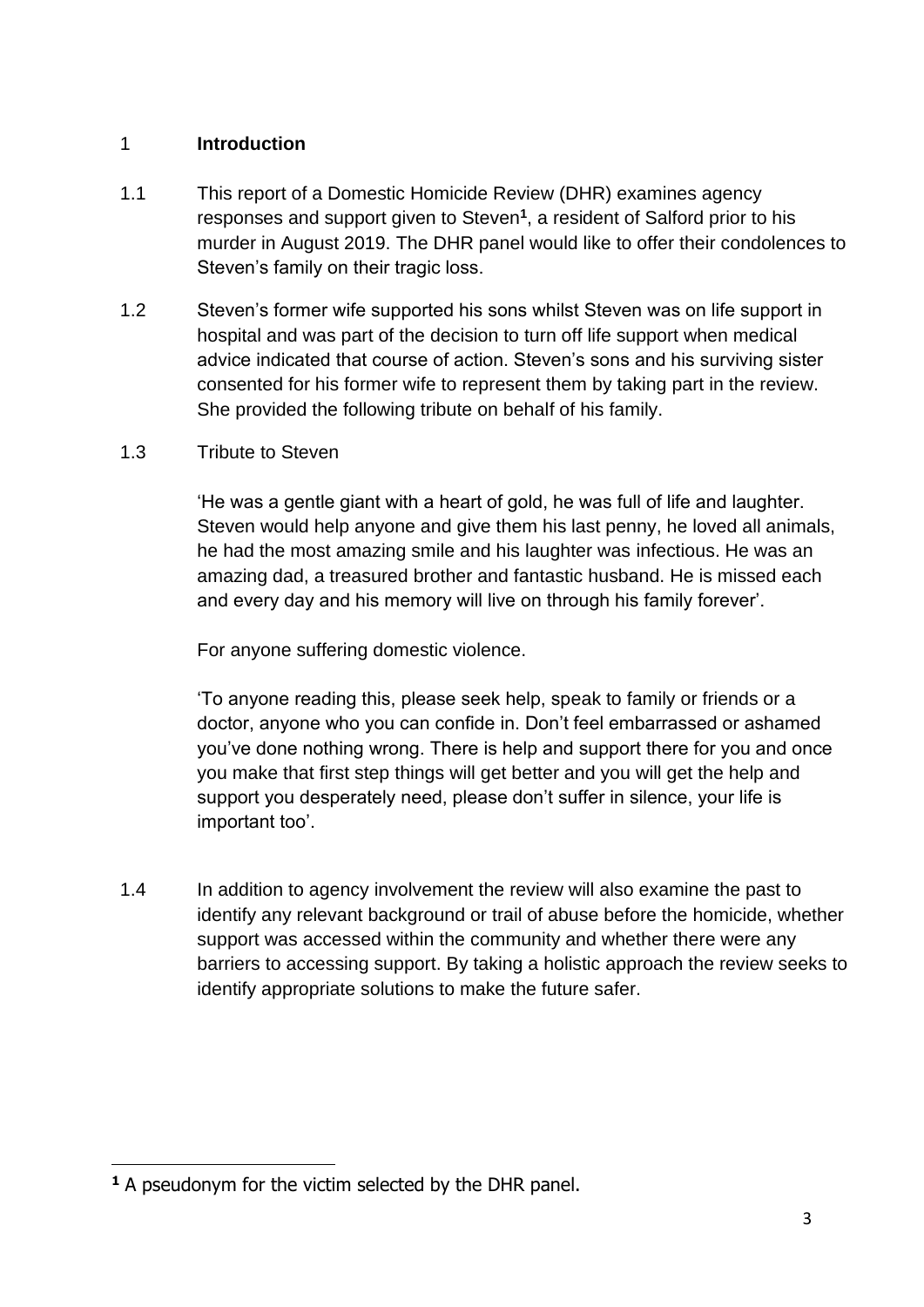# 1 Introduction

1.1 This report of a Domestic Homicide Review (DHR) examines agency responses and support given to Steven[1], a resident of Salford prior to his murder in August 2019. The DHR panel would like to offer their condolences to Steven's family on their tragic loss.

1.2 Steven's former wife supported his sons whilst Steven was on life support in hospital and was part of the decision to turn off life support when medical advice indicated that course of action. Steven's sons and his surviving sister consented for his former wife to represent them by taking part in the review. She provided the following tribute on behalf of his family.

1.3 Tribute to Steven

'He was a gentle giant with a heart of gold, he was full of life and laughter. Steven would help anyone and give them his last penny, he loved all animals, he had the most amazing smile and his laughter was infectious. He was an amazing dad, a treasured brother and fantastic husband. He is missed each and every day and his memory will live on through his family forever'.

For anyone suffering domestic violence.

'To anyone reading this, please seek help, speak to family or friends or a doctor, anyone who you can confide in. Don't feel embarrassed or ashamed you've done nothing wrong. There is help and support there for you and once you make that first step things will get better and you will get the help and support you desperately need, please don't suffer in silence, your life is important too'.

1.4 In addition to agency involvement the review will also examine the past to identify any relevant background or trail of abuse before the homicide, whether support was accessed within the community and whether there were any barriers to accessing support. By taking a holistic approach the review seeks to identify appropriate solutions to make the future safer.

---

[1] A pseudonym for the victim selected by the DHR panel.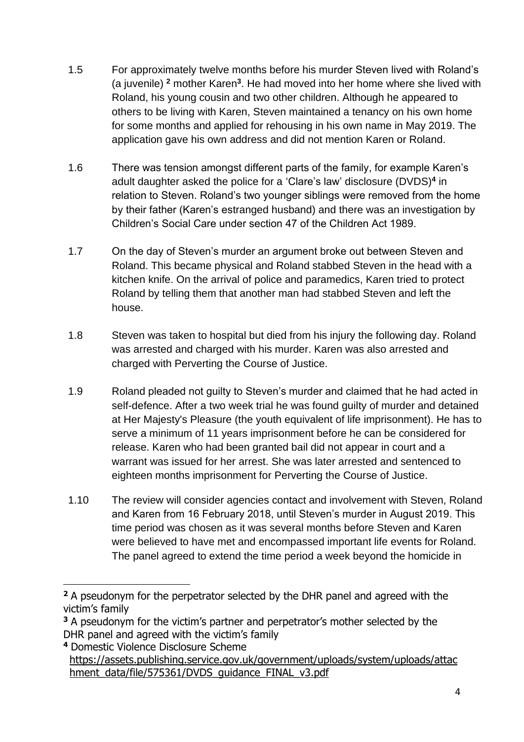1.5 For approximately twelve months before his murder Steven lived with Roland's (a juvenile) [2] mother Karen[3]. He had moved into her home where she lived with Roland, his young cousin and two other children. Although he appeared to others to be living with Karen, Steven maintained a tenancy on his own home for some months and applied for rehousing in his own name in May 2019. The application gave his own address and did not mention Karen or Roland.

1.6 There was tension amongst different parts of the family, for example Karen's adult daughter asked the police for a 'Clare's law' disclosure (DVDS)[4] in relation to Steven. Roland's two younger siblings were removed from the home by their father (Karen's estranged husband) and there was an investigation by Children's Social Care under section 47 of the Children Act 1989.

1.7 On the day of Steven's murder an argument broke out between Steven and Roland. This became physical and Roland stabbed Steven in the head with a kitchen knife. On the arrival of police and paramedics, Karen tried to protect Roland by telling them that another man had stabbed Steven and left the house.

1.8 Steven was taken to hospital but died from his injury the following day. Roland was arrested and charged with his murder. Karen was also arrested and charged with Perverting the Course of Justice.

1.9 Roland pleaded not guilty to Steven's murder and claimed that he had acted in self-defence. After a two week trial he was found guilty of murder and detained at Her Majesty's Pleasure (the youth equivalent of life imprisonment). He has to serve a minimum of 11 years imprisonment before he can be considered for release. Karen who had been granted bail did not appear in court and a warrant was issued for her arrest. She was later arrested and sentenced to eighteen months imprisonment for Perverting the Course of Justice.

1.10 The review will consider agencies contact and involvement with Steven, Roland and Karen from 16 February 2018, until Steven's murder in August 2019. This time period was chosen as it was several months before Steven and Karen were believed to have met and encompassed important life events for Roland. The panel agreed to extend the time period a week beyond the homicide in

---

[2] A pseudonym for the perpetrator selected by the DHR panel and agreed with the victim's family

[3] A pseudonym for the victim's partner and perpetrator's mother selected by the DHR panel and agreed with the victim's family

[4] Domestic Violence Disclosure Scheme https://assets.publishing.service.gov.uk/government/uploads/system/uploads/attachment_data/file/575361/DVDS_guidance_FINAL_v3.pdf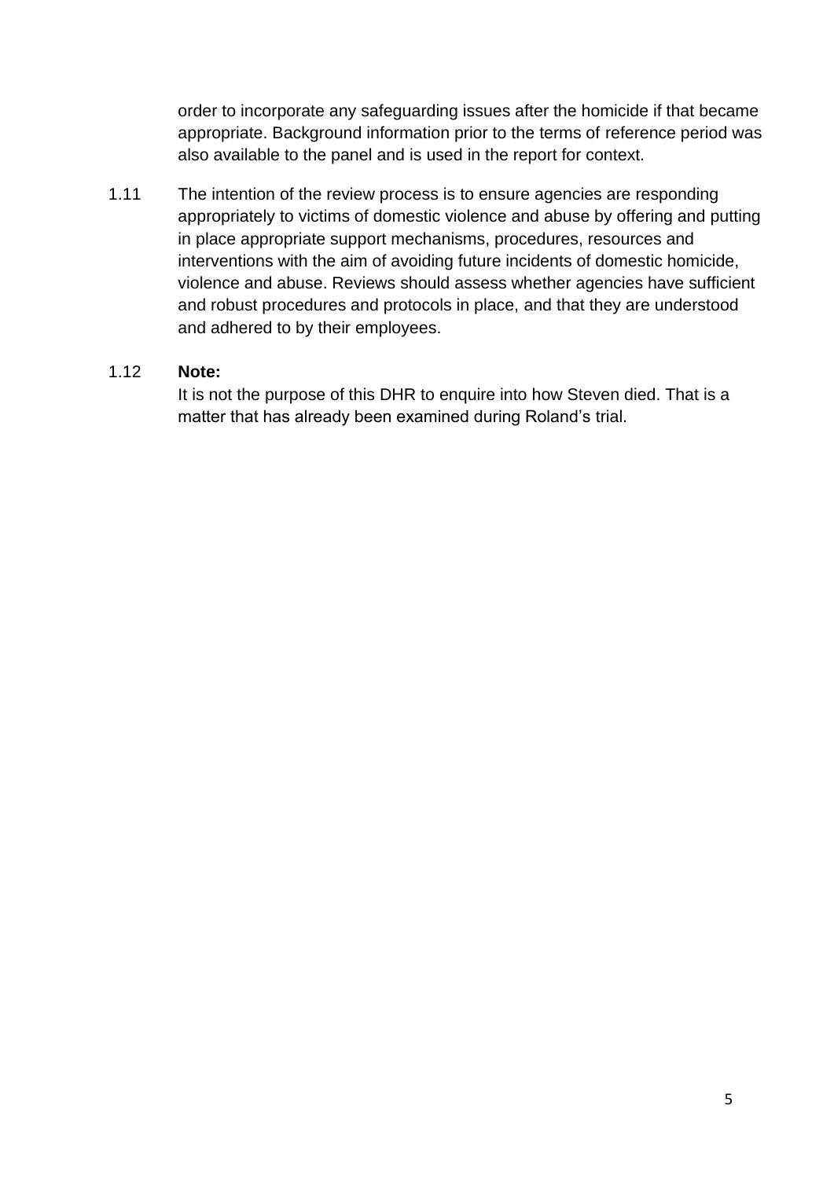order to incorporate any safeguarding issues after the homicide if that became appropriate. Background information prior to the terms of reference period was also available to the panel and is used in the report for context.

1.11 The intention of the review process is to ensure agencies are responding appropriately to victims of domestic violence and abuse by offering and putting in place appropriate support mechanisms, procedures, resources and interventions with the aim of avoiding future incidents of domestic homicide, violence and abuse. Reviews should assess whether agencies have sufficient and robust procedures and protocols in place, and that they are understood and adhered to by their employees.

1.12 **Note:**
It is not the purpose of this DHR to enquire into how Steven died. That is a matter that has already been examined during Roland's trial.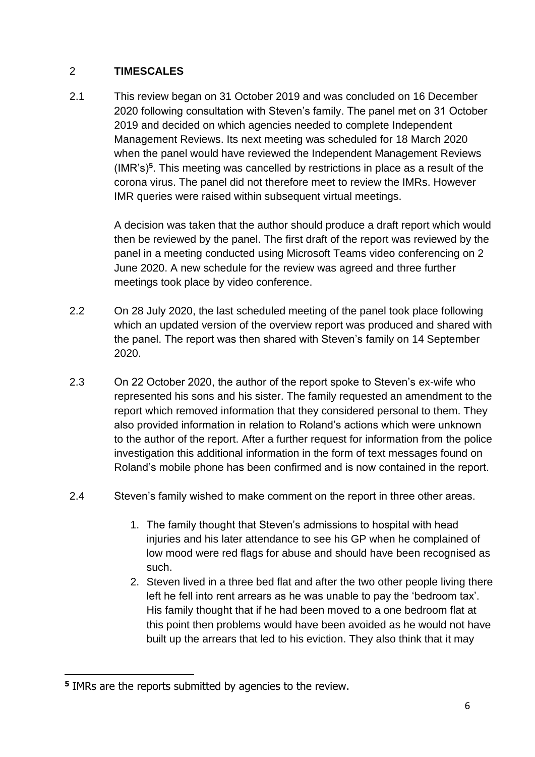## 2 TIMESCALES

2.1 This review began on 31 October 2019 and was concluded on 16 December 2020 following consultation with Steven's family. The panel met on 31 October 2019 and decided on which agencies needed to complete Independent Management Reviews. Its next meeting was scheduled for 18 March 2020 when the panel would have reviewed the Independent Management Reviews (IMR's)[5]. This meeting was cancelled by restrictions in place as a result of the corona virus. The panel did not therefore meet to review the IMRs. However IMR queries were raised within subsequent virtual meetings.

A decision was taken that the author should produce a draft report which would then be reviewed by the panel. The first draft of the report was reviewed by the panel in a meeting conducted using Microsoft Teams video conferencing on 2 June 2020. A new schedule for the review was agreed and three further meetings took place by video conference.

2.2 On 28 July 2020, the last scheduled meeting of the panel took place following which an updated version of the overview report was produced and shared with the panel. The report was then shared with Steven's family on 14 September 2020.

2.3 On 22 October 2020, the author of the report spoke to Steven's ex-wife who represented his sons and his sister. The family requested an amendment to the report which removed information that they considered personal to them. They also provided information in relation to Roland's actions which were unknown to the author of the report. After a further request for information from the police investigation this additional information in the form of text messages found on Roland's mobile phone has been confirmed and is now contained in the report.

2.4 Steven's family wished to make comment on the report in three other areas.

1. The family thought that Steven's admissions to hospital with head injuries and his later attendance to see his GP when he complained of low mood were red flags for abuse and should have been recognised as such.
2. Steven lived in a three bed flat and after the two other people living there left he fell into rent arrears as he was unable to pay the 'bedroom tax'. His family thought that if he had been moved to a one bedroom flat at this point then problems would have been avoided as he would not have built up the arrears that led to his eviction. They also think that it may

---

[5] IMRs are the reports submitted by agencies to the review.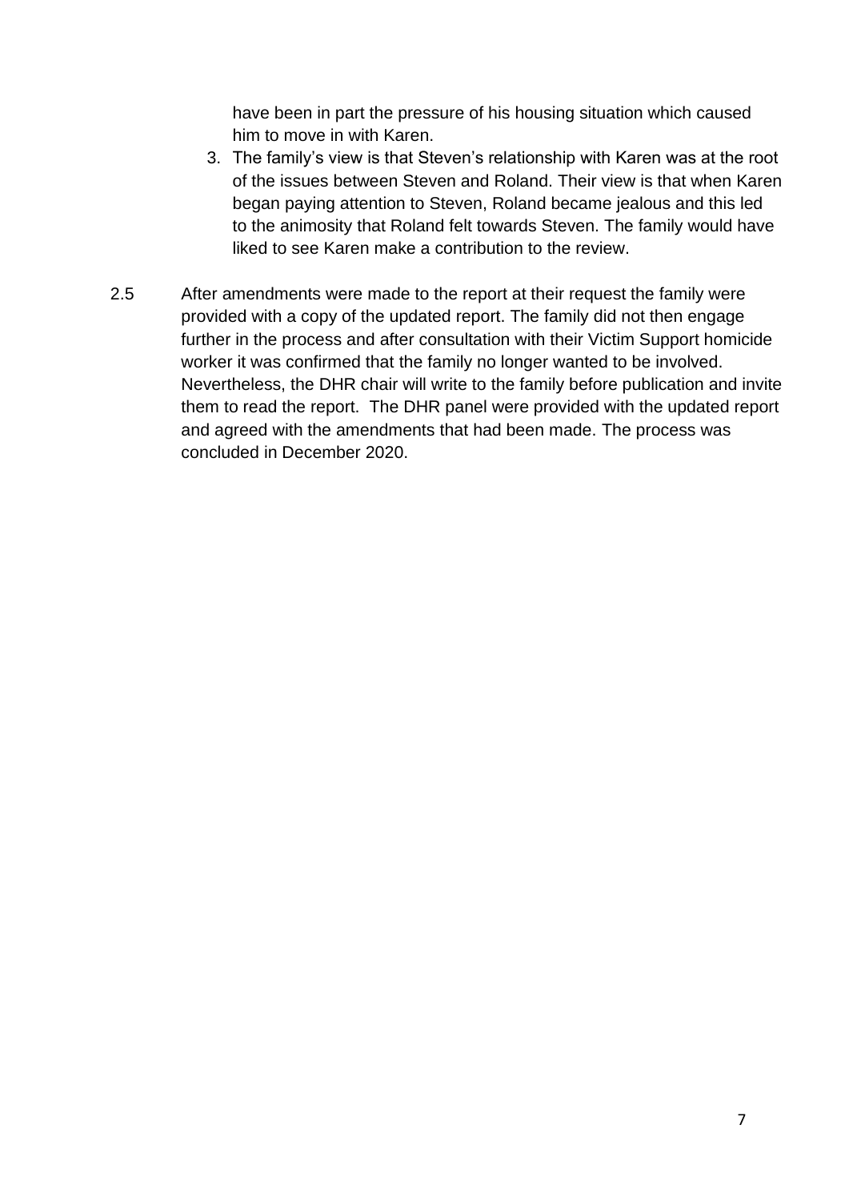have been in part the pressure of his housing situation which caused him to move in with Karen.

3. The family's view is that Steven's relationship with Karen was at the root of the issues between Steven and Roland. Their view is that when Karen began paying attention to Steven, Roland became jealous and this led to the animosity that Roland felt towards Steven. The family would have liked to see Karen make a contribution to the review.

2.5 After amendments were made to the report at their request the family were provided with a copy of the updated report. The family did not then engage further in the process and after consultation with their Victim Support homicide worker it was confirmed that the family no longer wanted to be involved. Nevertheless, the DHR chair will write to the family before publication and invite them to read the report. The DHR panel were provided with the updated report and agreed with the amendments that had been made. The process was concluded in December 2020.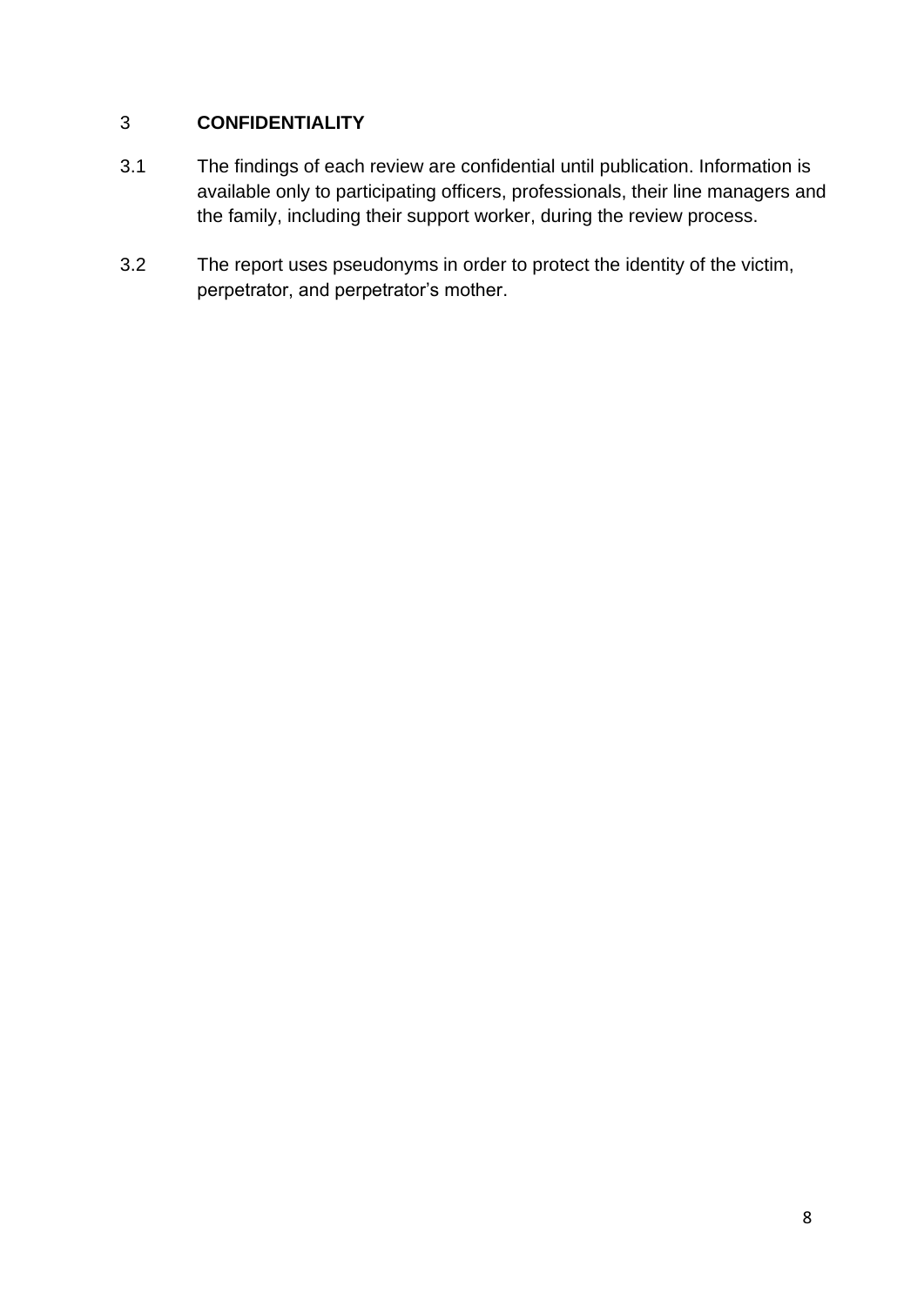## 3 CONFIDENTIALITY

3.1 The findings of each review are confidential until publication. Information is available only to participating officers, professionals, their line managers and the family, including their support worker, during the review process.

3.2 The report uses pseudonyms in order to protect the identity of the victim, perpetrator, and perpetrator's mother.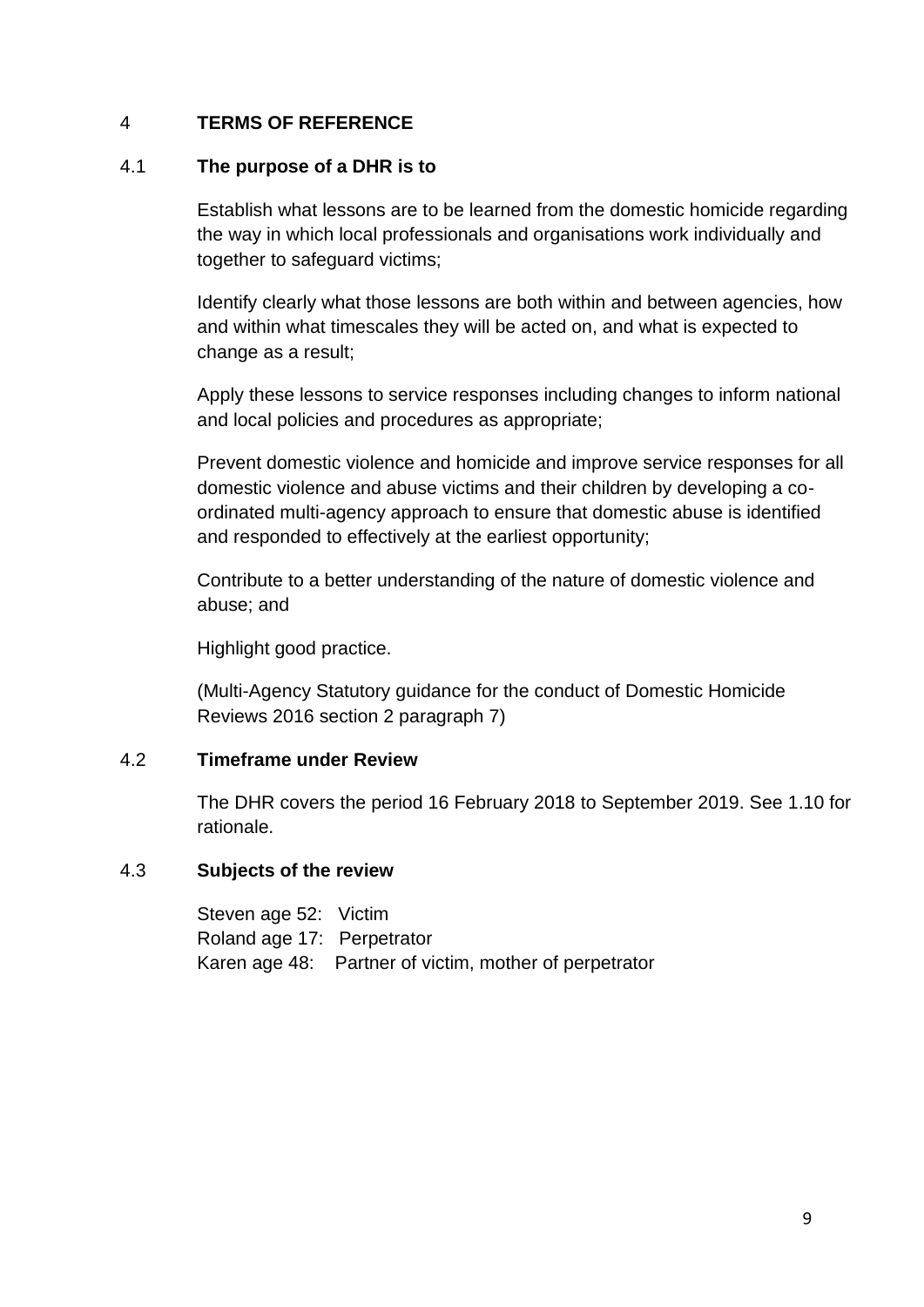## 4 TERMS OF REFERENCE

### 4.1 The purpose of a DHR is to

Establish what lessons are to be learned from the domestic homicide regarding the way in which local professionals and organisations work individually and together to safeguard victims;

Identify clearly what those lessons are both within and between agencies, how and within what timescales they will be acted on, and what is expected to change as a result;

Apply these lessons to service responses including changes to inform national and local policies and procedures as appropriate;

Prevent domestic violence and homicide and improve service responses for all domestic violence and abuse victims and their children by developing a co-ordinated multi-agency approach to ensure that domestic abuse is identified and responded to effectively at the earliest opportunity;

Contribute to a better understanding of the nature of domestic violence and abuse; and

Highlight good practice.

(Multi-Agency Statutory guidance for the conduct of Domestic Homicide Reviews 2016 section 2 paragraph 7)

### 4.2 Timeframe under Review

The DHR covers the period 16 February 2018 to September 2019. See 1.10 for rationale.

### 4.3 Subjects of the review

Steven age 52: Victim
Roland age 17: Perpetrator
Karen age 48: Partner of victim, mother of perpetrator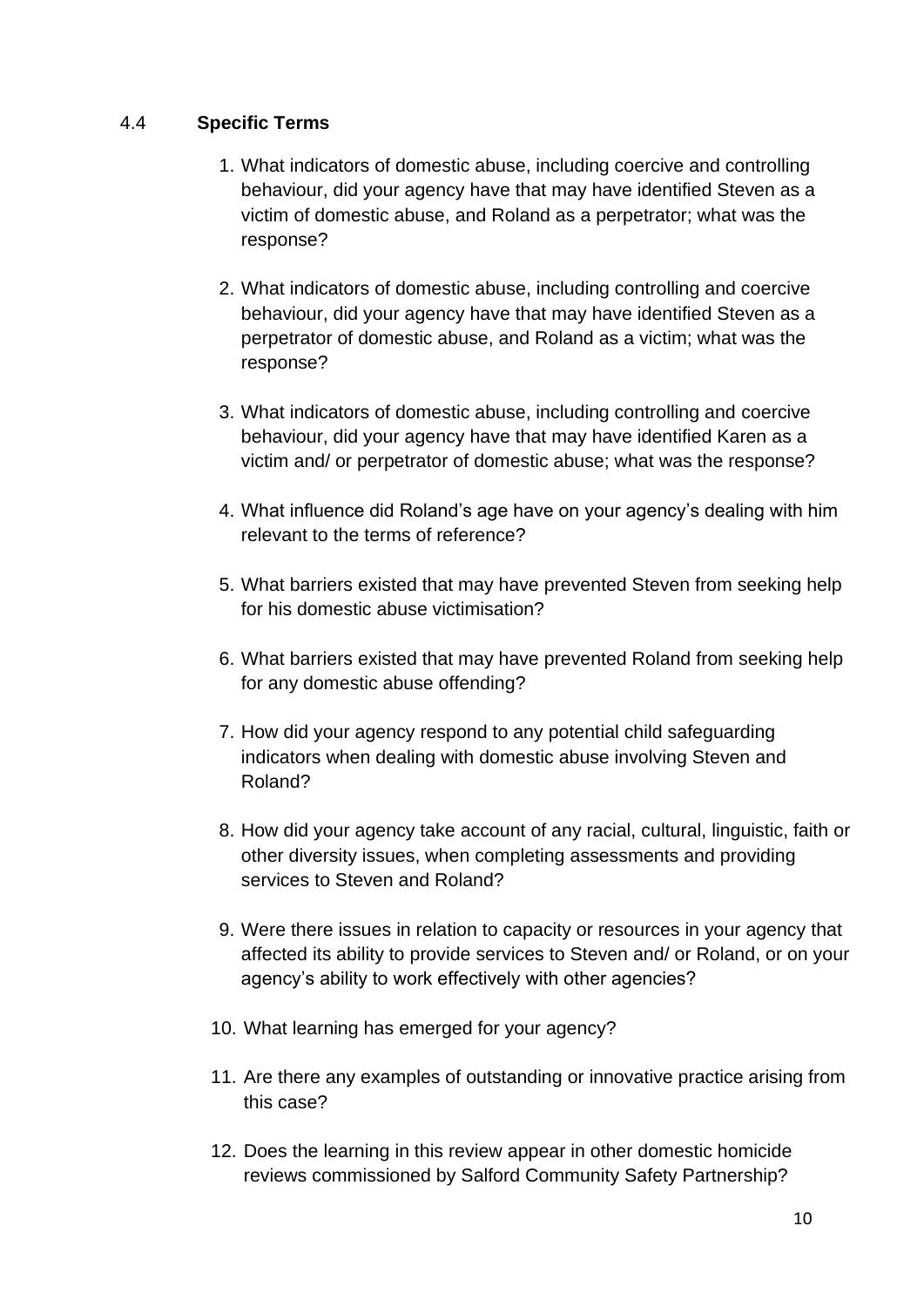## 4.4 Specific Terms

1. What indicators of domestic abuse, including coercive and controlling behaviour, did your agency have that may have identified Steven as a victim of domestic abuse, and Roland as a perpetrator; what was the response?

2. What indicators of domestic abuse, including controlling and coercive behaviour, did your agency have that may have identified Steven as a perpetrator of domestic abuse, and Roland as a victim; what was the response?

3. What indicators of domestic abuse, including controlling and coercive behaviour, did your agency have that may have identified Karen as a victim and/ or perpetrator of domestic abuse; what was the response?

4. What influence did Roland's age have on your agency's dealing with him relevant to the terms of reference?

5. What barriers existed that may have prevented Steven from seeking help for his domestic abuse victimisation?

6. What barriers existed that may have prevented Roland from seeking help for any domestic abuse offending?

7. How did your agency respond to any potential child safeguarding indicators when dealing with domestic abuse involving Steven and Roland?

8. How did your agency take account of any racial, cultural, linguistic, faith or other diversity issues, when completing assessments and providing services to Steven and Roland?

9. Were there issues in relation to capacity or resources in your agency that affected its ability to provide services to Steven and/ or Roland, or on your agency's ability to work effectively with other agencies?

10. What learning has emerged for your agency?

11. Are there any examples of outstanding or innovative practice arising from this case?

12. Does the learning in this review appear in other domestic homicide reviews commissioned by Salford Community Safety Partnership?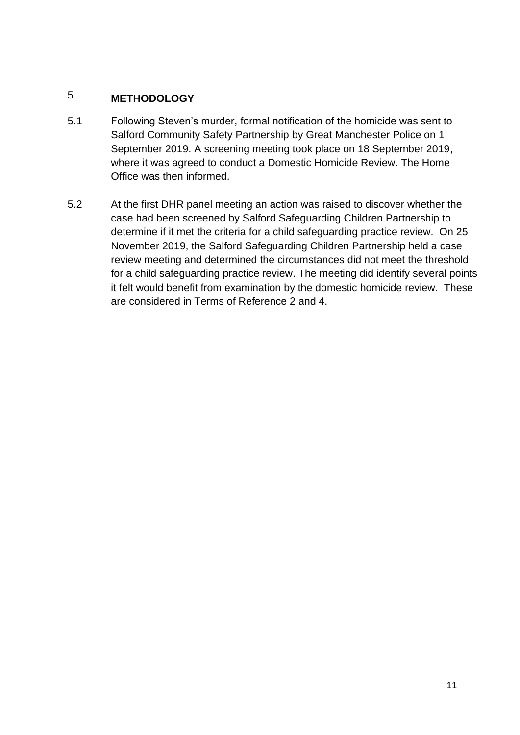# 5 METHODOLOGY

5.1 Following Steven's murder, formal notification of the homicide was sent to Salford Community Safety Partnership by Great Manchester Police on 1 September 2019. A screening meeting took place on 18 September 2019, where it was agreed to conduct a Domestic Homicide Review. The Home Office was then informed.

5.2 At the first DHR panel meeting an action was raised to discover whether the case had been screened by Salford Safeguarding Children Partnership to determine if it met the criteria for a child safeguarding practice review. On 25 November 2019, the Salford Safeguarding Children Partnership held a case review meeting and determined the circumstances did not meet the threshold for a child safeguarding practice review. The meeting did identify several points it felt would benefit from examination by the domestic homicide review. These are considered in Terms of Reference 2 and 4.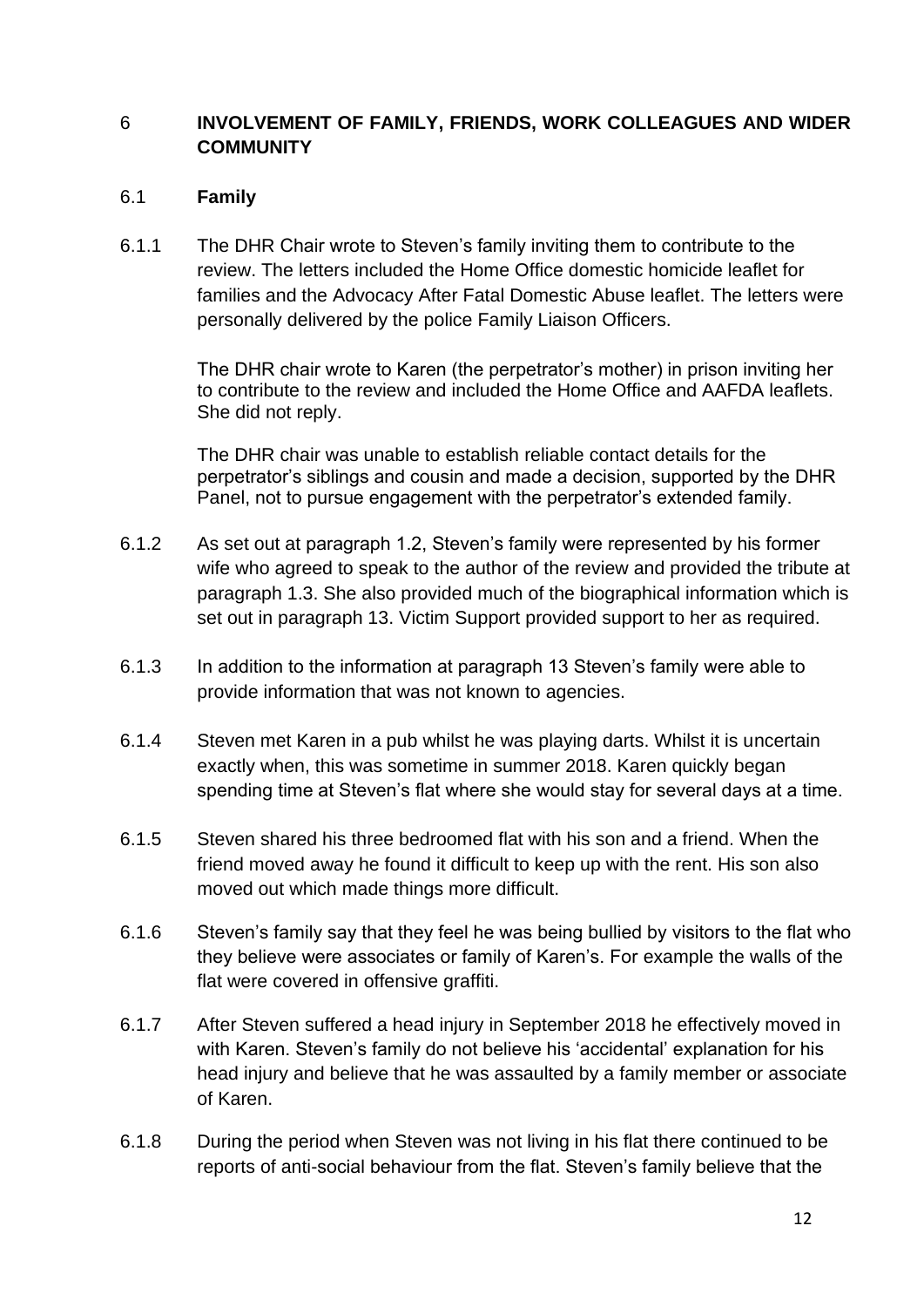## 6 INVOLVEMENT OF FAMILY, FRIENDS, WORK COLLEAGUES AND WIDER COMMUNITY

### 6.1 Family

6.1.1 The DHR Chair wrote to Steven's family inviting them to contribute to the review. The letters included the Home Office domestic homicide leaflet for families and the Advocacy After Fatal Domestic Abuse leaflet. The letters were personally delivered by the police Family Liaison Officers.

The DHR chair wrote to Karen (the perpetrator's mother) in prison inviting her to contribute to the review and included the Home Office and AAFDA leaflets. She did not reply.

The DHR chair was unable to establish reliable contact details for the perpetrator's siblings and cousin and made a decision, supported by the DHR Panel, not to pursue engagement with the perpetrator's extended family.

6.1.2 As set out at paragraph 1.2, Steven's family were represented by his former wife who agreed to speak to the author of the review and provided the tribute at paragraph 1.3. She also provided much of the biographical information which is set out in paragraph 13. Victim Support provided support to her as required.

6.1.3 In addition to the information at paragraph 13 Steven's family were able to provide information that was not known to agencies.

6.1.4 Steven met Karen in a pub whilst he was playing darts. Whilst it is uncertain exactly when, this was sometime in summer 2018. Karen quickly began spending time at Steven's flat where she would stay for several days at a time.

6.1.5 Steven shared his three bedroomed flat with his son and a friend. When the friend moved away he found it difficult to keep up with the rent. His son also moved out which made things more difficult.

6.1.6 Steven's family say that they feel he was being bullied by visitors to the flat who they believe were associates or family of Karen's. For example the walls of the flat were covered in offensive graffiti.

6.1.7 After Steven suffered a head injury in September 2018 he effectively moved in with Karen. Steven's family do not believe his 'accidental' explanation for his head injury and believe that he was assaulted by a family member or associate of Karen.

6.1.8 During the period when Steven was not living in his flat there continued to be reports of anti-social behaviour from the flat. Steven's family believe that the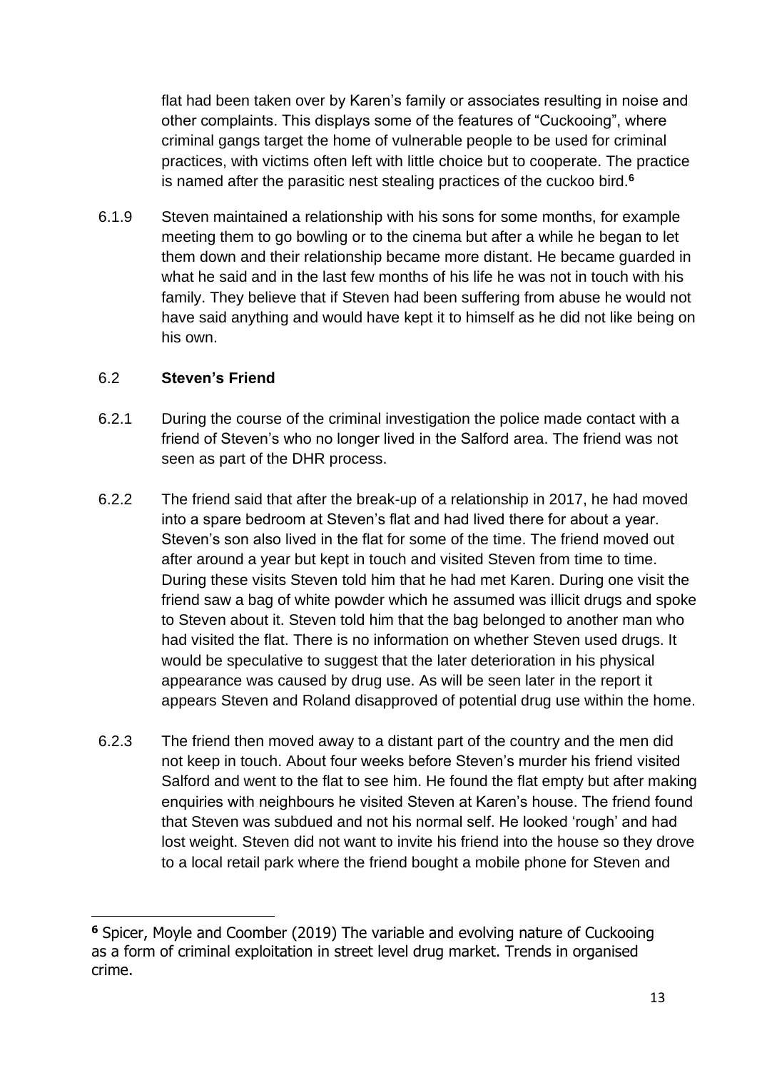flat had been taken over by Karen's family or associates resulting in noise and other complaints. This displays some of the features of "Cuckooing", where criminal gangs target the home of vulnerable people to be used for criminal practices, with victims often left with little choice but to cooperate. The practice is named after the parasitic nest stealing practices of the cuckoo bird.[6]

6.1.9 Steven maintained a relationship with his sons for some months, for example meeting them to go bowling or to the cinema but after a while he began to let them down and their relationship became more distant. He became guarded in what he said and in the last few months of his life he was not in touch with his family. They believe that if Steven had been suffering from abuse he would not have said anything and would have kept it to himself as he did not like being on his own.

## 6.2 **Steven's Friend**

6.2.1 During the course of the criminal investigation the police made contact with a friend of Steven's who no longer lived in the Salford area. The friend was not seen as part of the DHR process.

6.2.2 The friend said that after the break-up of a relationship in 2017, he had moved into a spare bedroom at Steven's flat and had lived there for about a year. Steven's son also lived in the flat for some of the time. The friend moved out after around a year but kept in touch and visited Steven from time to time. During these visits Steven told him that he had met Karen. During one visit the friend saw a bag of white powder which he assumed was illicit drugs and spoke to Steven about it. Steven told him that the bag belonged to another man who had visited the flat. There is no information on whether Steven used drugs. It would be speculative to suggest that the later deterioration in his physical appearance was caused by drug use. As will be seen later in the report it appears Steven and Roland disapproved of potential drug use within the home.

6.2.3 The friend then moved away to a distant part of the country and the men did not keep in touch. About four weeks before Steven's murder his friend visited Salford and went to the flat to see him. He found the flat empty but after making enquiries with neighbours he visited Steven at Karen's house. The friend found that Steven was subdued and not his normal self. He looked 'rough' and had lost weight. Steven did not want to invite his friend into the house so they drove to a local retail park where the friend bought a mobile phone for Steven and

---

[6] Spicer, Moyle and Coomber (2019) The variable and evolving nature of Cuckooing as a form of criminal exploitation in street level drug market. Trends in organised crime.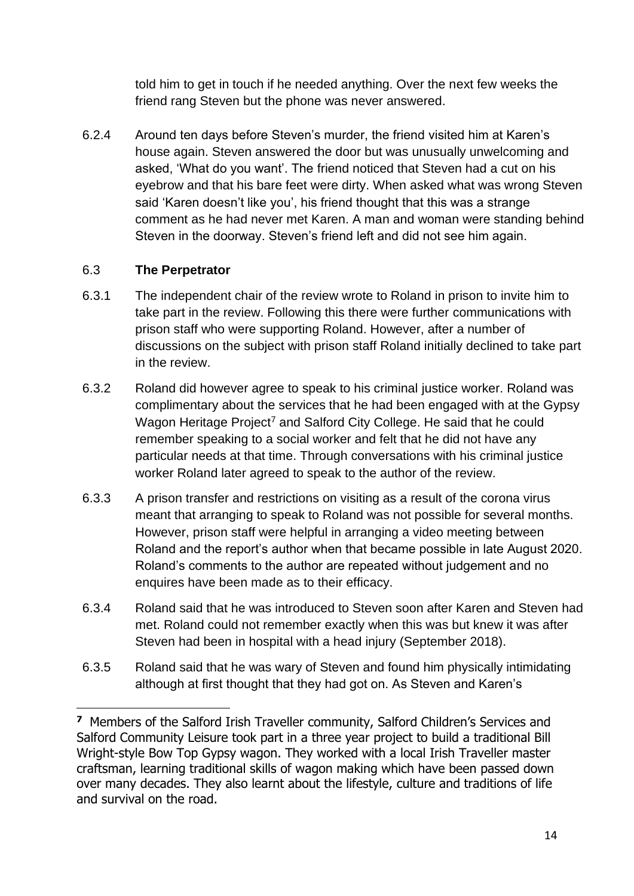told him to get in touch if he needed anything. Over the next few weeks the friend rang Steven but the phone was never answered.

6.2.4 Around ten days before Steven's murder, the friend visited him at Karen's house again. Steven answered the door but was unusually unwelcoming and asked, 'What do you want'. The friend noticed that Steven had a cut on his eyebrow and that his bare feet were dirty. When asked what was wrong Steven said 'Karen doesn't like you', his friend thought that this was a strange comment as he had never met Karen. A man and woman were standing behind Steven in the doorway. Steven's friend left and did not see him again.

### 6.3 **The Perpetrator**

6.3.1 The independent chair of the review wrote to Roland in prison to invite him to take part in the review. Following this there were further communications with prison staff who were supporting Roland. However, after a number of discussions on the subject with prison staff Roland initially declined to take part in the review.

6.3.2 Roland did however agree to speak to his criminal justice worker. Roland was complimentary about the services that he had been engaged with at the Gypsy Wagon Heritage Project[7] and Salford City College. He said that he could remember speaking to a social worker and felt that he did not have any particular needs at that time. Through conversations with his criminal justice worker Roland later agreed to speak to the author of the review.

6.3.3 A prison transfer and restrictions on visiting as a result of the corona virus meant that arranging to speak to Roland was not possible for several months. However, prison staff were helpful in arranging a video meeting between Roland and the report's author when that became possible in late August 2020. Roland's comments to the author are repeated without judgement and no enquires have been made as to their efficacy.

6.3.4 Roland said that he was introduced to Steven soon after Karen and Steven had met. Roland could not remember exactly when this was but knew it was after Steven had been in hospital with a head injury (September 2018).

6.3.5 Roland said that he was wary of Steven and found him physically intimidating although at first thought that they had got on. As Steven and Karen's

---

[7] Members of the Salford Irish Traveller community, Salford Children's Services and Salford Community Leisure took part in a three year project to build a traditional Bill Wright-style Bow Top Gypsy wagon. They worked with a local Irish Traveller master craftsman, learning traditional skills of wagon making which have been passed down over many decades. They also learnt about the lifestyle, culture and traditions of life and survival on the road.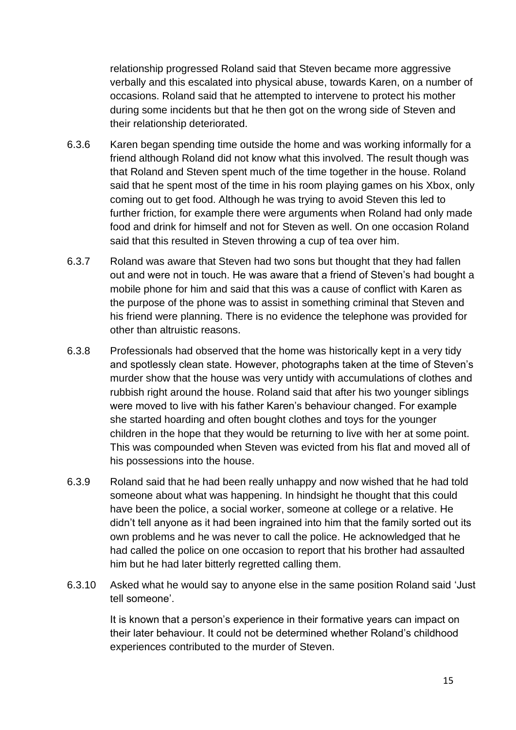relationship progressed Roland said that Steven became more aggressive verbally and this escalated into physical abuse, towards Karen, on a number of occasions. Roland said that he attempted to intervene to protect his mother during some incidents but that he then got on the wrong side of Steven and their relationship deteriorated.

6.3.6 Karen began spending time outside the home and was working informally for a friend although Roland did not know what this involved. The result though was that Roland and Steven spent much of the time together in the house. Roland said that he spent most of the time in his room playing games on his Xbox, only coming out to get food. Although he was trying to avoid Steven this led to further friction, for example there were arguments when Roland had only made food and drink for himself and not for Steven as well. On one occasion Roland said that this resulted in Steven throwing a cup of tea over him.

6.3.7 Roland was aware that Steven had two sons but thought that they had fallen out and were not in touch. He was aware that a friend of Steven's had bought a mobile phone for him and said that this was a cause of conflict with Karen as the purpose of the phone was to assist in something criminal that Steven and his friend were planning. There is no evidence the telephone was provided for other than altruistic reasons.

6.3.8 Professionals had observed that the home was historically kept in a very tidy and spotlessly clean state. However, photographs taken at the time of Steven's murder show that the house was very untidy with accumulations of clothes and rubbish right around the house. Roland said that after his two younger siblings were moved to live with his father Karen's behaviour changed. For example she started hoarding and often bought clothes and toys for the younger children in the hope that they would be returning to live with her at some point. This was compounded when Steven was evicted from his flat and moved all of his possessions into the house.

6.3.9 Roland said that he had been really unhappy and now wished that he had told someone about what was happening. In hindsight he thought that this could have been the police, a social worker, someone at college or a relative. He didn't tell anyone as it had been ingrained into him that the family sorted out its own problems and he was never to call the police. He acknowledged that he had called the police on one occasion to report that his brother had assaulted him but he had later bitterly regretted calling them.

6.3.10 Asked what he would say to anyone else in the same position Roland said 'Just tell someone'.

It is known that a person's experience in their formative years can impact on their later behaviour. It could not be determined whether Roland's childhood experiences contributed to the murder of Steven.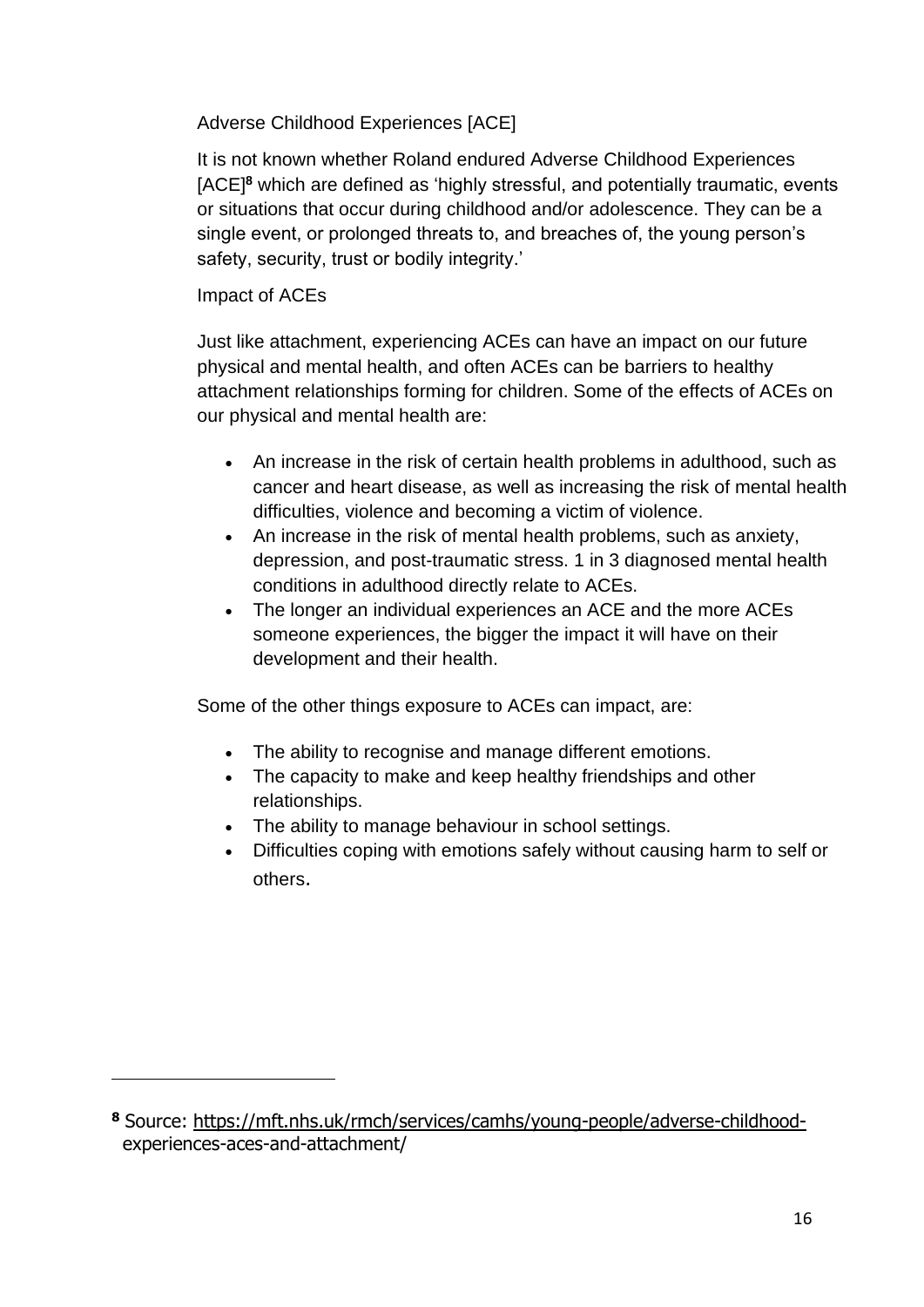## Adverse Childhood Experiences [ACE]

It is not known whether Roland endured Adverse Childhood Experiences [ACE][8] which are defined as 'highly stressful, and potentially traumatic, events or situations that occur during childhood and/or adolescence. They can be a single event, or prolonged threats to, and breaches of, the young person's safety, security, trust or bodily integrity.'

## Impact of ACEs

Just like attachment, experiencing ACEs can have an impact on our future physical and mental health, and often ACEs can be barriers to healthy attachment relationships forming for children. Some of the effects of ACEs on our physical and mental health are:

- An increase in the risk of certain health problems in adulthood, such as cancer and heart disease, as well as increasing the risk of mental health difficulties, violence and becoming a victim of violence.
- An increase in the risk of mental health problems, such as anxiety, depression, and post-traumatic stress. 1 in 3 diagnosed mental health conditions in adulthood directly relate to ACEs.
- The longer an individual experiences an ACE and the more ACEs someone experiences, the bigger the impact it will have on their development and their health.

Some of the other things exposure to ACEs can impact, are:

- The ability to recognise and manage different emotions.
- The capacity to make and keep healthy friendships and other relationships.
- The ability to manage behaviour in school settings.
- Difficulties coping with emotions safely without causing harm to self or others.

---

[8] Source: https://mft.nhs.uk/rmch/services/camhs/young-people/adverse-childhood-experiences-aces-and-attachment/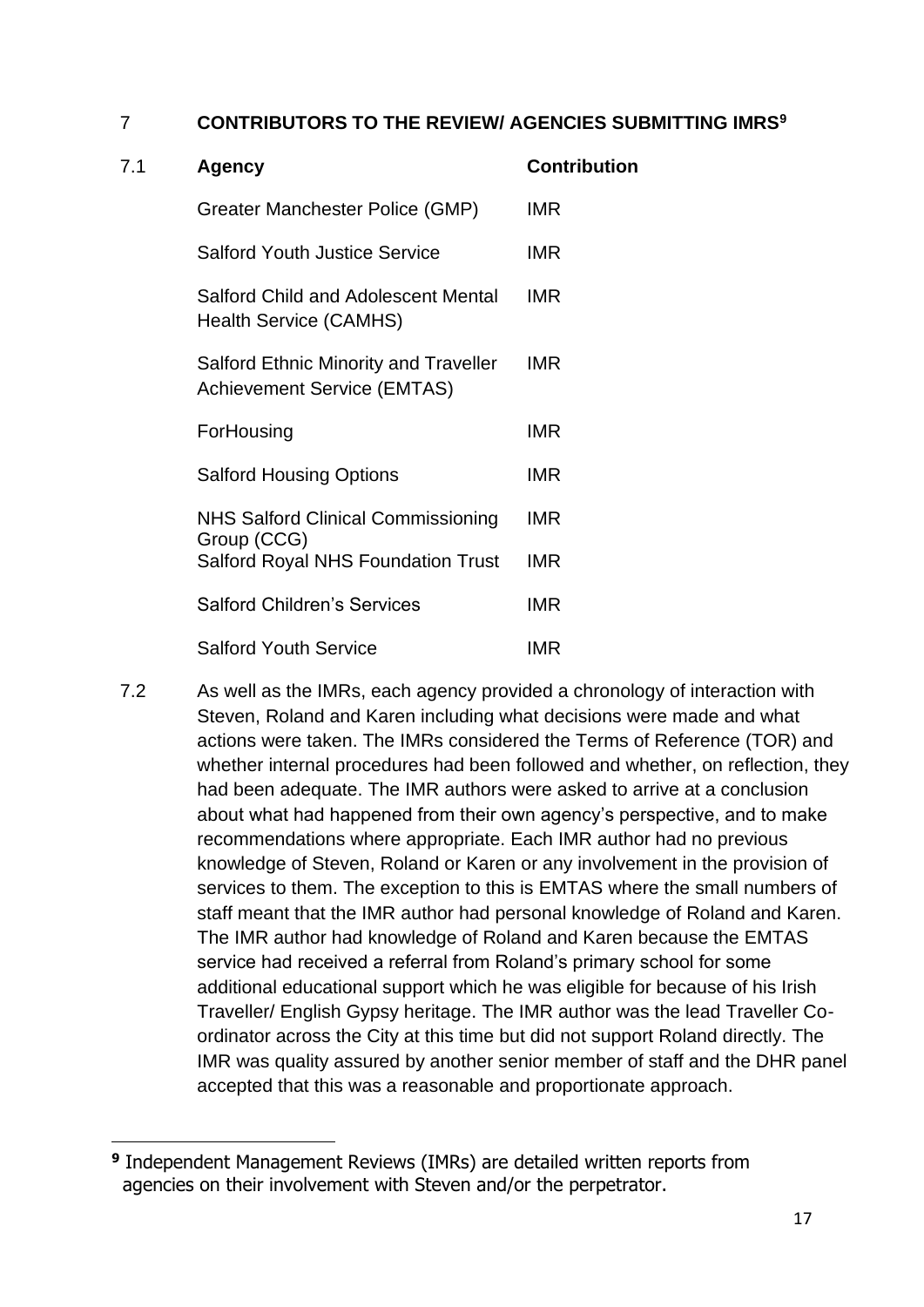## 7 CONTRIBUTORS TO THE REVIEW/ AGENCIES SUBMITTING IMRS[9]

7.1

| Agency | Contribution |
|---|---|
| Greater Manchester Police (GMP) | IMR |
| Salford Youth Justice Service | IMR |
| Salford Child and Adolescent Mental Health Service (CAMHS) | IMR |
| Salford Ethnic Minority and Traveller Achievement Service (EMTAS) | IMR |
| ForHousing | IMR |
| Salford Housing Options | IMR |
| NHS Salford Clinical Commissioning Group (CCG) | IMR |
| Salford Royal NHS Foundation Trust | IMR |
| Salford Children's Services | IMR |
| Salford Youth Service | IMR |

7.2 As well as the IMRs, each agency provided a chronology of interaction with Steven, Roland and Karen including what decisions were made and what actions were taken. The IMRs considered the Terms of Reference (TOR) and whether internal procedures had been followed and whether, on reflection, they had been adequate. The IMR authors were asked to arrive at a conclusion about what had happened from their own agency's perspective, and to make recommendations where appropriate. Each IMR author had no previous knowledge of Steven, Roland or Karen or any involvement in the provision of services to them. The exception to this is EMTAS where the small numbers of staff meant that the IMR author had personal knowledge of Roland and Karen. The IMR author had knowledge of Roland and Karen because the EMTAS service had received a referral from Roland's primary school for some additional educational support which he was eligible for because of his Irish Traveller/ English Gypsy heritage. The IMR author was the lead Traveller Co-ordinator across the City at this time but did not support Roland directly. The IMR was quality assured by another senior member of staff and the DHR panel accepted that this was a reasonable and proportionate approach.

[9] Independent Management Reviews (IMRs) are detailed written reports from agencies on their involvement with Steven and/or the perpetrator.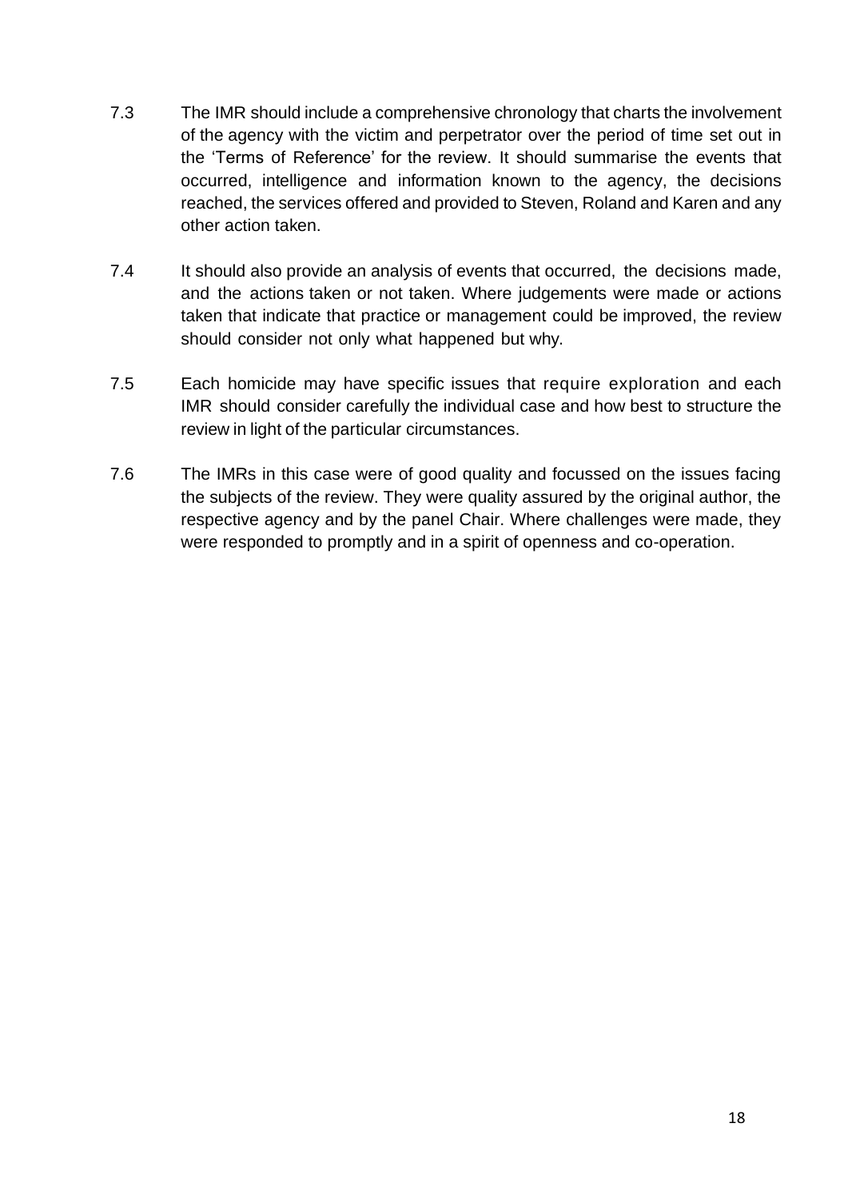7.3 The IMR should include a comprehensive chronology that charts the involvement of the agency with the victim and perpetrator over the period of time set out in the 'Terms of Reference' for the review. It should summarise the events that occurred, intelligence and information known to the agency, the decisions reached, the services offered and provided to Steven, Roland and Karen and any other action taken.

7.4 It should also provide an analysis of events that occurred, the decisions made, and the actions taken or not taken. Where judgements were made or actions taken that indicate that practice or management could be improved, the review should consider not only what happened but why.

7.5 Each homicide may have specific issues that require exploration and each IMR should consider carefully the individual case and how best to structure the review in light of the particular circumstances.

7.6 The IMRs in this case were of good quality and focussed on the issues facing the subjects of the review. They were quality assured by the original author, the respective agency and by the panel Chair. Where challenges were made, they were responded to promptly and in a spirit of openness and co-operation.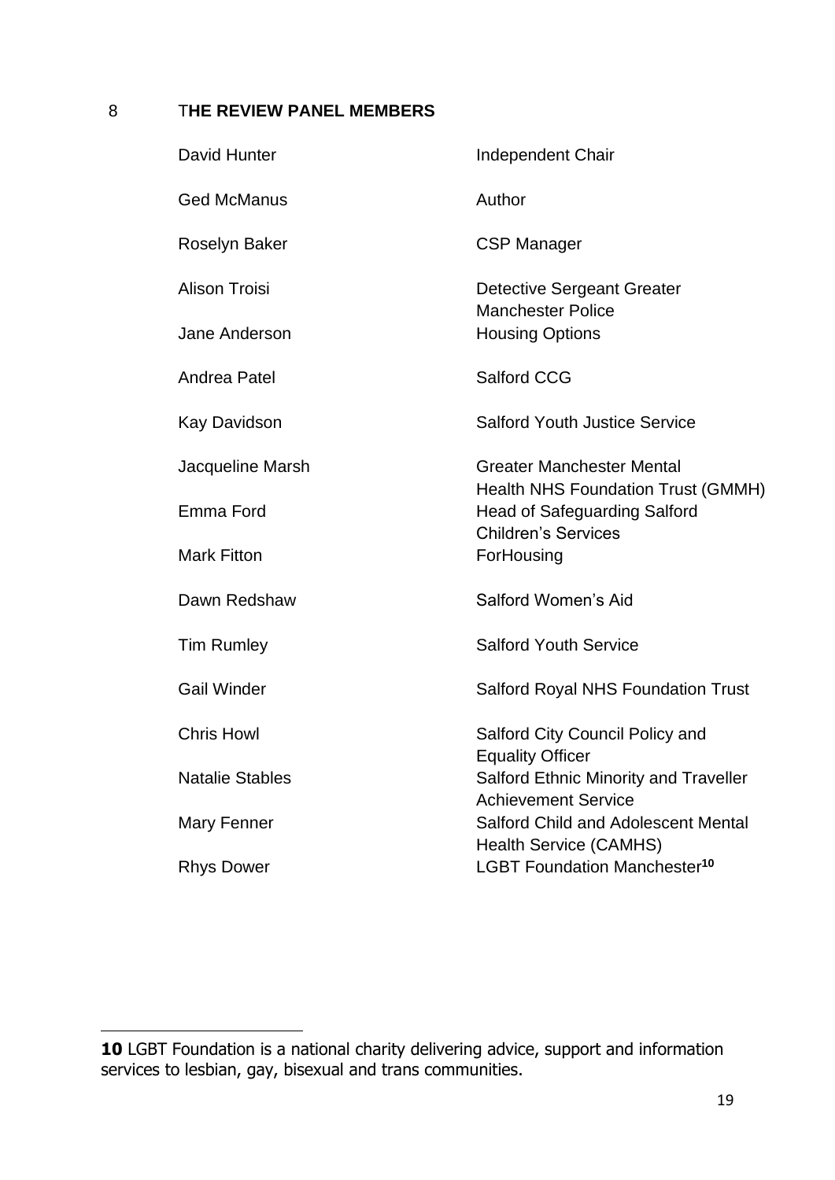## 8 THE REVIEW PANEL MEMBERS

| | |
|---|---|
| David Hunter | Independent Chair |
| Ged McManus | Author |
| Roselyn Baker | CSP Manager |
| Alison Troisi | Detective Sergeant Greater Manchester Police |
| Jane Anderson | Housing Options |
| Andrea Patel | Salford CCG |
| Kay Davidson | Salford Youth Justice Service |
| Jacqueline Marsh | Greater Manchester Mental Health NHS Foundation Trust (GMMH) |
| Emma Ford | Head of Safeguarding Salford Children's Services |
| Mark Fitton | ForHousing |
| Dawn Redshaw | Salford Women's Aid |
| Tim Rumley | Salford Youth Service |
| Gail Winder | Salford Royal NHS Foundation Trust |
| Chris Howl | Salford City Council Policy and Equality Officer |
| Natalie Stables | Salford Ethnic Minority and Traveller Achievement Service |
| Mary Fenner | Salford Child and Adolescent Mental Health Service (CAMHS) |
| Rhys Dower | LGBT Foundation Manchester[10] |

---

**10** LGBT Foundation is a national charity delivering advice, support and information services to lesbian, gay, bisexual and trans communities.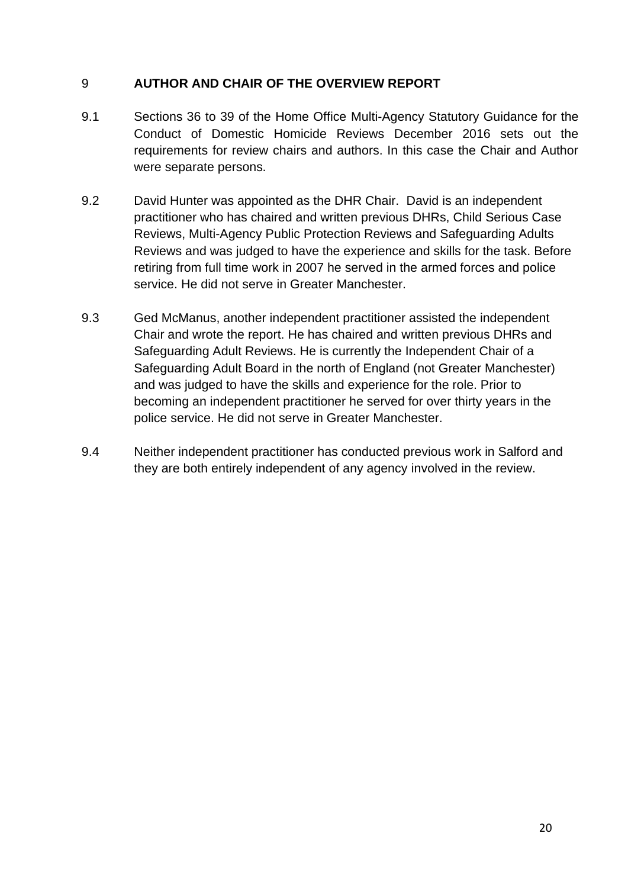## 9 AUTHOR AND CHAIR OF THE OVERVIEW REPORT

9.1 Sections 36 to 39 of the Home Office Multi-Agency Statutory Guidance for the Conduct of Domestic Homicide Reviews December 2016 sets out the requirements for review chairs and authors. In this case the Chair and Author were separate persons.

9.2 David Hunter was appointed as the DHR Chair. David is an independent practitioner who has chaired and written previous DHRs, Child Serious Case Reviews, Multi-Agency Public Protection Reviews and Safeguarding Adults Reviews and was judged to have the experience and skills for the task. Before retiring from full time work in 2007 he served in the armed forces and police service. He did not serve in Greater Manchester.

9.3 Ged McManus, another independent practitioner assisted the independent Chair and wrote the report. He has chaired and written previous DHRs and Safeguarding Adult Reviews. He is currently the Independent Chair of a Safeguarding Adult Board in the north of England (not Greater Manchester) and was judged to have the skills and experience for the role. Prior to becoming an independent practitioner he served for over thirty years in the police service. He did not serve in Greater Manchester.

9.4 Neither independent practitioner has conducted previous work in Salford and they are both entirely independent of any agency involved in the review.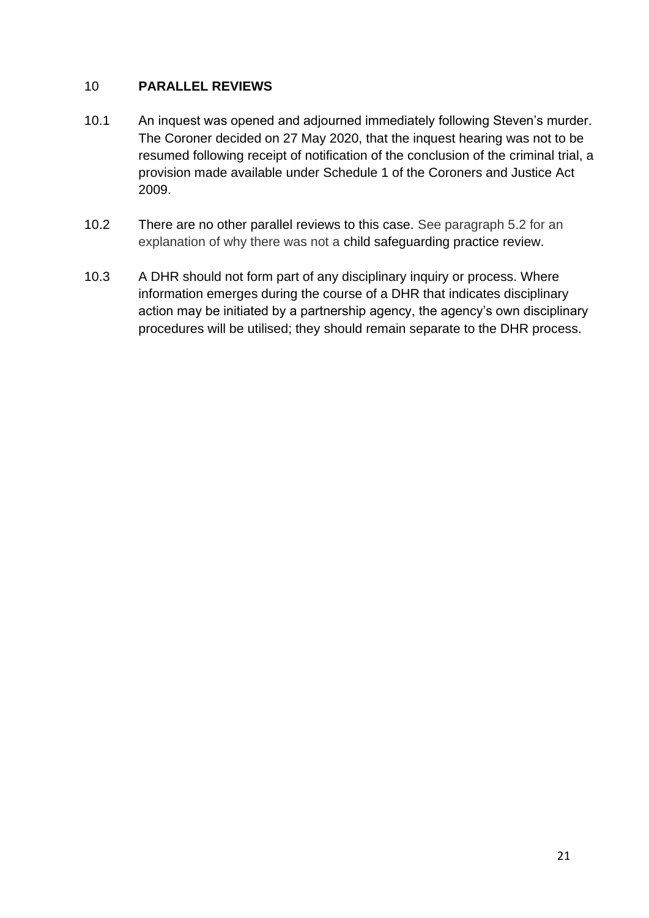## 10 PARALLEL REVIEWS

10.1 An inquest was opened and adjourned immediately following Steven's murder. The Coroner decided on 27 May 2020, that the inquest hearing was not to be resumed following receipt of notification of the conclusion of the criminal trial, a provision made available under Schedule 1 of the Coroners and Justice Act 2009.

10.2 There are no other parallel reviews to this case. See paragraph 5.2 for an explanation of why there was not a child safeguarding practice review.

10.3 A DHR should not form part of any disciplinary inquiry or process. Where information emerges during the course of a DHR that indicates disciplinary action may be initiated by a partnership agency, the agency's own disciplinary procedures will be utilised; they should remain separate to the DHR process.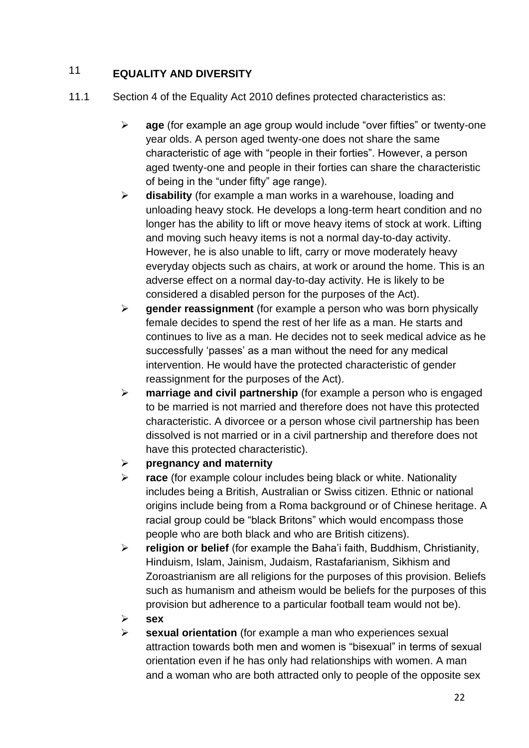## 11 EQUALITY AND DIVERSITY

11.1 Section 4 of the Equality Act 2010 defines protected characteristics as:

- **age** (for example an age group would include "over fifties" or twenty-one year olds. A person aged twenty-one does not share the same characteristic of age with "people in their forties". However, a person aged twenty-one and people in their forties can share the characteristic of being in the "under fifty" age range).
- **disability** (for example a man works in a warehouse, loading and unloading heavy stock. He develops a long-term heart condition and no longer has the ability to lift or move heavy items of stock at work. Lifting and moving such heavy items is not a normal day-to-day activity. However, he is also unable to lift, carry or move moderately heavy everyday objects such as chairs, at work or around the home. This is an adverse effect on a normal day-to-day activity. He is likely to be considered a disabled person for the purposes of the Act).
- **gender reassignment** (for example a person who was born physically female decides to spend the rest of her life as a man. He starts and continues to live as a man. He decides not to seek medical advice as he successfully 'passes' as a man without the need for any medical intervention. He would have the protected characteristic of gender reassignment for the purposes of the Act).
- **marriage and civil partnership** (for example a person who is engaged to be married is not married and therefore does not have this protected characteristic. A divorcee or a person whose civil partnership has been dissolved is not married or in a civil partnership and therefore does not have this protected characteristic).
- **pregnancy and maternity**
- **race** (for example colour includes being black or white. Nationality includes being a British, Australian or Swiss citizen. Ethnic or national origins include being from a Roma background or of Chinese heritage. A racial group could be "black Britons" which would encompass those people who are both black and who are British citizens).
- **religion or belief** (for example the Baha'i faith, Buddhism, Christianity, Hinduism, Islam, Jainism, Judaism, Rastafarianism, Sikhism and Zoroastrianism are all religions for the purposes of this provision. Beliefs such as humanism and atheism would be beliefs for the purposes of this provision but adherence to a particular football team would not be).
- **sex**
- **sexual orientation** (for example a man who experiences sexual attraction towards both men and women is "bisexual" in terms of sexual orientation even if he has only had relationships with women. A man and a woman who are both attracted only to people of the opposite sex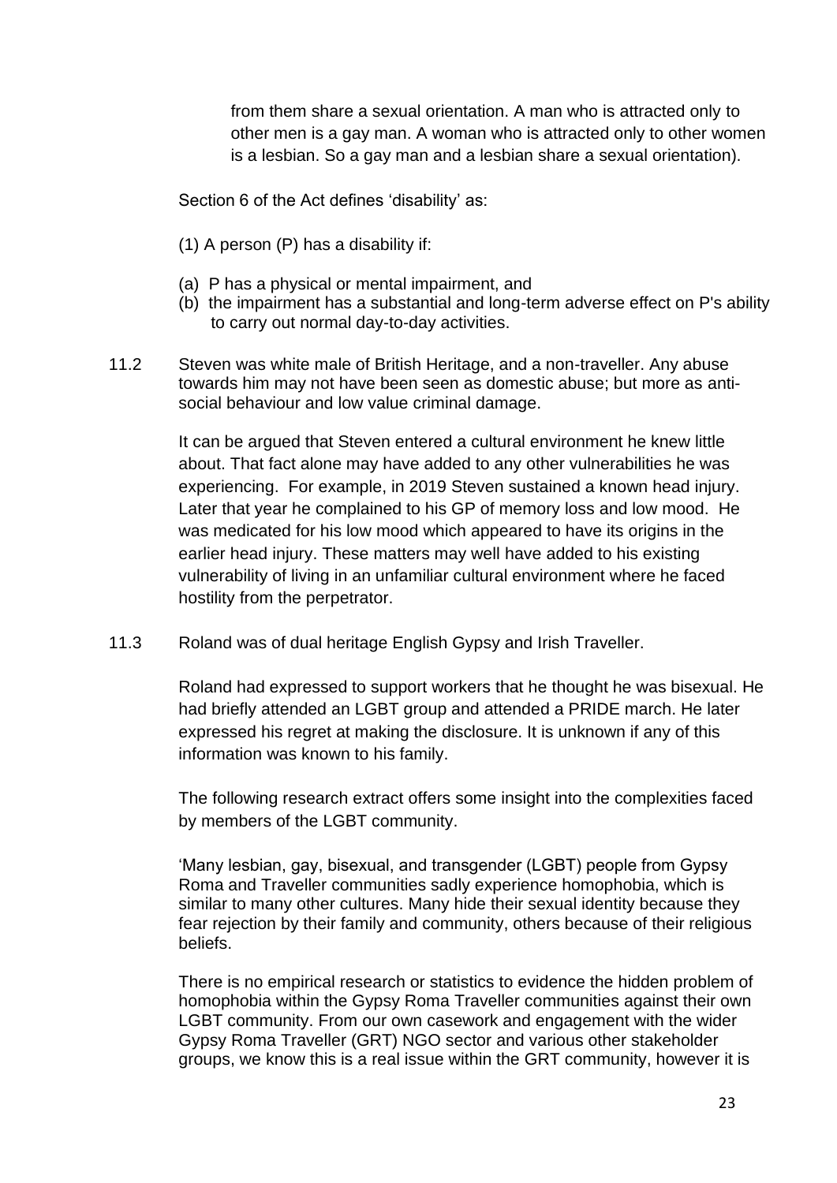from them share a sexual orientation. A man who is attracted only to other men is a gay man. A woman who is attracted only to other women is a lesbian. So a gay man and a lesbian share a sexual orientation).

Section 6 of the Act defines 'disability' as:

(1) A person (P) has a disability if:

(a) P has a physical or mental impairment, and
(b) the impairment has a substantial and long-term adverse effect on P's ability to carry out normal day-to-day activities.

11.2 Steven was white male of British Heritage, and a non-traveller. Any abuse towards him may not have been seen as domestic abuse; but more as anti-social behaviour and low value criminal damage.

It can be argued that Steven entered a cultural environment he knew little about. That fact alone may have added to any other vulnerabilities he was experiencing. For example, in 2019 Steven sustained a known head injury. Later that year he complained to his GP of memory loss and low mood. He was medicated for his low mood which appeared to have its origins in the earlier head injury. These matters may well have added to his existing vulnerability of living in an unfamiliar cultural environment where he faced hostility from the perpetrator.

11.3 Roland was of dual heritage English Gypsy and Irish Traveller.

Roland had expressed to support workers that he thought he was bisexual. He had briefly attended an LGBT group and attended a PRIDE march. He later expressed his regret at making the disclosure. It is unknown if any of this information was known to his family.

The following research extract offers some insight into the complexities faced by members of the LGBT community.

'Many lesbian, gay, bisexual, and transgender (LGBT) people from Gypsy Roma and Traveller communities sadly experience homophobia, which is similar to many other cultures. Many hide their sexual identity because they fear rejection by their family and community, others because of their religious beliefs.

There is no empirical research or statistics to evidence the hidden problem of homophobia within the Gypsy Roma Traveller communities against their own LGBT community. From our own casework and engagement with the wider Gypsy Roma Traveller (GRT) NGO sector and various other stakeholder groups, we know this is a real issue within the GRT community, however it is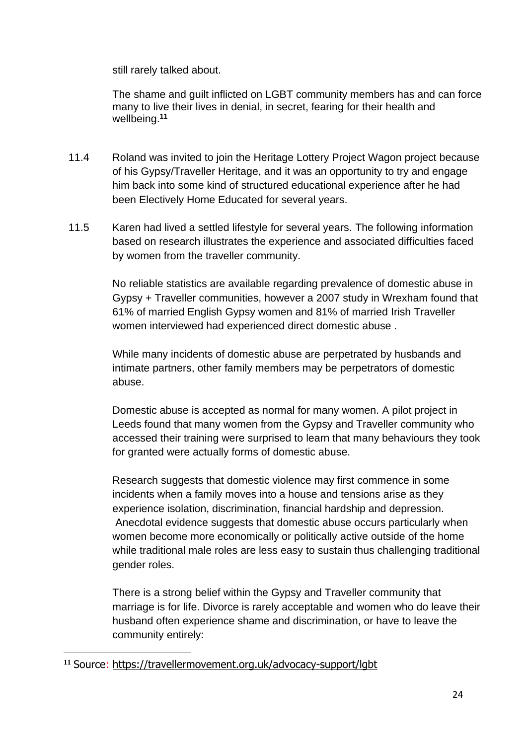still rarely talked about.

The shame and guilt inflicted on LGBT community members has and can force many to live their lives in denial, in secret, fearing for their health and wellbeing.[11]

11.4 Roland was invited to join the Heritage Lottery Project Wagon project because of his Gypsy/Traveller Heritage, and it was an opportunity to try and engage him back into some kind of structured educational experience after he had been Electively Home Educated for several years.

11.5 Karen had lived a settled lifestyle for several years. The following information based on research illustrates the experience and associated difficulties faced by women from the traveller community.

No reliable statistics are available regarding prevalence of domestic abuse in Gypsy + Traveller communities, however a 2007 study in Wrexham found that 61% of married English Gypsy women and 81% of married Irish Traveller women interviewed had experienced direct domestic abuse .

While many incidents of domestic abuse are perpetrated by husbands and intimate partners, other family members may be perpetrators of domestic abuse.

Domestic abuse is accepted as normal for many women. A pilot project in Leeds found that many women from the Gypsy and Traveller community who accessed their training were surprised to learn that many behaviours they took for granted were actually forms of domestic abuse.

Research suggests that domestic violence may first commence in some incidents when a family moves into a house and tensions arise as they experience isolation, discrimination, financial hardship and depression. Anecdotal evidence suggests that domestic abuse occurs particularly when women become more economically or politically active outside of the home while traditional male roles are less easy to sustain thus challenging traditional gender roles.

There is a strong belief within the Gypsy and Traveller community that marriage is for life. Divorce is rarely acceptable and women who do leave their husband often experience shame and discrimination, or have to leave the community entirely:

---

[11] Source: https://travellermovement.org.uk/advocacy-support/lgbt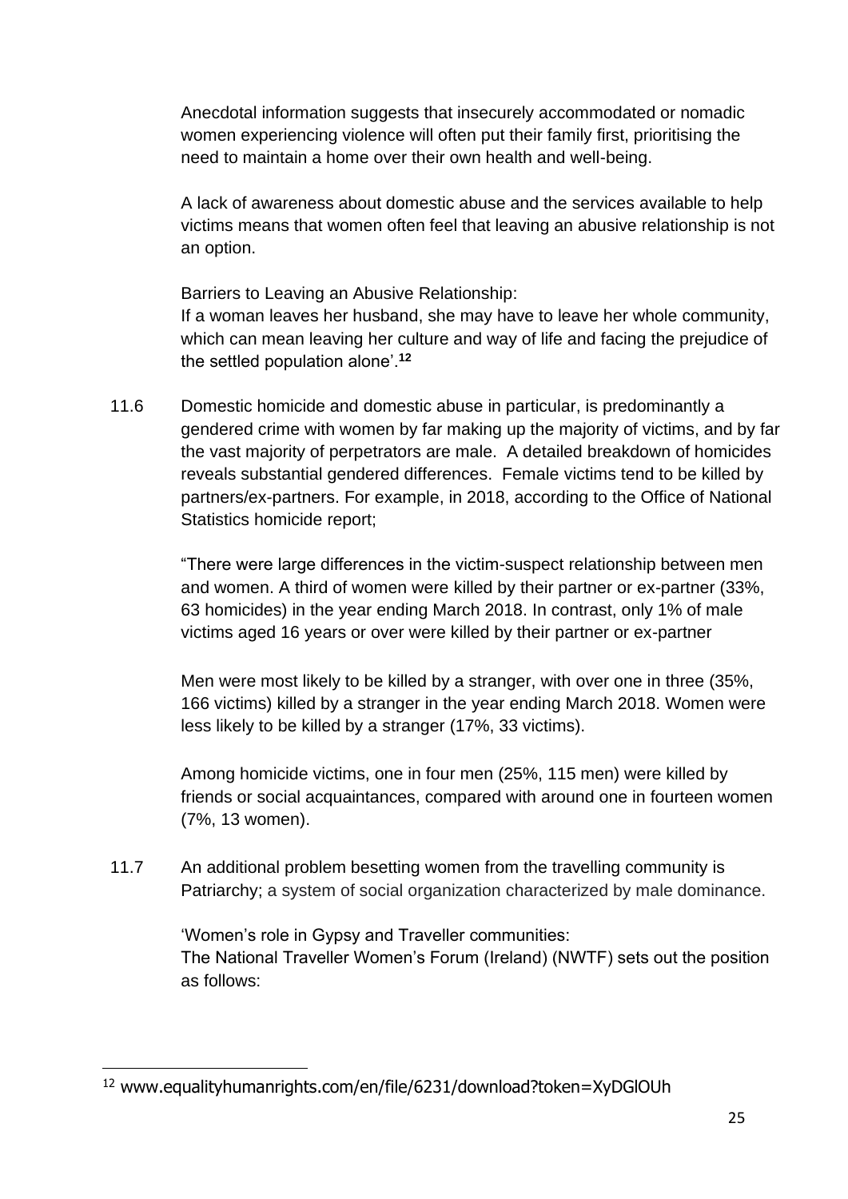Anecdotal information suggests that insecurely accommodated or nomadic women experiencing violence will often put their family first, prioritising the need to maintain a home over their own health and well-being.

A lack of awareness about domestic abuse and the services available to help victims means that women often feel that leaving an abusive relationship is not an option.

Barriers to Leaving an Abusive Relationship:
If a woman leaves her husband, she may have to leave her whole community, which can mean leaving her culture and way of life and facing the prejudice of the settled population alone'.[12]

11.6 Domestic homicide and domestic abuse in particular, is predominantly a gendered crime with women by far making up the majority of victims, and by far the vast majority of perpetrators are male. A detailed breakdown of homicides reveals substantial gendered differences. Female victims tend to be killed by partners/ex-partners. For example, in 2018, according to the Office of National Statistics homicide report;

"There were large differences in the victim-suspect relationship between men and women. A third of women were killed by their partner or ex-partner (33%, 63 homicides) in the year ending March 2018. In contrast, only 1% of male victims aged 16 years or over were killed by their partner or ex-partner

Men were most likely to be killed by a stranger, with over one in three (35%, 166 victims) killed by a stranger in the year ending March 2018. Women were less likely to be killed by a stranger (17%, 33 victims).

Among homicide victims, one in four men (25%, 115 men) were killed by friends or social acquaintances, compared with around one in fourteen women (7%, 13 women).

11.7 An additional problem besetting women from the travelling community is Patriarchy; a system of social organization characterized by male dominance.

'Women's role in Gypsy and Traveller communities:
The National Traveller Women's Forum (Ireland) (NWTF) sets out the position as follows:

---

[12] www.equalityhumanrights.com/en/file/6231/download?token=XyDGlOUh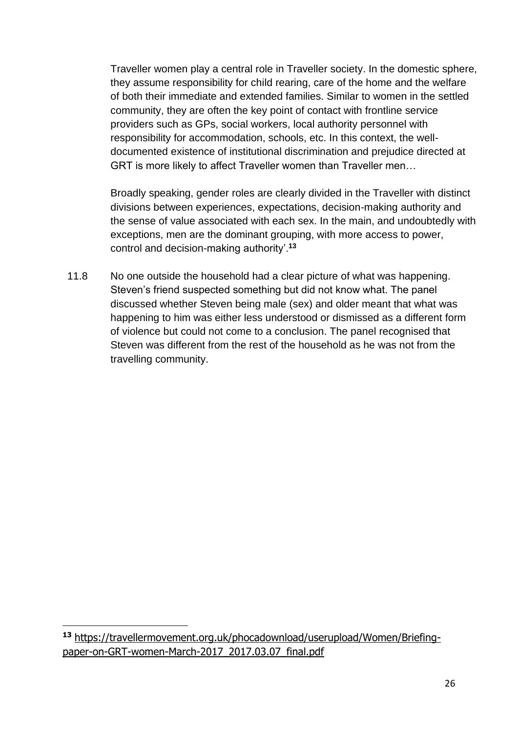Traveller women play a central role in Traveller society. In the domestic sphere, they assume responsibility for child rearing, care of the home and the welfare of both their immediate and extended families. Similar to women in the settled community, they are often the key point of contact with frontline service providers such as GPs, social workers, local authority personnel with responsibility for accommodation, schools, etc. In this context, the well-documented existence of institutional discrimination and prejudice directed at GRT is more likely to affect Traveller women than Traveller men…

Broadly speaking, gender roles are clearly divided in the Traveller with distinct divisions between experiences, expectations, decision-making authority and the sense of value associated with each sex. In the main, and undoubtedly with exceptions, men are the dominant grouping, with more access to power, control and decision-making authority'.[13]

11.8 No one outside the household had a clear picture of what was happening. Steven's friend suspected something but did not know what. The panel discussed whether Steven being male (sex) and older meant that what was happening to him was either less understood or dismissed as a different form of violence but could not come to a conclusion. The panel recognised that Steven was different from the rest of the household as he was not from the travelling community.

---

[13] https://travellermovement.org.uk/phocadownload/userupload/Women/Briefing-paper-on-GRT-women-March-2017_2017.03.07_final.pdf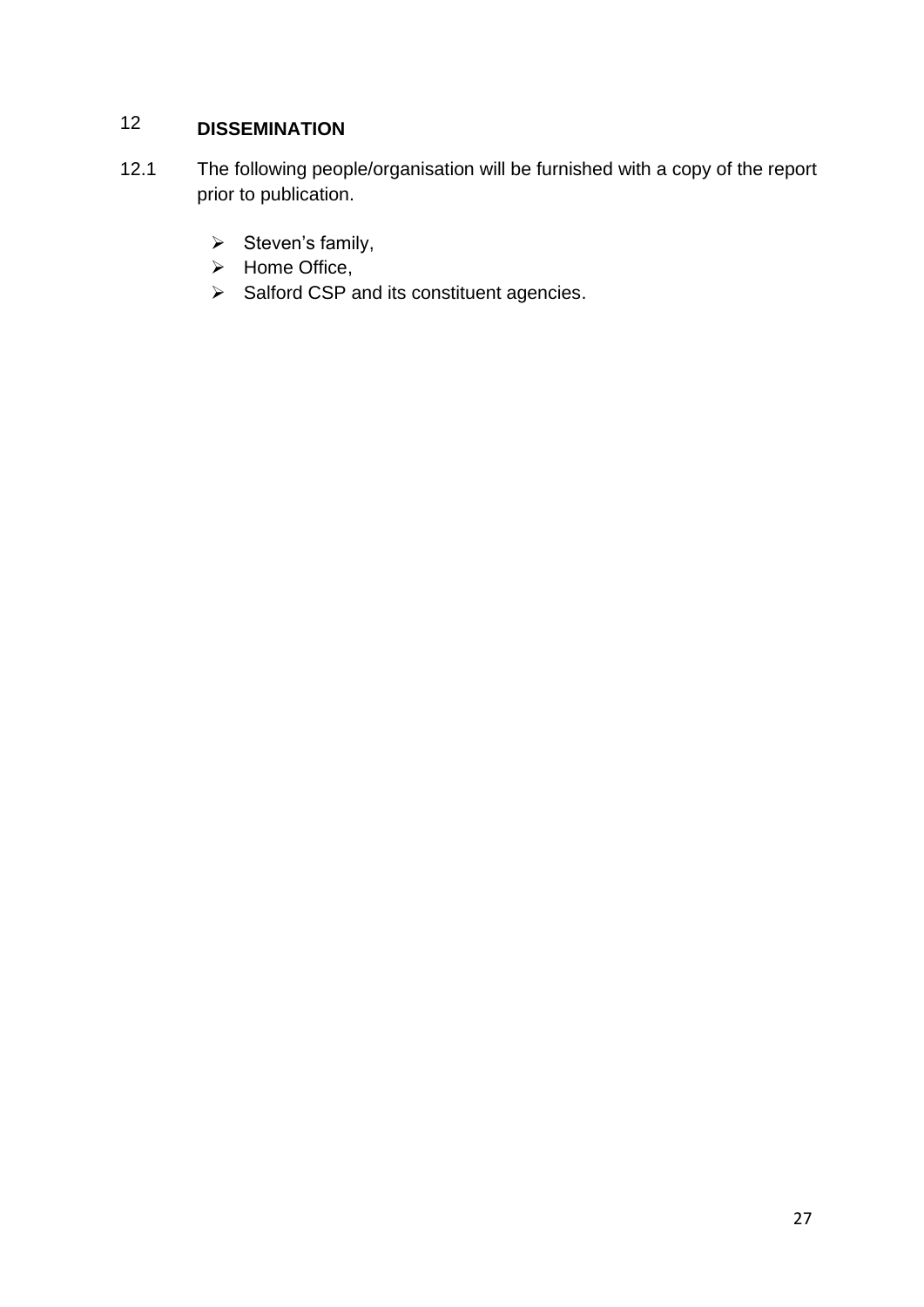## 12 DISSEMINATION

12.1 The following people/organisation will be furnished with a copy of the report prior to publication.

- Steven's family,
- Home Office,
- Salford CSP and its constituent agencies.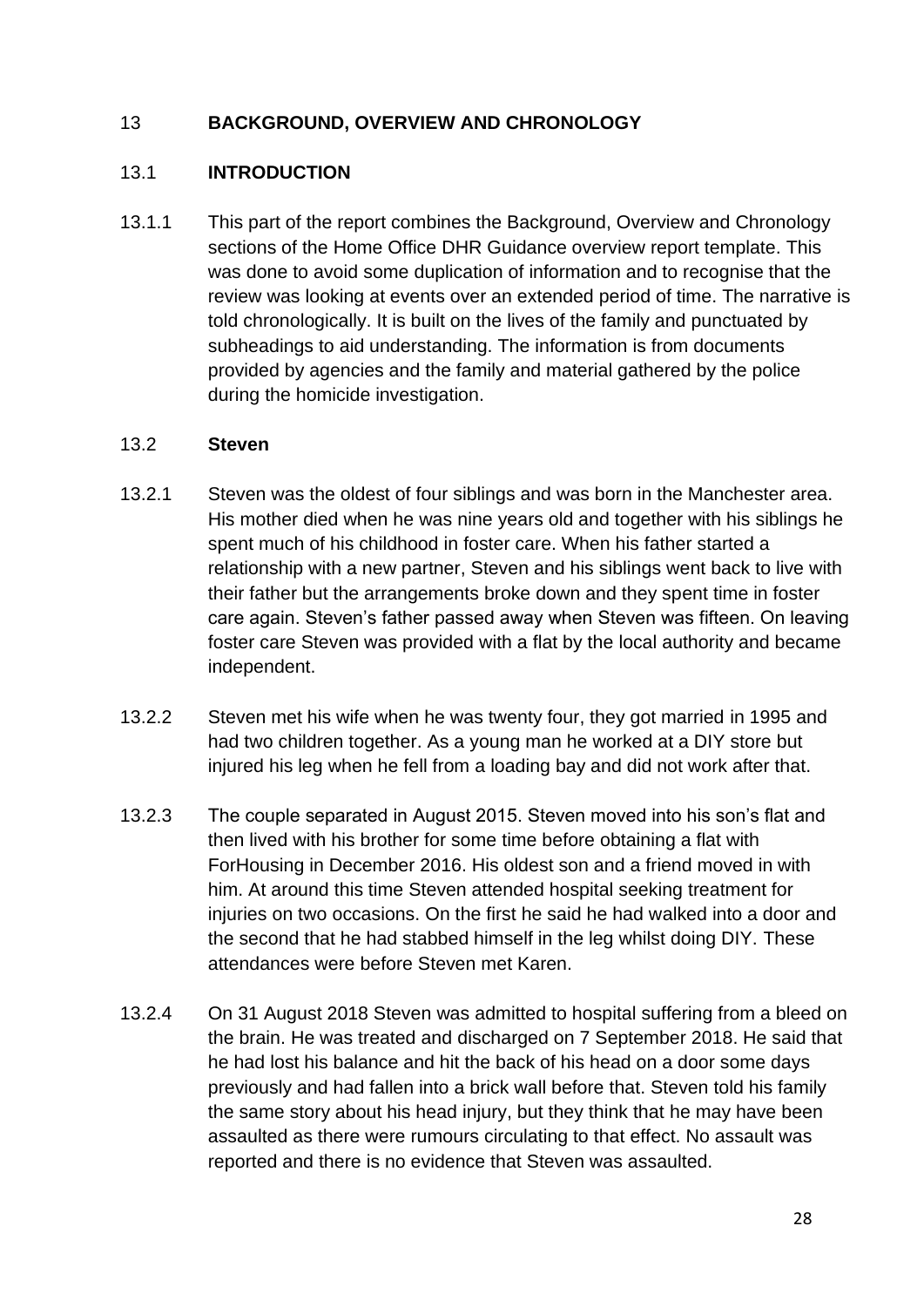## 13 BACKGROUND, OVERVIEW AND CHRONOLOGY

### 13.1 INTRODUCTION

13.1.1 This part of the report combines the Background, Overview and Chronology sections of the Home Office DHR Guidance overview report template. This was done to avoid some duplication of information and to recognise that the review was looking at events over an extended period of time. The narrative is told chronologically. It is built on the lives of the family and punctuated by subheadings to aid understanding. The information is from documents provided by agencies and the family and material gathered by the police during the homicide investigation.

### 13.2 Steven

13.2.1 Steven was the oldest of four siblings and was born in the Manchester area. His mother died when he was nine years old and together with his siblings he spent much of his childhood in foster care. When his father started a relationship with a new partner, Steven and his siblings went back to live with their father but the arrangements broke down and they spent time in foster care again. Steven's father passed away when Steven was fifteen. On leaving foster care Steven was provided with a flat by the local authority and became independent.

13.2.2 Steven met his wife when he was twenty four, they got married in 1995 and had two children together. As a young man he worked at a DIY store but injured his leg when he fell from a loading bay and did not work after that.

13.2.3 The couple separated in August 2015. Steven moved into his son's flat and then lived with his brother for some time before obtaining a flat with ForHousing in December 2016. His oldest son and a friend moved in with him. At around this time Steven attended hospital seeking treatment for injuries on two occasions. On the first he said he had walked into a door and the second that he had stabbed himself in the leg whilst doing DIY. These attendances were before Steven met Karen.

13.2.4 On 31 August 2018 Steven was admitted to hospital suffering from a bleed on the brain. He was treated and discharged on 7 September 2018. He said that he had lost his balance and hit the back of his head on a door some days previously and had fallen into a brick wall before that. Steven told his family the same story about his head injury, but they think that he may have been assaulted as there were rumours circulating to that effect. No assault was reported and there is no evidence that Steven was assaulted.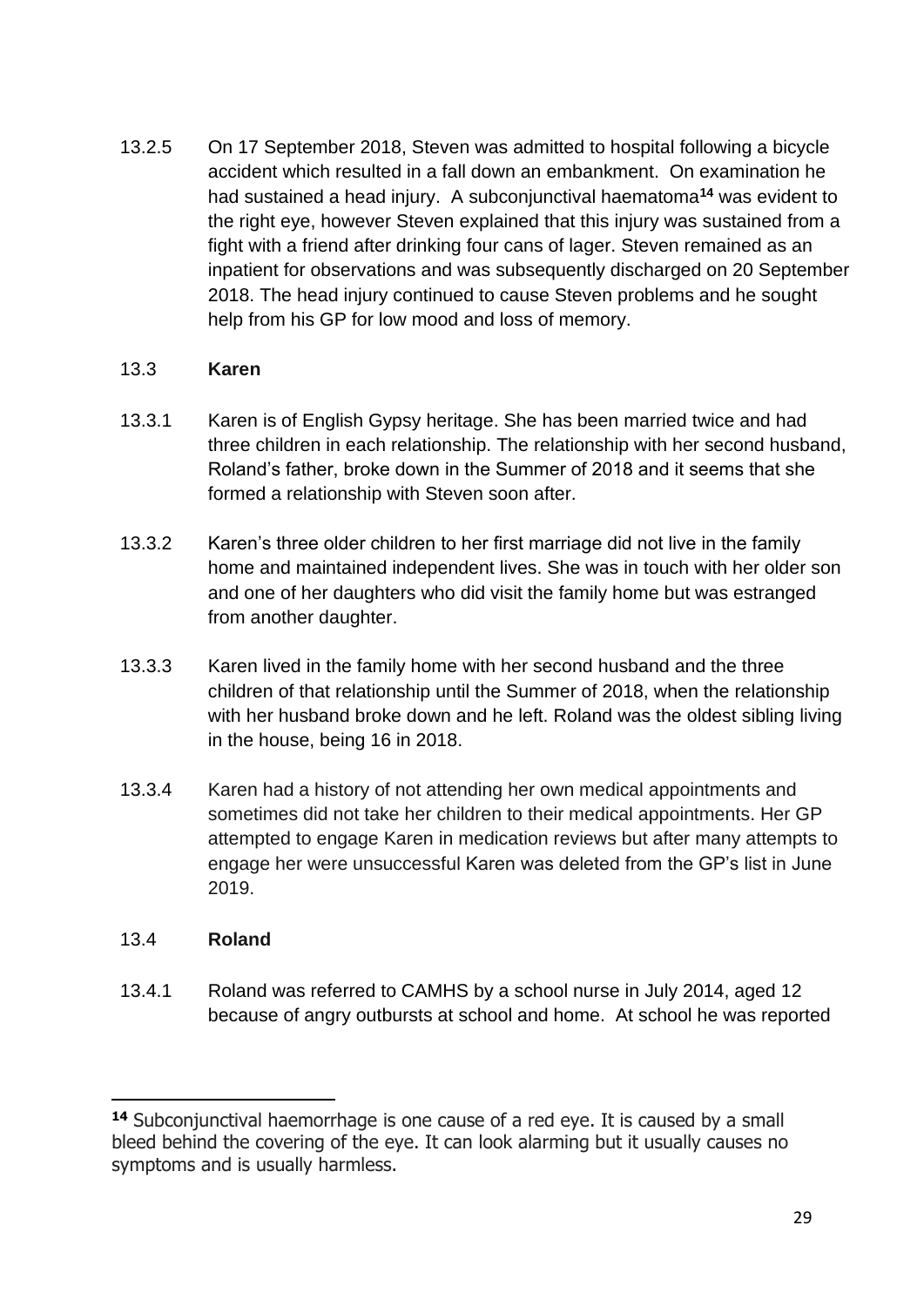13.2.5 On 17 September 2018, Steven was admitted to hospital following a bicycle accident which resulted in a fall down an embankment. On examination he had sustained a head injury. A subconjunctival haematoma[14] was evident to the right eye, however Steven explained that this injury was sustained from a fight with a friend after drinking four cans of lager. Steven remained as an inpatient for observations and was subsequently discharged on 20 September 2018. The head injury continued to cause Steven problems and he sought help from his GP for low mood and loss of memory.

### 13.3 **Karen**

13.3.1 Karen is of English Gypsy heritage. She has been married twice and had three children in each relationship. The relationship with her second husband, Roland's father, broke down in the Summer of 2018 and it seems that she formed a relationship with Steven soon after.

13.3.2 Karen's three older children to her first marriage did not live in the family home and maintained independent lives. She was in touch with her older son and one of her daughters who did visit the family home but was estranged from another daughter.

13.3.3 Karen lived in the family home with her second husband and the three children of that relationship until the Summer of 2018, when the relationship with her husband broke down and he left. Roland was the oldest sibling living in the house, being 16 in 2018.

13.3.4 Karen had a history of not attending her own medical appointments and sometimes did not take her children to their medical appointments. Her GP attempted to engage Karen in medication reviews but after many attempts to engage her were unsuccessful Karen was deleted from the GP's list in June 2019.

### 13.4 **Roland**

13.4.1 Roland was referred to CAMHS by a school nurse in July 2014, aged 12 because of angry outbursts at school and home. At school he was reported

---

[14] Subconjunctival haemorrhage is one cause of a red eye. It is caused by a small bleed behind the covering of the eye. It can look alarming but it usually causes no symptoms and is usually harmless.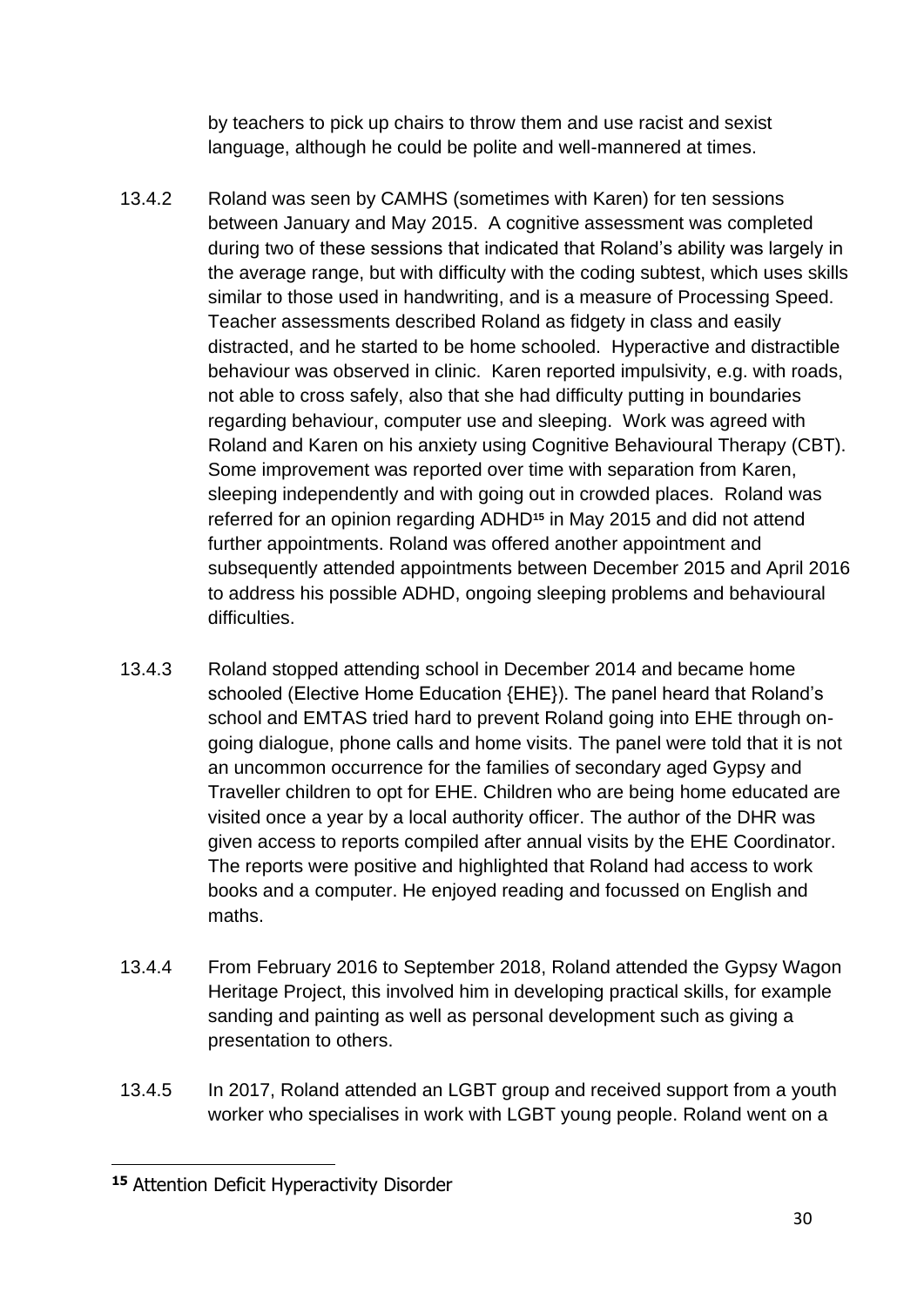by teachers to pick up chairs to throw them and use racist and sexist language, although he could be polite and well-mannered at times.

13.4.2 Roland was seen by CAMHS (sometimes with Karen) for ten sessions between January and May 2015. A cognitive assessment was completed during two of these sessions that indicated that Roland's ability was largely in the average range, but with difficulty with the coding subtest, which uses skills similar to those used in handwriting, and is a measure of Processing Speed. Teacher assessments described Roland as fidgety in class and easily distracted, and he started to be home schooled. Hyperactive and distractible behaviour was observed in clinic. Karen reported impulsivity, e.g. with roads, not able to cross safely, also that she had difficulty putting in boundaries regarding behaviour, computer use and sleeping. Work was agreed with Roland and Karen on his anxiety using Cognitive Behavioural Therapy (CBT). Some improvement was reported over time with separation from Karen, sleeping independently and with going out in crowded places. Roland was referred for an opinion regarding ADHD[15] in May 2015 and did not attend further appointments. Roland was offered another appointment and subsequently attended appointments between December 2015 and April 2016 to address his possible ADHD, ongoing sleeping problems and behavioural difficulties.

13.4.3 Roland stopped attending school in December 2014 and became home schooled (Elective Home Education {EHE}). The panel heard that Roland's school and EMTAS tried hard to prevent Roland going into EHE through on-going dialogue, phone calls and home visits. The panel were told that it is not an uncommon occurrence for the families of secondary aged Gypsy and Traveller children to opt for EHE. Children who are being home educated are visited once a year by a local authority officer. The author of the DHR was given access to reports compiled after annual visits by the EHE Coordinator. The reports were positive and highlighted that Roland had access to work books and a computer. He enjoyed reading and focussed on English and maths.

13.4.4 From February 2016 to September 2018, Roland attended the Gypsy Wagon Heritage Project, this involved him in developing practical skills, for example sanding and painting as well as personal development such as giving a presentation to others.

13.4.5 In 2017, Roland attended an LGBT group and received support from a youth worker who specialises in work with LGBT young people. Roland went on a

[15] Attention Deficit Hyperactivity Disorder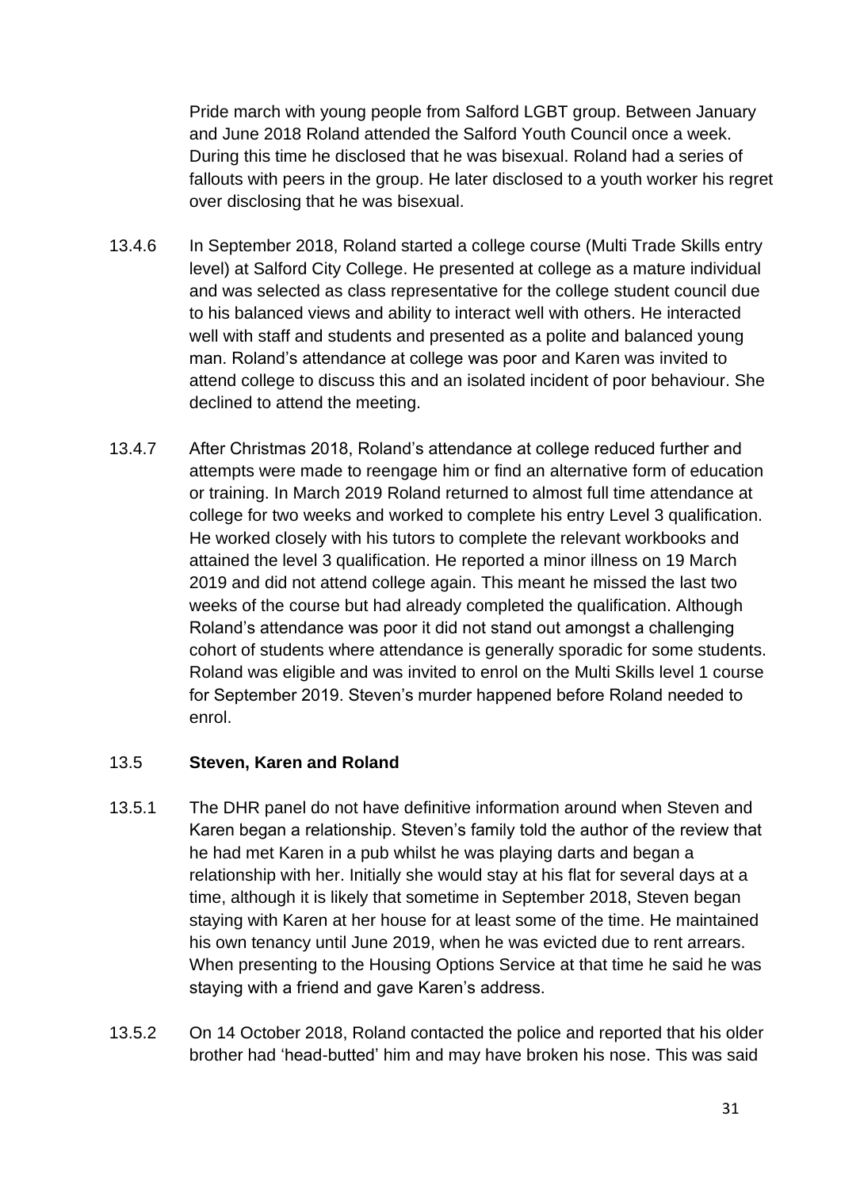Pride march with young people from Salford LGBT group. Between January and June 2018 Roland attended the Salford Youth Council once a week. During this time he disclosed that he was bisexual. Roland had a series of fallouts with peers in the group. He later disclosed to a youth worker his regret over disclosing that he was bisexual.

13.4.6 In September 2018, Roland started a college course (Multi Trade Skills entry level) at Salford City College. He presented at college as a mature individual and was selected as class representative for the college student council due to his balanced views and ability to interact well with others. He interacted well with staff and students and presented as a polite and balanced young man. Roland's attendance at college was poor and Karen was invited to attend college to discuss this and an isolated incident of poor behaviour. She declined to attend the meeting.

13.4.7 After Christmas 2018, Roland's attendance at college reduced further and attempts were made to reengage him or find an alternative form of education or training. In March 2019 Roland returned to almost full time attendance at college for two weeks and worked to complete his entry Level 3 qualification. He worked closely with his tutors to complete the relevant workbooks and attained the level 3 qualification. He reported a minor illness on 19 March 2019 and did not attend college again. This meant he missed the last two weeks of the course but had already completed the qualification. Although Roland's attendance was poor it did not stand out amongst a challenging cohort of students where attendance is generally sporadic for some students. Roland was eligible and was invited to enrol on the Multi Skills level 1 course for September 2019. Steven's murder happened before Roland needed to enrol.

### 13.5 Steven, Karen and Roland

13.5.1 The DHR panel do not have definitive information around when Steven and Karen began a relationship. Steven's family told the author of the review that he had met Karen in a pub whilst he was playing darts and began a relationship with her. Initially she would stay at his flat for several days at a time, although it is likely that sometime in September 2018, Steven began staying with Karen at her house for at least some of the time. He maintained his own tenancy until June 2019, when he was evicted due to rent arrears. When presenting to the Housing Options Service at that time he said he was staying with a friend and gave Karen's address.

13.5.2 On 14 October 2018, Roland contacted the police and reported that his older brother had 'head-butted' him and may have broken his nose. This was said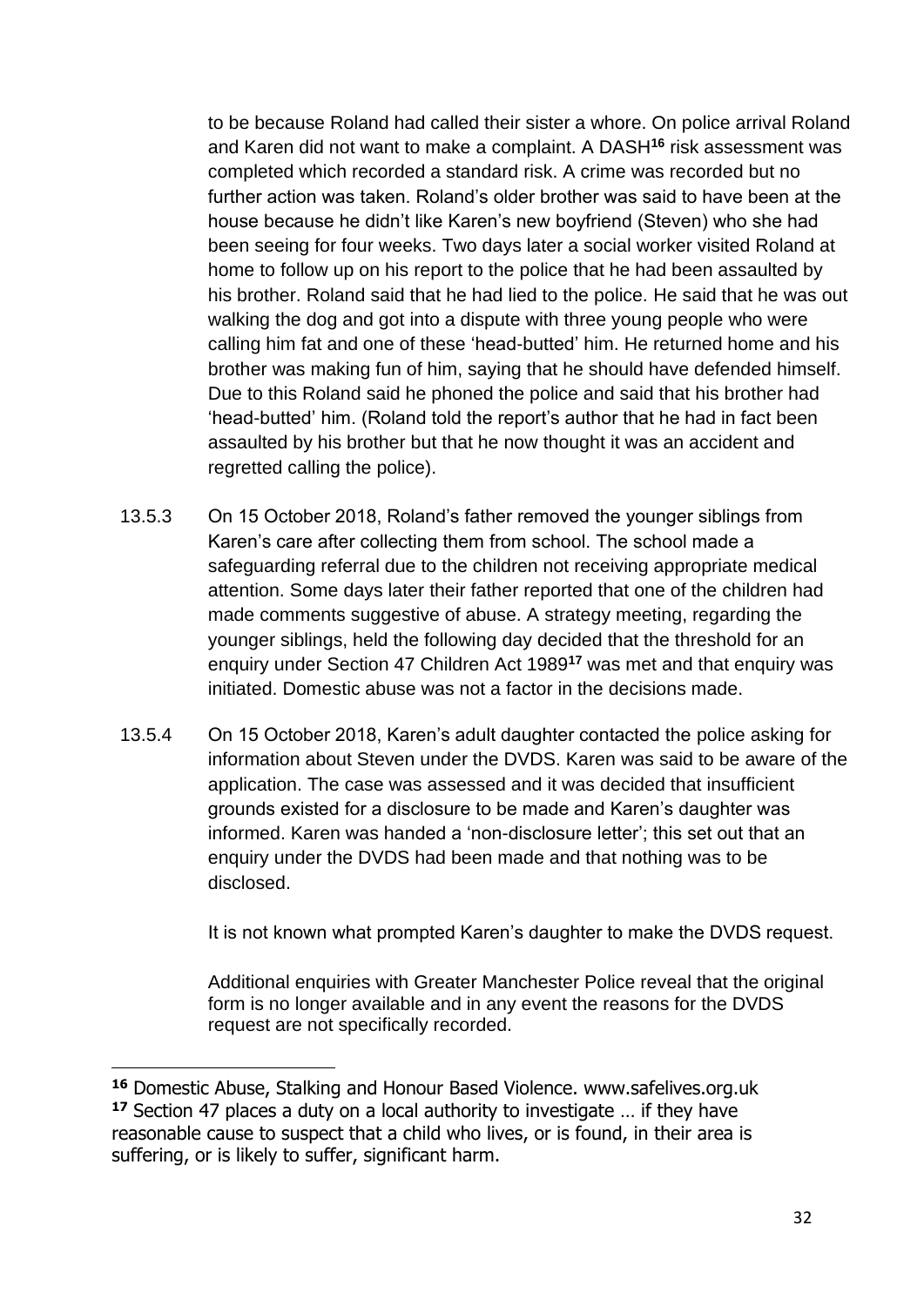to be because Roland had called their sister a whore. On police arrival Roland and Karen did not want to make a complaint. A DASH[16] risk assessment was completed which recorded a standard risk. A crime was recorded but no further action was taken. Roland's older brother was said to have been at the house because he didn't like Karen's new boyfriend (Steven) who she had been seeing for four weeks. Two days later a social worker visited Roland at home to follow up on his report to the police that he had been assaulted by his brother. Roland said that he had lied to the police. He said that he was out walking the dog and got into a dispute with three young people who were calling him fat and one of these 'head-butted' him. He returned home and his brother was making fun of him, saying that he should have defended himself. Due to this Roland said he phoned the police and said that his brother had 'head-butted' him. (Roland told the report's author that he had in fact been assaulted by his brother but that he now thought it was an accident and regretted calling the police).

13.5.3 On 15 October 2018, Roland's father removed the younger siblings from Karen's care after collecting them from school. The school made a safeguarding referral due to the children not receiving appropriate medical attention. Some days later their father reported that one of the children had made comments suggestive of abuse. A strategy meeting, regarding the younger siblings, held the following day decided that the threshold for an enquiry under Section 47 Children Act 1989[17] was met and that enquiry was initiated. Domestic abuse was not a factor in the decisions made.

13.5.4 On 15 October 2018, Karen's adult daughter contacted the police asking for information about Steven under the DVDS. Karen was said to be aware of the application. The case was assessed and it was decided that insufficient grounds existed for a disclosure to be made and Karen's daughter was informed. Karen was handed a 'non-disclosure letter'; this set out that an enquiry under the DVDS had been made and that nothing was to be disclosed.

It is not known what prompted Karen's daughter to make the DVDS request.

Additional enquiries with Greater Manchester Police reveal that the original form is no longer available and in any event the reasons for the DVDS request are not specifically recorded.

---

[16] Domestic Abuse, Stalking and Honour Based Violence. www.safelives.org.uk

[17] Section 47 places a duty on a local authority to investigate … if they have reasonable cause to suspect that a child who lives, or is found, in their area is suffering, or is likely to suffer, significant harm.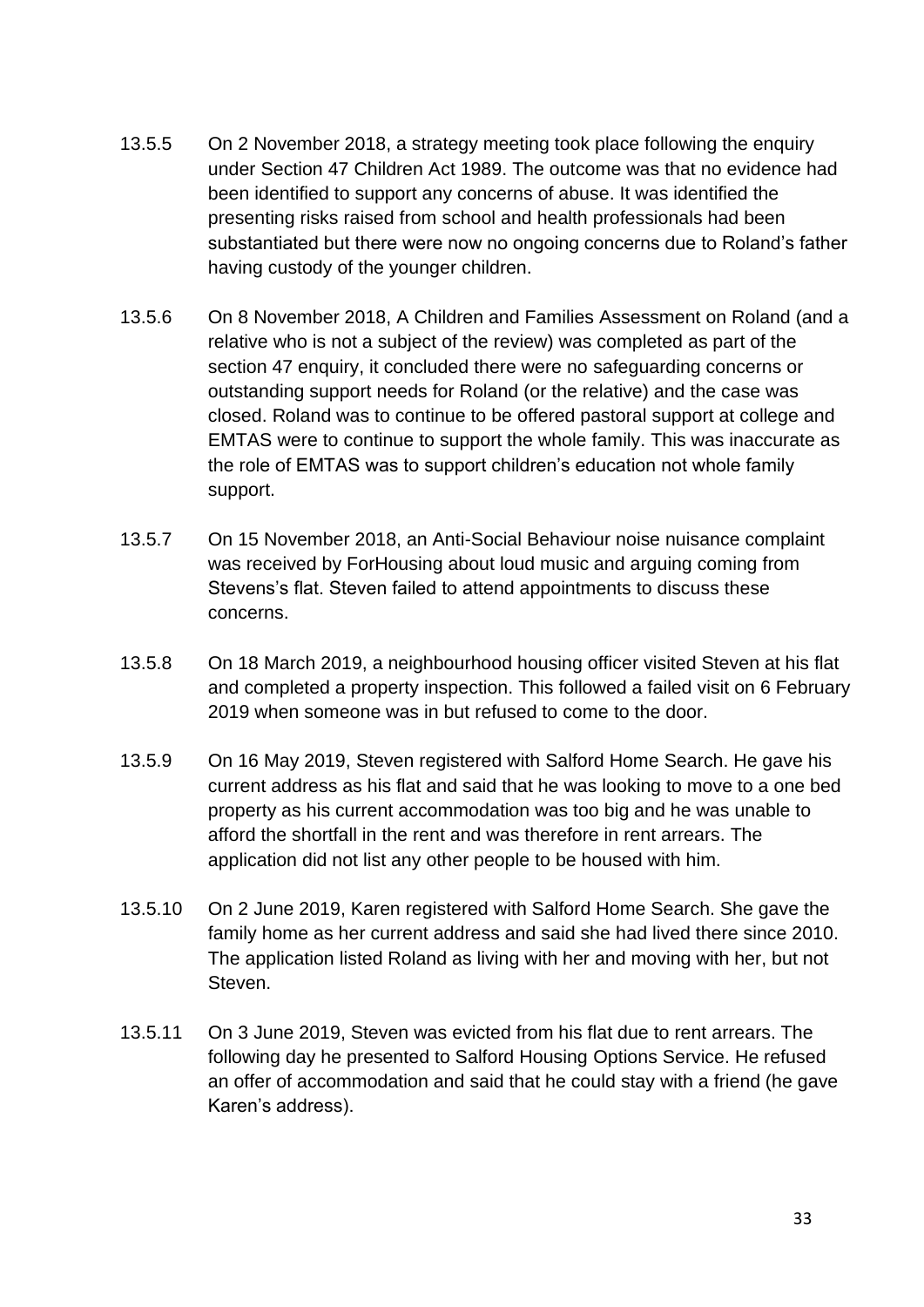13.5.5 On 2 November 2018, a strategy meeting took place following the enquiry under Section 47 Children Act 1989. The outcome was that no evidence had been identified to support any concerns of abuse. It was identified the presenting risks raised from school and health professionals had been substantiated but there were now no ongoing concerns due to Roland's father having custody of the younger children.

13.5.6 On 8 November 2018, A Children and Families Assessment on Roland (and a relative who is not a subject of the review) was completed as part of the section 47 enquiry, it concluded there were no safeguarding concerns or outstanding support needs for Roland (or the relative) and the case was closed. Roland was to continue to be offered pastoral support at college and EMTAS were to continue to support the whole family. This was inaccurate as the role of EMTAS was to support children's education not whole family support.

13.5.7 On 15 November 2018, an Anti-Social Behaviour noise nuisance complaint was received by ForHousing about loud music and arguing coming from Stevens's flat. Steven failed to attend appointments to discuss these concerns.

13.5.8 On 18 March 2019, a neighbourhood housing officer visited Steven at his flat and completed a property inspection. This followed a failed visit on 6 February 2019 when someone was in but refused to come to the door.

13.5.9 On 16 May 2019, Steven registered with Salford Home Search. He gave his current address as his flat and said that he was looking to move to a one bed property as his current accommodation was too big and he was unable to afford the shortfall in the rent and was therefore in rent arrears. The application did not list any other people to be housed with him.

13.5.10 On 2 June 2019, Karen registered with Salford Home Search. She gave the family home as her current address and said she had lived there since 2010. The application listed Roland as living with her and moving with her, but not Steven.

13.5.11 On 3 June 2019, Steven was evicted from his flat due to rent arrears. The following day he presented to Salford Housing Options Service. He refused an offer of accommodation and said that he could stay with a friend (he gave Karen's address).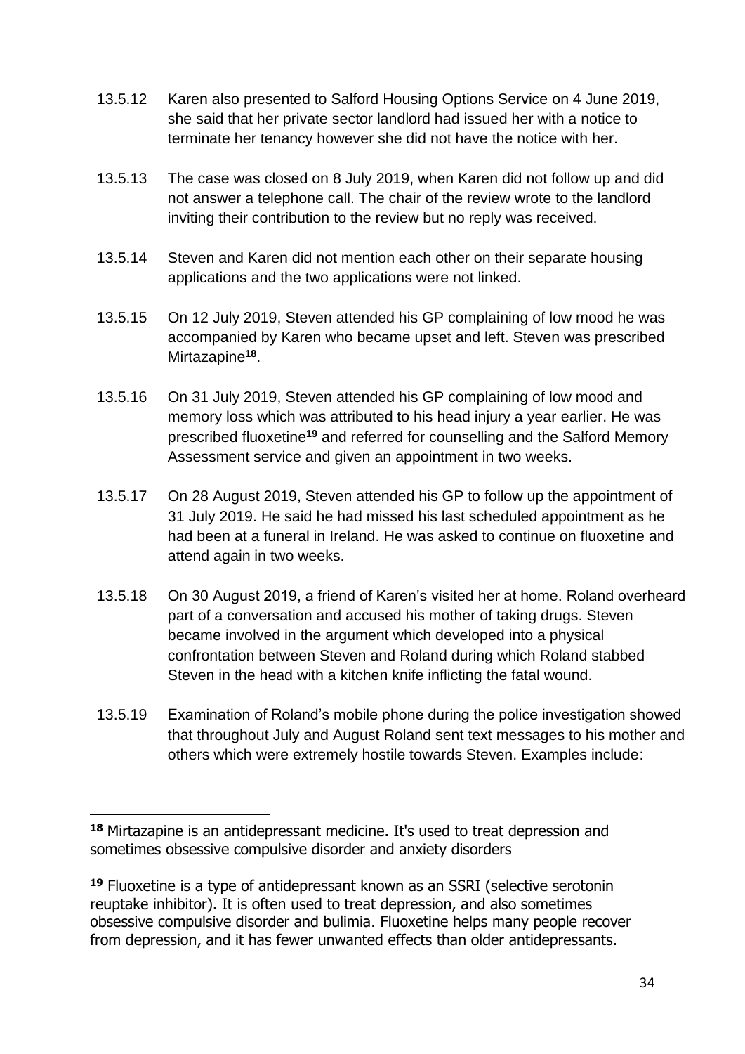13.5.12 Karen also presented to Salford Housing Options Service on 4 June 2019, she said that her private sector landlord had issued her with a notice to terminate her tenancy however she did not have the notice with her.

13.5.13 The case was closed on 8 July 2019, when Karen did not follow up and did not answer a telephone call. The chair of the review wrote to the landlord inviting their contribution to the review but no reply was received.

13.5.14 Steven and Karen did not mention each other on their separate housing applications and the two applications were not linked.

13.5.15 On 12 July 2019, Steven attended his GP complaining of low mood he was accompanied by Karen who became upset and left. Steven was prescribed Mirtazapine[18].

13.5.16 On 31 July 2019, Steven attended his GP complaining of low mood and memory loss which was attributed to his head injury a year earlier. He was prescribed fluoxetine[19] and referred for counselling and the Salford Memory Assessment service and given an appointment in two weeks.

13.5.17 On 28 August 2019, Steven attended his GP to follow up the appointment of 31 July 2019. He said he had missed his last scheduled appointment as he had been at a funeral in Ireland. He was asked to continue on fluoxetine and attend again in two weeks.

13.5.18 On 30 August 2019, a friend of Karen's visited her at home. Roland overheard part of a conversation and accused his mother of taking drugs. Steven became involved in the argument which developed into a physical confrontation between Steven and Roland during which Roland stabbed Steven in the head with a kitchen knife inflicting the fatal wound.

13.5.19 Examination of Roland's mobile phone during the police investigation showed that throughout July and August Roland sent text messages to his mother and others which were extremely hostile towards Steven. Examples include:

---

[18] Mirtazapine is an antidepressant medicine. It's used to treat depression and sometimes obsessive compulsive disorder and anxiety disorders

[19] Fluoxetine is a type of antidepressant known as an SSRI (selective serotonin reuptake inhibitor). It is often used to treat depression, and also sometimes obsessive compulsive disorder and bulimia. Fluoxetine helps many people recover from depression, and it has fewer unwanted effects than older antidepressants.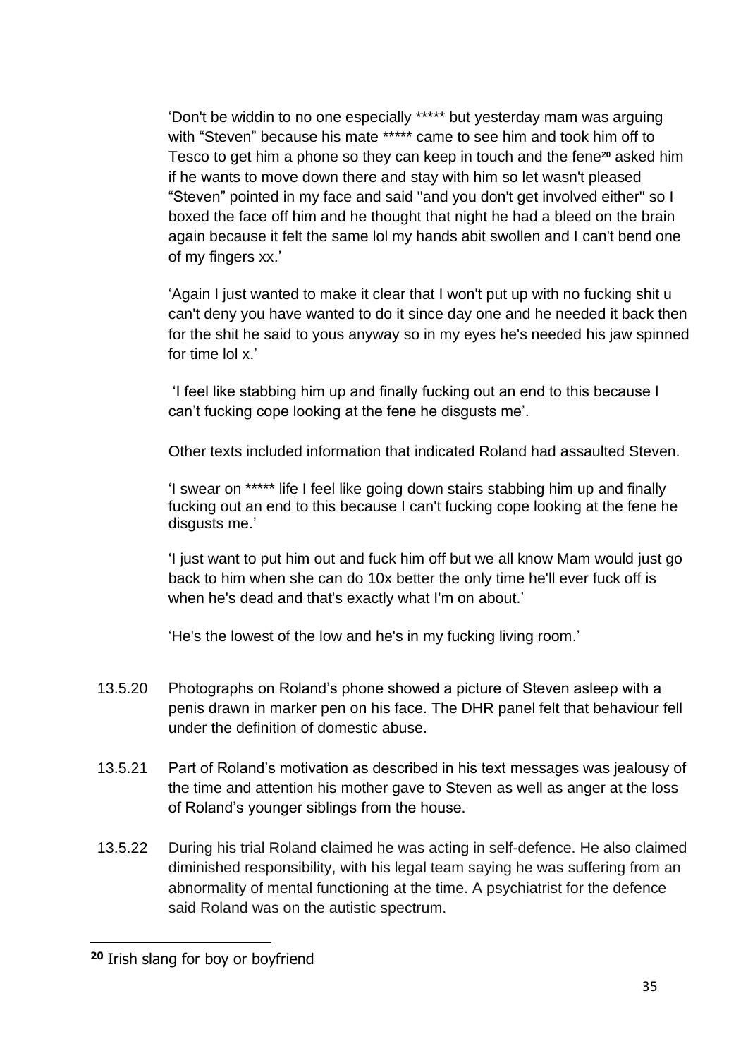'Don't be widdin to no one especially ***** but yesterday mam was arguing with "Steven" because his mate ***** came to see him and took him off to Tesco to get him a phone so they can keep in touch and the fene[20] asked him if he wants to move down there and stay with him so let wasn't pleased "Steven" pointed in my face and said ''and you don't get involved either'' so I boxed the face off him and he thought that night he had a bleed on the brain again because it felt the same lol my hands abit swollen and I can't bend one of my fingers xx.'

'Again I just wanted to make it clear that I won't put up with no fucking shit u can't deny you have wanted to do it since day one and he needed it back then for the shit he said to yous anyway so in my eyes he's needed his jaw spinned for time lol x.'

'I feel like stabbing him up and finally fucking out an end to this because I can't fucking cope looking at the fene he disgusts me'.

Other texts included information that indicated Roland had assaulted Steven.

'I swear on ***** life I feel like going down stairs stabbing him up and finally fucking out an end to this because I can't fucking cope looking at the fene he disgusts me.'

'I just want to put him out and fuck him off but we all know Mam would just go back to him when she can do 10x better the only time he'll ever fuck off is when he's dead and that's exactly what I'm on about.'

'He's the lowest of the low and he's in my fucking living room.'

13.5.20 Photographs on Roland's phone showed a picture of Steven asleep with a penis drawn in marker pen on his face. The DHR panel felt that behaviour fell under the definition of domestic abuse.

13.5.21 Part of Roland's motivation as described in his text messages was jealousy of the time and attention his mother gave to Steven as well as anger at the loss of Roland's younger siblings from the house.

13.5.22 During his trial Roland claimed he was acting in self-defence. He also claimed diminished responsibility, with his legal team saying he was suffering from an abnormality of mental functioning at the time. A psychiatrist for the defence said Roland was on the autistic spectrum.

[20] Irish slang for boy or boyfriend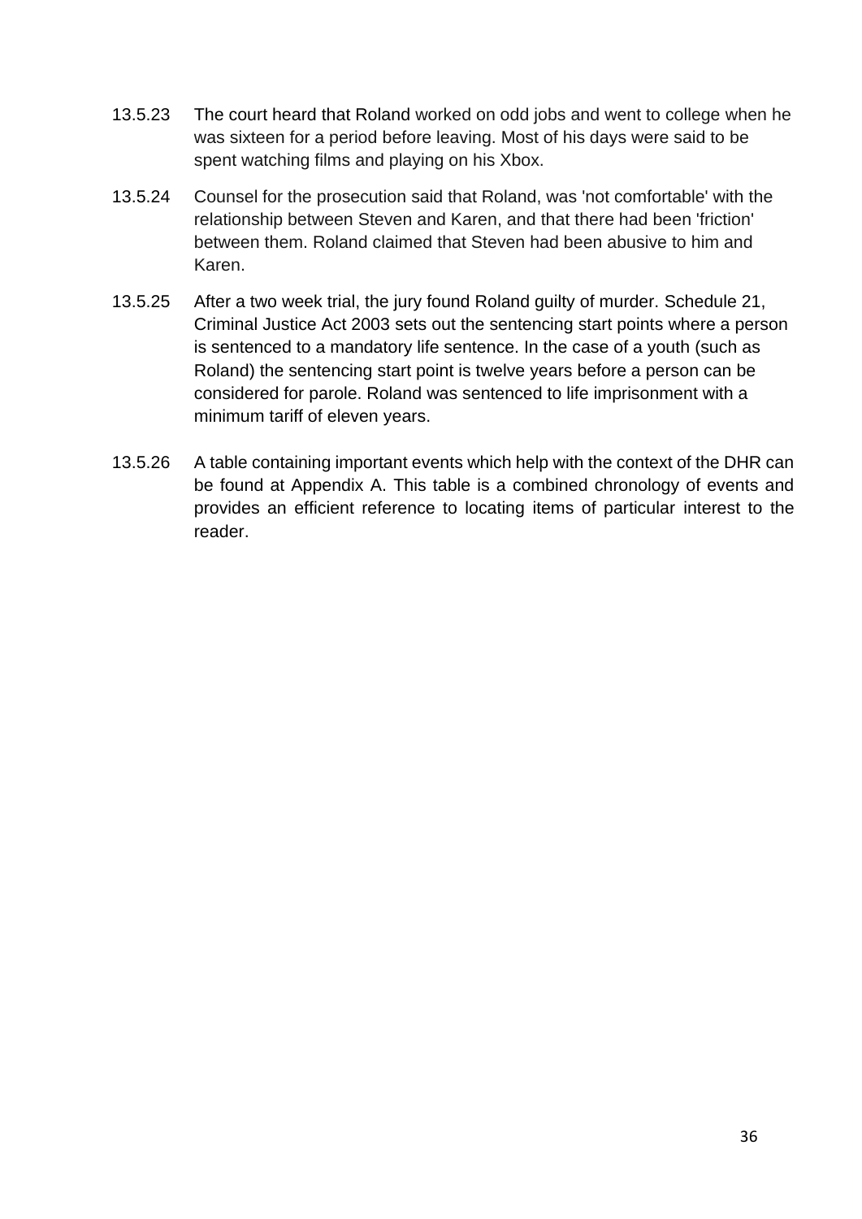13.5.23 The court heard that Roland worked on odd jobs and went to college when he was sixteen for a period before leaving. Most of his days were said to be spent watching films and playing on his Xbox.

13.5.24 Counsel for the prosecution said that Roland, was 'not comfortable' with the relationship between Steven and Karen, and that there had been 'friction' between them. Roland claimed that Steven had been abusive to him and Karen.

13.5.25 After a two week trial, the jury found Roland guilty of murder. Schedule 21, Criminal Justice Act 2003 sets out the sentencing start points where a person is sentenced to a mandatory life sentence. In the case of a youth (such as Roland) the sentencing start point is twelve years before a person can be considered for parole. Roland was sentenced to life imprisonment with a minimum tariff of eleven years.

13.5.26 A table containing important events which help with the context of the DHR can be found at Appendix A. This table is a combined chronology of events and provides an efficient reference to locating items of particular interest to the reader.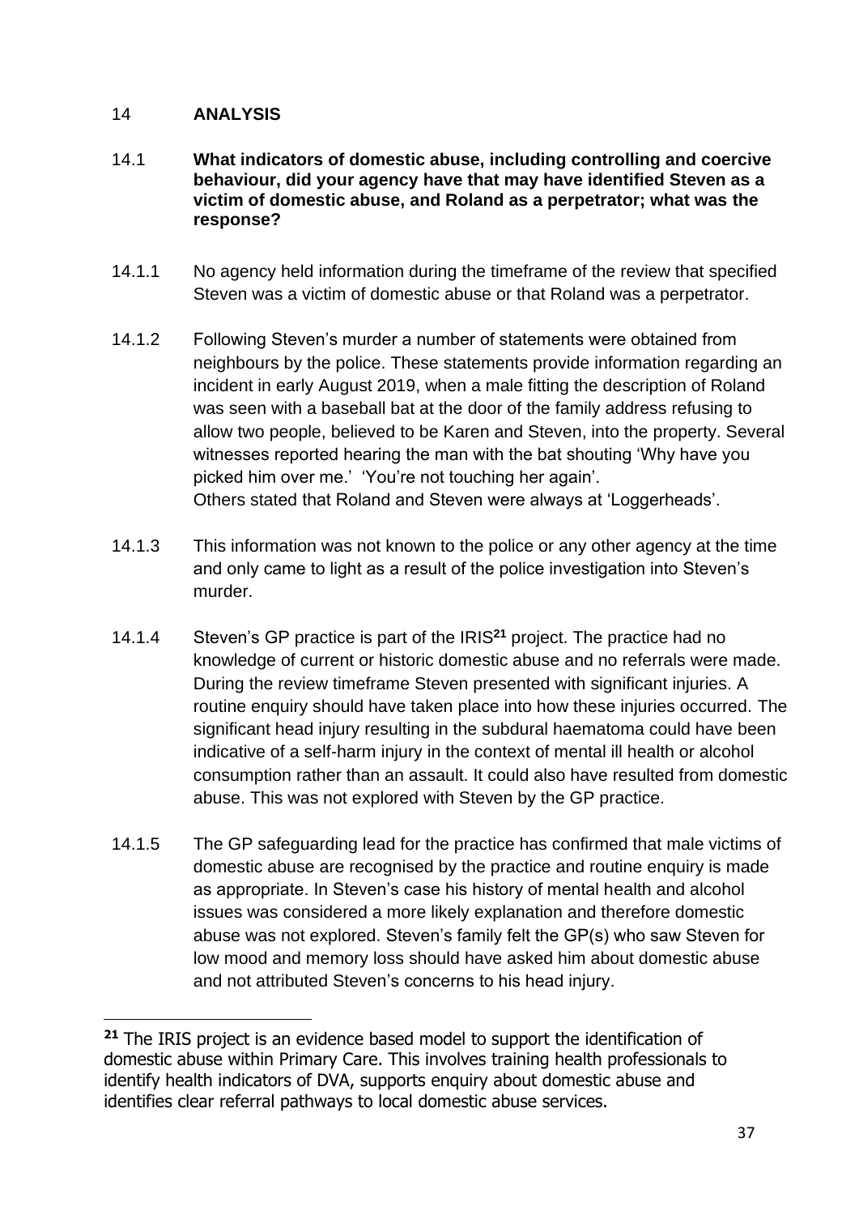## 14 ANALYSIS

### 14.1 What indicators of domestic abuse, including controlling and coercive behaviour, did your agency have that may have identified Steven as a victim of domestic abuse, and Roland as a perpetrator; what was the response?

14.1.1 No agency held information during the timeframe of the review that specified Steven was a victim of domestic abuse or that Roland was a perpetrator.

14.1.2 Following Steven's murder a number of statements were obtained from neighbours by the police. These statements provide information regarding an incident in early August 2019, when a male fitting the description of Roland was seen with a baseball bat at the door of the family address refusing to allow two people, believed to be Karen and Steven, into the property. Several witnesses reported hearing the man with the bat shouting 'Why have you picked him over me.' 'You're not touching her again'.
Others stated that Roland and Steven were always at 'Loggerheads'.

14.1.3 This information was not known to the police or any other agency at the time and only came to light as a result of the police investigation into Steven's murder.

14.1.4 Steven's GP practice is part of the IRIS[21] project. The practice had no knowledge of current or historic domestic abuse and no referrals were made. During the review timeframe Steven presented with significant injuries. A routine enquiry should have taken place into how these injuries occurred. The significant head injury resulting in the subdural haematoma could have been indicative of a self-harm injury in the context of mental ill health or alcohol consumption rather than an assault. It could also have resulted from domestic abuse. This was not explored with Steven by the GP practice.

14.1.5 The GP safeguarding lead for the practice has confirmed that male victims of domestic abuse are recognised by the practice and routine enquiry is made as appropriate. In Steven's case his history of mental health and alcohol issues was considered a more likely explanation and therefore domestic abuse was not explored. Steven's family felt the GP(s) who saw Steven for low mood and memory loss should have asked him about domestic abuse and not attributed Steven's concerns to his head injury.

---

[21] The IRIS project is an evidence based model to support the identification of domestic abuse within Primary Care. This involves training health professionals to identify health indicators of DVA, supports enquiry about domestic abuse and identifies clear referral pathways to local domestic abuse services.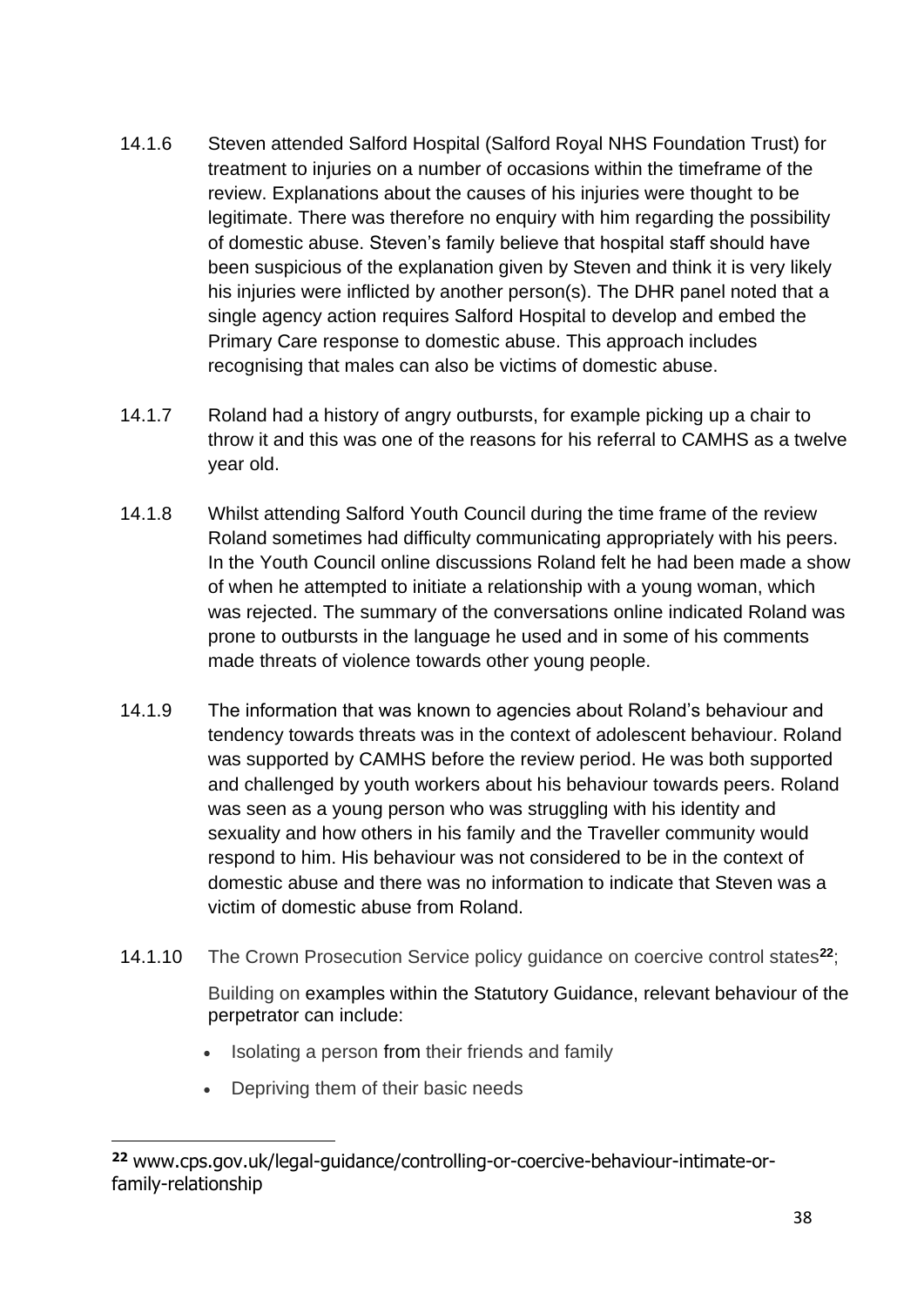14.1.6 Steven attended Salford Hospital (Salford Royal NHS Foundation Trust) for treatment to injuries on a number of occasions within the timeframe of the review. Explanations about the causes of his injuries were thought to be legitimate. There was therefore no enquiry with him regarding the possibility of domestic abuse. Steven's family believe that hospital staff should have been suspicious of the explanation given by Steven and think it is very likely his injuries were inflicted by another person(s). The DHR panel noted that a single agency action requires Salford Hospital to develop and embed the Primary Care response to domestic abuse. This approach includes recognising that males can also be victims of domestic abuse.

14.1.7 Roland had a history of angry outbursts, for example picking up a chair to throw it and this was one of the reasons for his referral to CAMHS as a twelve year old.

14.1.8 Whilst attending Salford Youth Council during the time frame of the review Roland sometimes had difficulty communicating appropriately with his peers. In the Youth Council online discussions Roland felt he had been made a show of when he attempted to initiate a relationship with a young woman, which was rejected. The summary of the conversations online indicated Roland was prone to outbursts in the language he used and in some of his comments made threats of violence towards other young people.

14.1.9 The information that was known to agencies about Roland's behaviour and tendency towards threats was in the context of adolescent behaviour. Roland was supported by CAMHS before the review period. He was both supported and challenged by youth workers about his behaviour towards peers. Roland was seen as a young person who was struggling with his identity and sexuality and how others in his family and the Traveller community would respond to him. His behaviour was not considered to be in the context of domestic abuse and there was no information to indicate that Steven was a victim of domestic abuse from Roland.

14.1.10 The Crown Prosecution Service policy guidance on coercive control states[22];

Building on examples within the Statutory Guidance, relevant behaviour of the perpetrator can include:

- Isolating a person from their friends and family
- Depriving them of their basic needs

[22] www.cps.gov.uk/legal-guidance/controlling-or-coercive-behaviour-intimate-or-family-relationship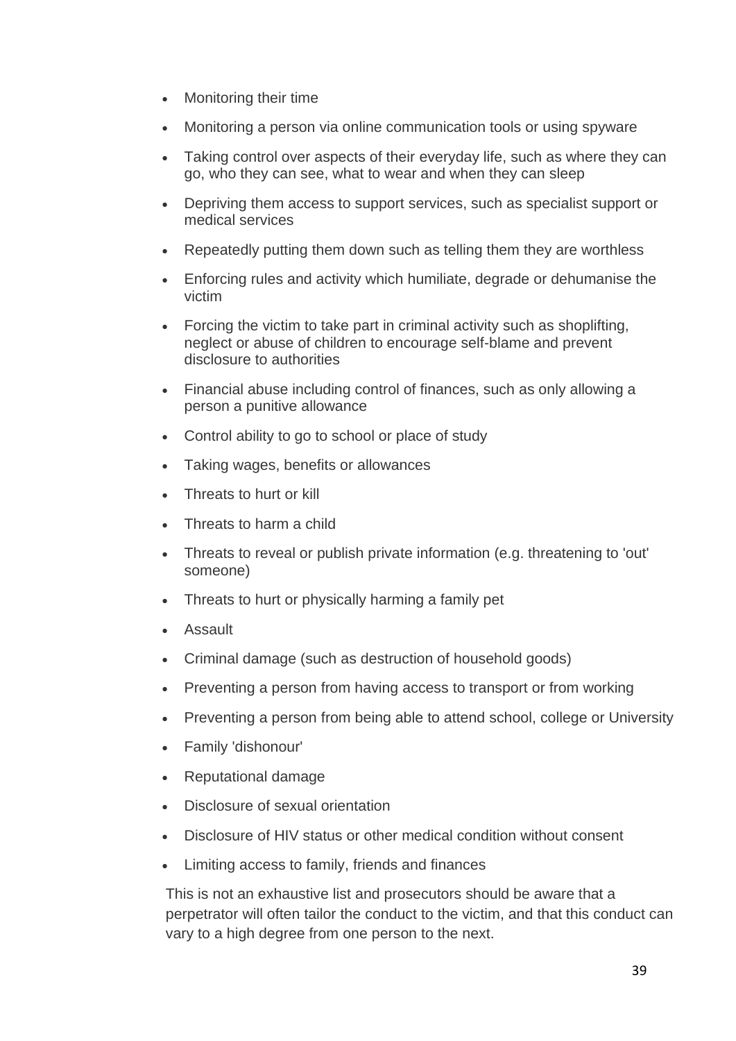- Monitoring their time
- Monitoring a person via online communication tools or using spyware
- Taking control over aspects of their everyday life, such as where they can go, who they can see, what to wear and when they can sleep
- Depriving them access to support services, such as specialist support or medical services
- Repeatedly putting them down such as telling them they are worthless
- Enforcing rules and activity which humiliate, degrade or dehumanise the victim
- Forcing the victim to take part in criminal activity such as shoplifting, neglect or abuse of children to encourage self-blame and prevent disclosure to authorities
- Financial abuse including control of finances, such as only allowing a person a punitive allowance
- Control ability to go to school or place of study
- Taking wages, benefits or allowances
- Threats to hurt or kill
- Threats to harm a child
- Threats to reveal or publish private information (e.g. threatening to 'out' someone)
- Threats to hurt or physically harming a family pet
- Assault
- Criminal damage (such as destruction of household goods)
- Preventing a person from having access to transport or from working
- Preventing a person from being able to attend school, college or University
- Family 'dishonour'
- Reputational damage
- Disclosure of sexual orientation
- Disclosure of HIV status or other medical condition without consent
- Limiting access to family, friends and finances

This is not an exhaustive list and prosecutors should be aware that a perpetrator will often tailor the conduct to the victim, and that this conduct can vary to a high degree from one person to the next.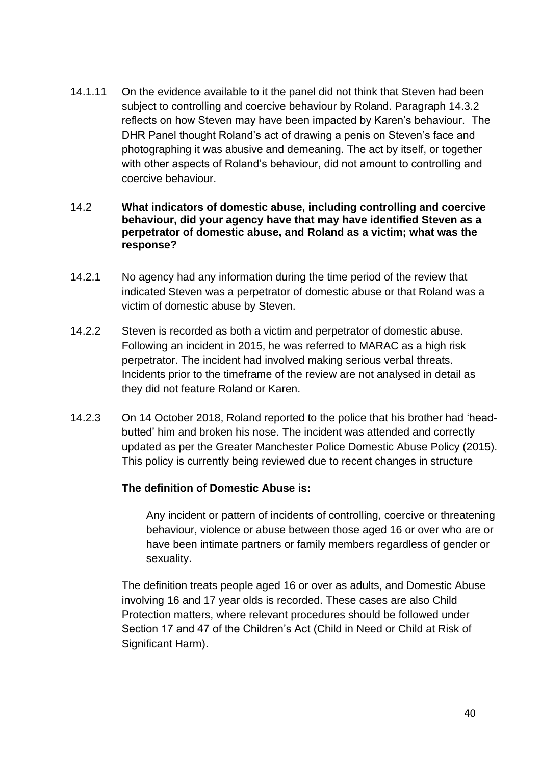14.1.11 On the evidence available to it the panel did not think that Steven had been subject to controlling and coercive behaviour by Roland. Paragraph 14.3.2 reflects on how Steven may have been impacted by Karen's behaviour. The DHR Panel thought Roland's act of drawing a penis on Steven's face and photographing it was abusive and demeaning. The act by itself, or together with other aspects of Roland's behaviour, did not amount to controlling and coercive behaviour.

### 14.2 What indicators of domestic abuse, including controlling and coercive behaviour, did your agency have that may have identified Steven as a perpetrator of domestic abuse, and Roland as a victim; what was the response?

14.2.1 No agency had any information during the time period of the review that indicated Steven was a perpetrator of domestic abuse or that Roland was a victim of domestic abuse by Steven.

14.2.2 Steven is recorded as both a victim and perpetrator of domestic abuse. Following an incident in 2015, he was referred to MARAC as a high risk perpetrator. The incident had involved making serious verbal threats. Incidents prior to the timeframe of the review are not analysed in detail as they did not feature Roland or Karen.

14.2.3 On 14 October 2018, Roland reported to the police that his brother had 'head-butted' him and broken his nose. The incident was attended and correctly updated as per the Greater Manchester Police Domestic Abuse Policy (2015). This policy is currently being reviewed due to recent changes in structure

**The definition of Domestic Abuse is:**

> Any incident or pattern of incidents of controlling, coercive or threatening behaviour, violence or abuse between those aged 16 or over who are or have been intimate partners or family members regardless of gender or sexuality.

The definition treats people aged 16 or over as adults, and Domestic Abuse involving 16 and 17 year olds is recorded. These cases are also Child Protection matters, where relevant procedures should be followed under Section 17 and 47 of the Children's Act (Child in Need or Child at Risk of Significant Harm).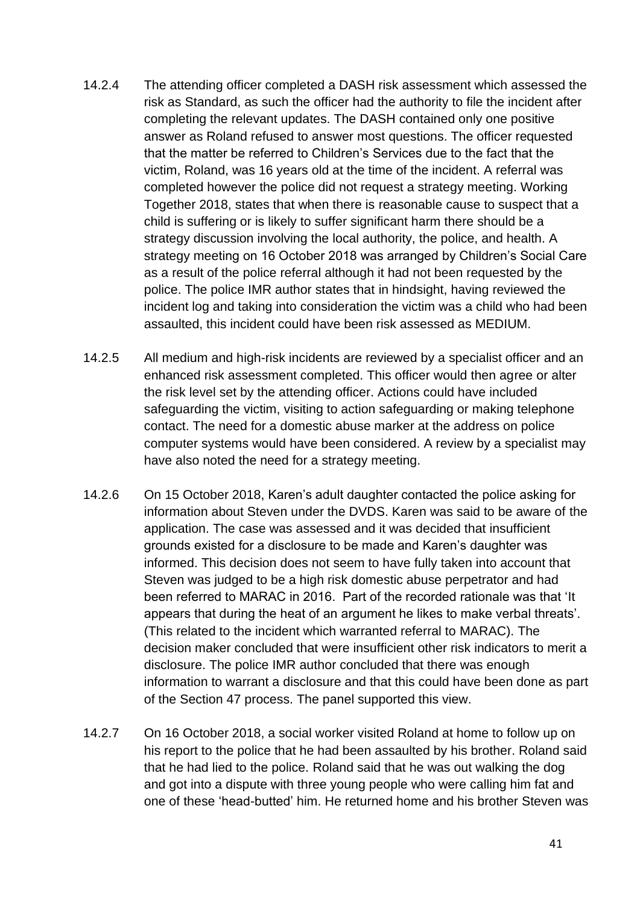14.2.4 The attending officer completed a DASH risk assessment which assessed the risk as Standard, as such the officer had the authority to file the incident after completing the relevant updates. The DASH contained only one positive answer as Roland refused to answer most questions. The officer requested that the matter be referred to Children's Services due to the fact that the victim, Roland, was 16 years old at the time of the incident. A referral was completed however the police did not request a strategy meeting. Working Together 2018, states that when there is reasonable cause to suspect that a child is suffering or is likely to suffer significant harm there should be a strategy discussion involving the local authority, the police, and health. A strategy meeting on 16 October 2018 was arranged by Children's Social Care as a result of the police referral although it had not been requested by the police. The police IMR author states that in hindsight, having reviewed the incident log and taking into consideration the victim was a child who had been assaulted, this incident could have been risk assessed as MEDIUM.

14.2.5 All medium and high-risk incidents are reviewed by a specialist officer and an enhanced risk assessment completed. This officer would then agree or alter the risk level set by the attending officer. Actions could have included safeguarding the victim, visiting to action safeguarding or making telephone contact. The need for a domestic abuse marker at the address on police computer systems would have been considered. A review by a specialist may have also noted the need for a strategy meeting.

14.2.6 On 15 October 2018, Karen's adult daughter contacted the police asking for information about Steven under the DVDS. Karen was said to be aware of the application. The case was assessed and it was decided that insufficient grounds existed for a disclosure to be made and Karen's daughter was informed. This decision does not seem to have fully taken into account that Steven was judged to be a high risk domestic abuse perpetrator and had been referred to MARAC in 2016. Part of the recorded rationale was that 'It appears that during the heat of an argument he likes to make verbal threats'. (This related to the incident which warranted referral to MARAC). The decision maker concluded that were insufficient other risk indicators to merit a disclosure. The police IMR author concluded that there was enough information to warrant a disclosure and that this could have been done as part of the Section 47 process. The panel supported this view.

14.2.7 On 16 October 2018, a social worker visited Roland at home to follow up on his report to the police that he had been assaulted by his brother. Roland said that he had lied to the police. Roland said that he was out walking the dog and got into a dispute with three young people who were calling him fat and one of these 'head-butted' him. He returned home and his brother Steven was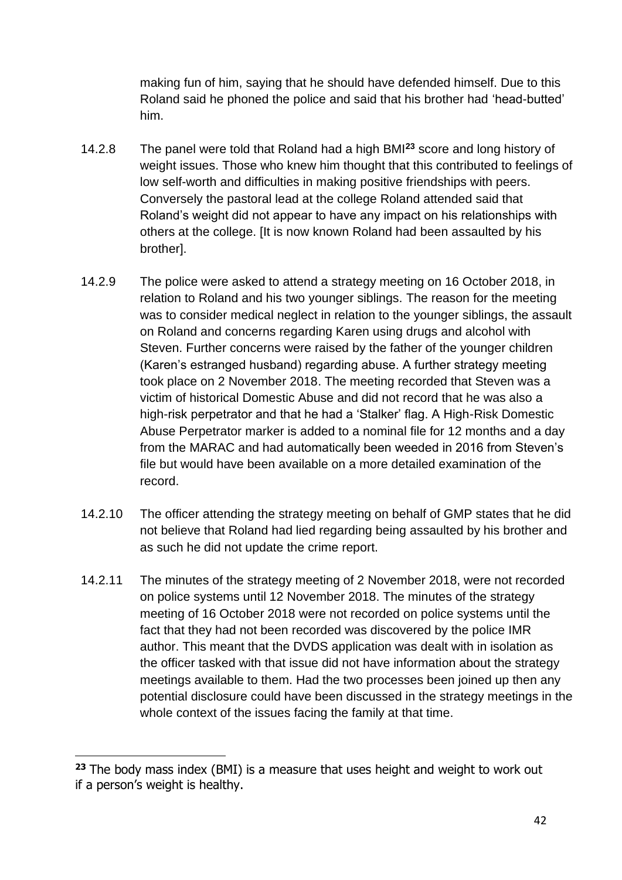making fun of him, saying that he should have defended himself. Due to this Roland said he phoned the police and said that his brother had 'head-butted' him.

14.2.8 The panel were told that Roland had a high BMI[23] score and long history of weight issues. Those who knew him thought that this contributed to feelings of low self-worth and difficulties in making positive friendships with peers. Conversely the pastoral lead at the college Roland attended said that Roland's weight did not appear to have any impact on his relationships with others at the college. [It is now known Roland had been assaulted by his brother].

14.2.9 The police were asked to attend a strategy meeting on 16 October 2018, in relation to Roland and his two younger siblings. The reason for the meeting was to consider medical neglect in relation to the younger siblings, the assault on Roland and concerns regarding Karen using drugs and alcohol with Steven. Further concerns were raised by the father of the younger children (Karen's estranged husband) regarding abuse. A further strategy meeting took place on 2 November 2018. The meeting recorded that Steven was a victim of historical Domestic Abuse and did not record that he was also a high-risk perpetrator and that he had a 'Stalker' flag. A High-Risk Domestic Abuse Perpetrator marker is added to a nominal file for 12 months and a day from the MARAC and had automatically been weeded in 2016 from Steven's file but would have been available on a more detailed examination of the record.

14.2.10 The officer attending the strategy meeting on behalf of GMP states that he did not believe that Roland had lied regarding being assaulted by his brother and as such he did not update the crime report.

14.2.11 The minutes of the strategy meeting of 2 November 2018, were not recorded on police systems until 12 November 2018. The minutes of the strategy meeting of 16 October 2018 were not recorded on police systems until the fact that they had not been recorded was discovered by the police IMR author. This meant that the DVDS application was dealt with in isolation as the officer tasked with that issue did not have information about the strategy meetings available to them. Had the two processes been joined up then any potential disclosure could have been discussed in the strategy meetings in the whole context of the issues facing the family at that time.

[23] The body mass index (BMI) is a measure that uses height and weight to work out if a person's weight is healthy.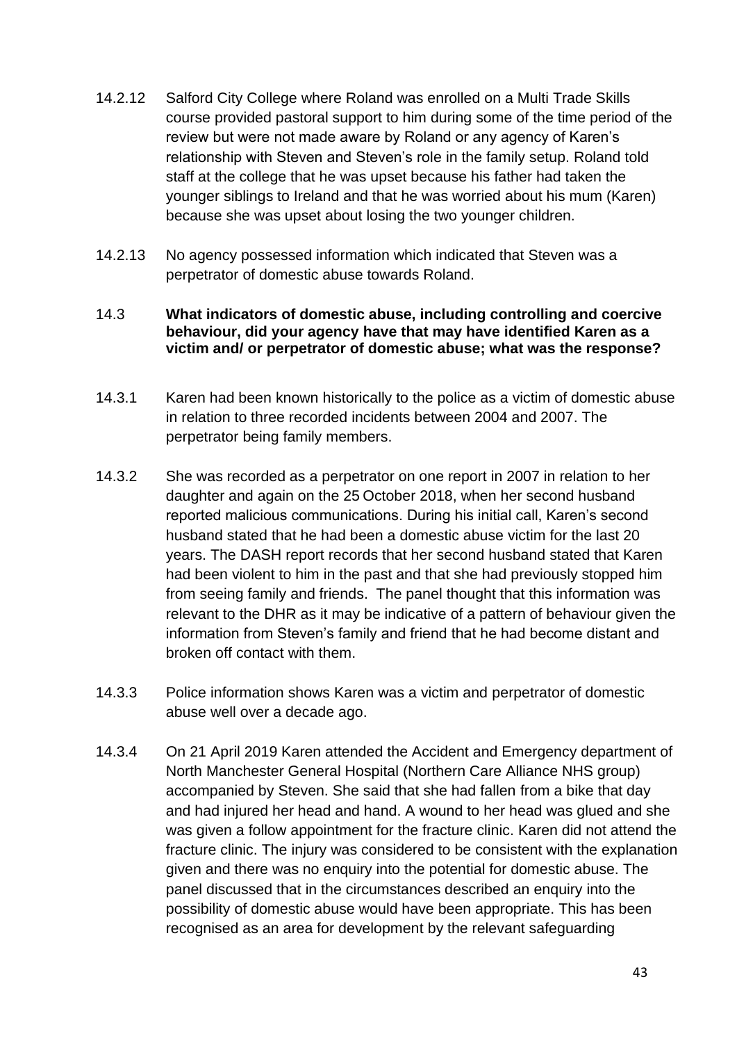14.2.12 Salford City College where Roland was enrolled on a Multi Trade Skills course provided pastoral support to him during some of the time period of the review but were not made aware by Roland or any agency of Karen's relationship with Steven and Steven's role in the family setup. Roland told staff at the college that he was upset because his father had taken the younger siblings to Ireland and that he was worried about his mum (Karen) because she was upset about losing the two younger children.

14.2.13 No agency possessed information which indicated that Steven was a perpetrator of domestic abuse towards Roland.

**14.3 What indicators of domestic abuse, including controlling and coercive behaviour, did your agency have that may have identified Karen as a victim and/ or perpetrator of domestic abuse; what was the response?**

14.3.1 Karen had been known historically to the police as a victim of domestic abuse in relation to three recorded incidents between 2004 and 2007. The perpetrator being family members.

14.3.2 She was recorded as a perpetrator on one report in 2007 in relation to her daughter and again on the 25 October 2018, when her second husband reported malicious communications. During his initial call, Karen's second husband stated that he had been a domestic abuse victim for the last 20 years. The DASH report records that her second husband stated that Karen had been violent to him in the past and that she had previously stopped him from seeing family and friends. The panel thought that this information was relevant to the DHR as it may be indicative of a pattern of behaviour given the information from Steven's family and friend that he had become distant and broken off contact with them.

14.3.3 Police information shows Karen was a victim and perpetrator of domestic abuse well over a decade ago.

14.3.4 On 21 April 2019 Karen attended the Accident and Emergency department of North Manchester General Hospital (Northern Care Alliance NHS group) accompanied by Steven. She said that she had fallen from a bike that day and had injured her head and hand. A wound to her head was glued and she was given a follow appointment for the fracture clinic. Karen did not attend the fracture clinic. The injury was considered to be consistent with the explanation given and there was no enquiry into the potential for domestic abuse. The panel discussed that in the circumstances described an enquiry into the possibility of domestic abuse would have been appropriate. This has been recognised as an area for development by the relevant safeguarding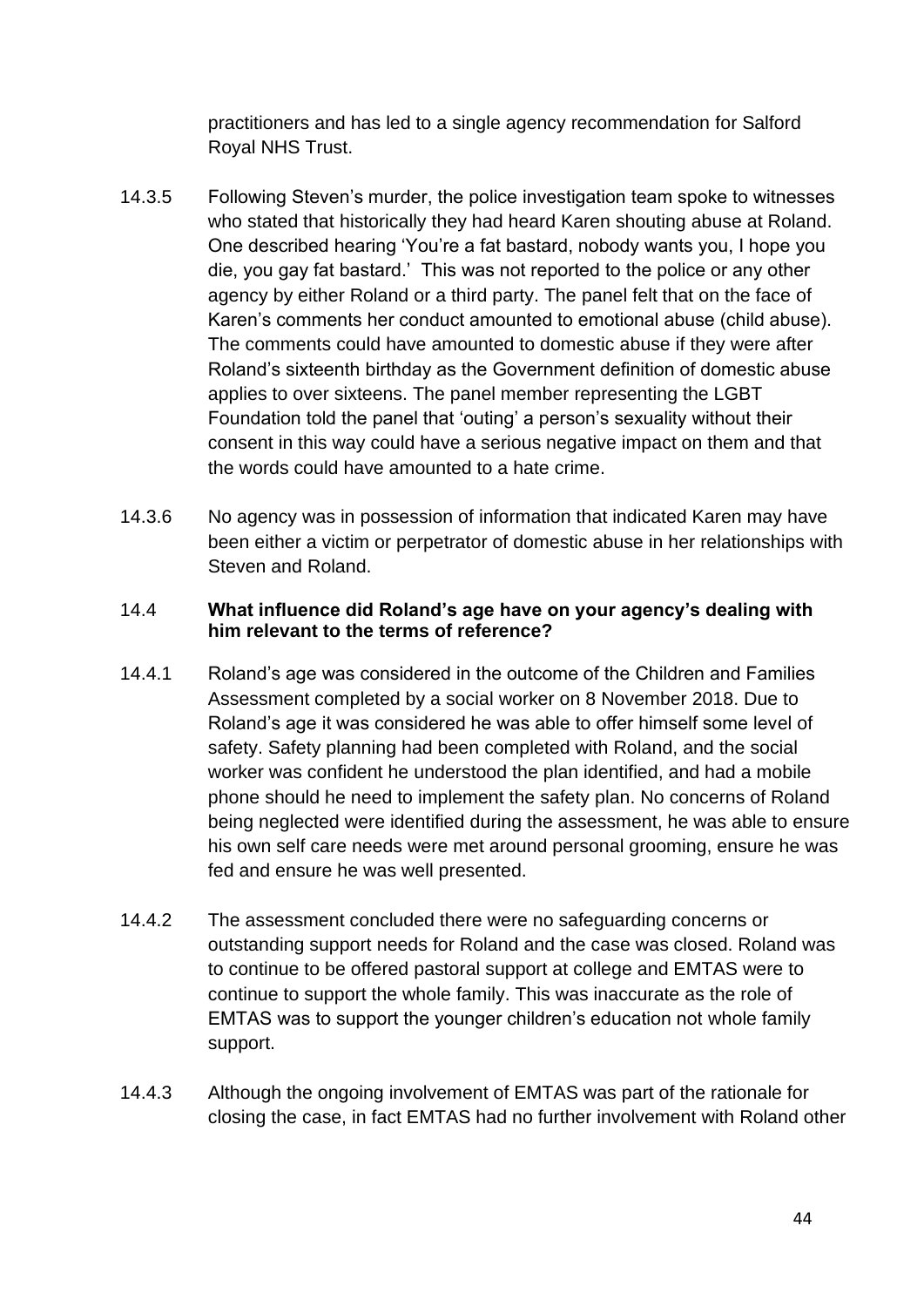practitioners and has led to a single agency recommendation for Salford Royal NHS Trust.

14.3.5 Following Steven's murder, the police investigation team spoke to witnesses who stated that historically they had heard Karen shouting abuse at Roland. One described hearing 'You're a fat bastard, nobody wants you, I hope you die, you gay fat bastard.' This was not reported to the police or any other agency by either Roland or a third party. The panel felt that on the face of Karen's comments her conduct amounted to emotional abuse (child abuse). The comments could have amounted to domestic abuse if they were after Roland's sixteenth birthday as the Government definition of domestic abuse applies to over sixteens. The panel member representing the LGBT Foundation told the panel that 'outing' a person's sexuality without their consent in this way could have a serious negative impact on them and that the words could have amounted to a hate crime.

14.3.6 No agency was in possession of information that indicated Karen may have been either a victim or perpetrator of domestic abuse in her relationships with Steven and Roland.

### 14.4 What influence did Roland's age have on your agency's dealing with him relevant to the terms of reference?

14.4.1 Roland's age was considered in the outcome of the Children and Families Assessment completed by a social worker on 8 November 2018. Due to Roland's age it was considered he was able to offer himself some level of safety. Safety planning had been completed with Roland, and the social worker was confident he understood the plan identified, and had a mobile phone should he need to implement the safety plan. No concerns of Roland being neglected were identified during the assessment, he was able to ensure his own self care needs were met around personal grooming, ensure he was fed and ensure he was well presented.

14.4.2 The assessment concluded there were no safeguarding concerns or outstanding support needs for Roland and the case was closed. Roland was to continue to be offered pastoral support at college and EMTAS were to continue to support the whole family. This was inaccurate as the role of EMTAS was to support the younger children's education not whole family support.

14.4.3 Although the ongoing involvement of EMTAS was part of the rationale for closing the case, in fact EMTAS had no further involvement with Roland other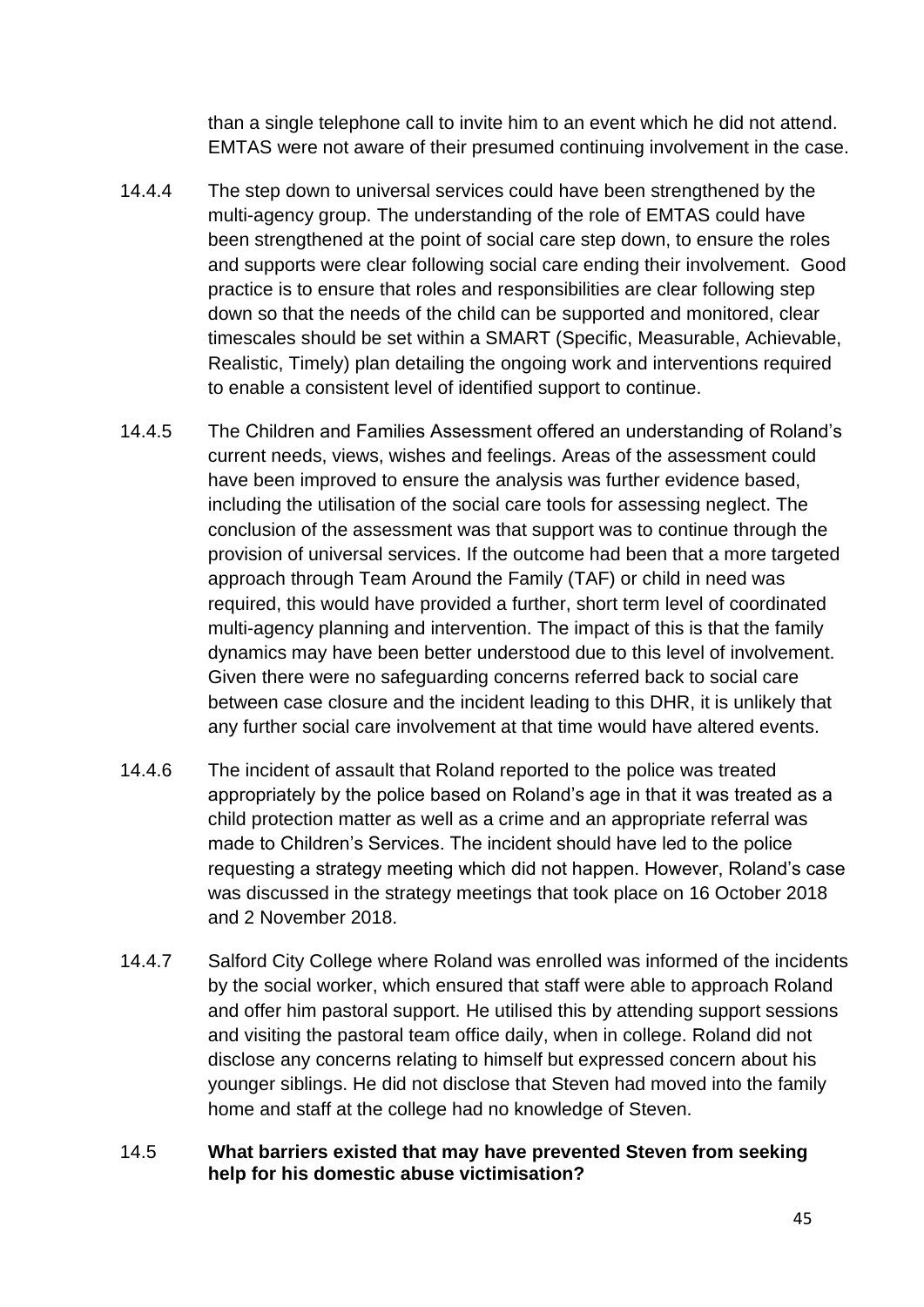than a single telephone call to invite him to an event which he did not attend. EMTAS were not aware of their presumed continuing involvement in the case.

14.4.4 The step down to universal services could have been strengthened by the multi-agency group. The understanding of the role of EMTAS could have been strengthened at the point of social care step down, to ensure the roles and supports were clear following social care ending their involvement. Good practice is to ensure that roles and responsibilities are clear following step down so that the needs of the child can be supported and monitored, clear timescales should be set within a SMART (Specific, Measurable, Achievable, Realistic, Timely) plan detailing the ongoing work and interventions required to enable a consistent level of identified support to continue.

14.4.5 The Children and Families Assessment offered an understanding of Roland's current needs, views, wishes and feelings. Areas of the assessment could have been improved to ensure the analysis was further evidence based, including the utilisation of the social care tools for assessing neglect. The conclusion of the assessment was that support was to continue through the provision of universal services. If the outcome had been that a more targeted approach through Team Around the Family (TAF) or child in need was required, this would have provided a further, short term level of coordinated multi-agency planning and intervention. The impact of this is that the family dynamics may have been better understood due to this level of involvement. Given there were no safeguarding concerns referred back to social care between case closure and the incident leading to this DHR, it is unlikely that any further social care involvement at that time would have altered events.

14.4.6 The incident of assault that Roland reported to the police was treated appropriately by the police based on Roland's age in that it was treated as a child protection matter as well as a crime and an appropriate referral was made to Children's Services. The incident should have led to the police requesting a strategy meeting which did not happen. However, Roland's case was discussed in the strategy meetings that took place on 16 October 2018 and 2 November 2018.

14.4.7 Salford City College where Roland was enrolled was informed of the incidents by the social worker, which ensured that staff were able to approach Roland and offer him pastoral support. He utilised this by attending support sessions and visiting the pastoral team office daily, when in college. Roland did not disclose any concerns relating to himself but expressed concern about his younger siblings. He did not disclose that Steven had moved into the family home and staff at the college had no knowledge of Steven.

### 14.5 What barriers existed that may have prevented Steven from seeking help for his domestic abuse victimisation?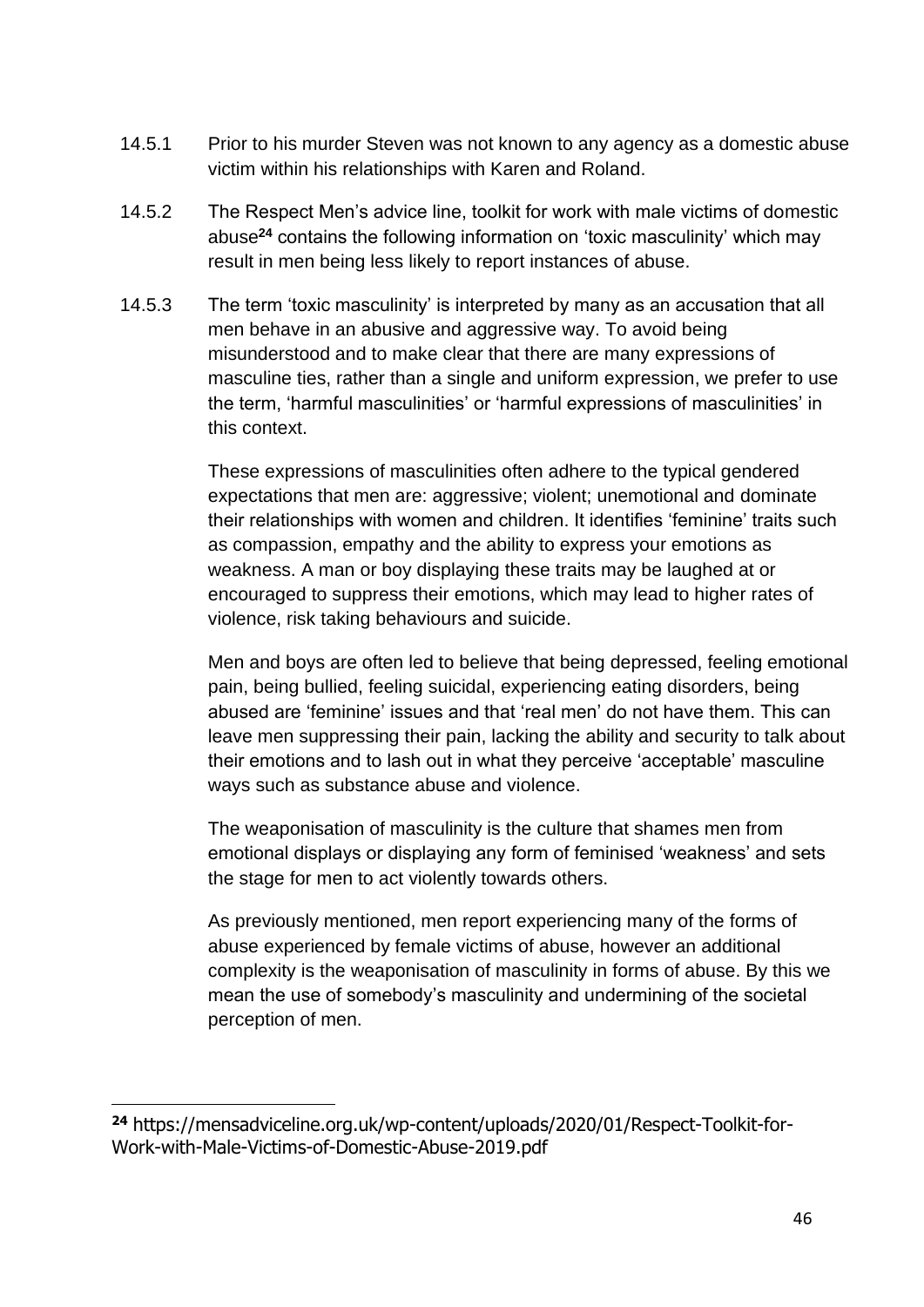14.5.1 Prior to his murder Steven was not known to any agency as a domestic abuse victim within his relationships with Karen and Roland.

14.5.2 The Respect Men's advice line, toolkit for work with male victims of domestic abuse[24] contains the following information on 'toxic masculinity' which may result in men being less likely to report instances of abuse.

14.5.3 The term 'toxic masculinity' is interpreted by many as an accusation that all men behave in an abusive and aggressive way. To avoid being misunderstood and to make clear that there are many expressions of masculine ties, rather than a single and uniform expression, we prefer to use the term, 'harmful masculinities' or 'harmful expressions of masculinities' in this context.

These expressions of masculinities often adhere to the typical gendered expectations that men are: aggressive; violent; unemotional and dominate their relationships with women and children. It identifies 'feminine' traits such as compassion, empathy and the ability to express your emotions as weakness. A man or boy displaying these traits may be laughed at or encouraged to suppress their emotions, which may lead to higher rates of violence, risk taking behaviours and suicide.

Men and boys are often led to believe that being depressed, feeling emotional pain, being bullied, feeling suicidal, experiencing eating disorders, being abused are 'feminine' issues and that 'real men' do not have them. This can leave men suppressing their pain, lacking the ability and security to talk about their emotions and to lash out in what they perceive 'acceptable' masculine ways such as substance abuse and violence.

The weaponisation of masculinity is the culture that shames men from emotional displays or displaying any form of feminised 'weakness' and sets the stage for men to act violently towards others.

As previously mentioned, men report experiencing many of the forms of abuse experienced by female victims of abuse, however an additional complexity is the weaponisation of masculinity in forms of abuse. By this we mean the use of somebody's masculinity and undermining of the societal perception of men.

---

[24] https://mensadviceline.org.uk/wp-content/uploads/2020/01/Respect-Toolkit-for-Work-with-Male-Victims-of-Domestic-Abuse-2019.pdf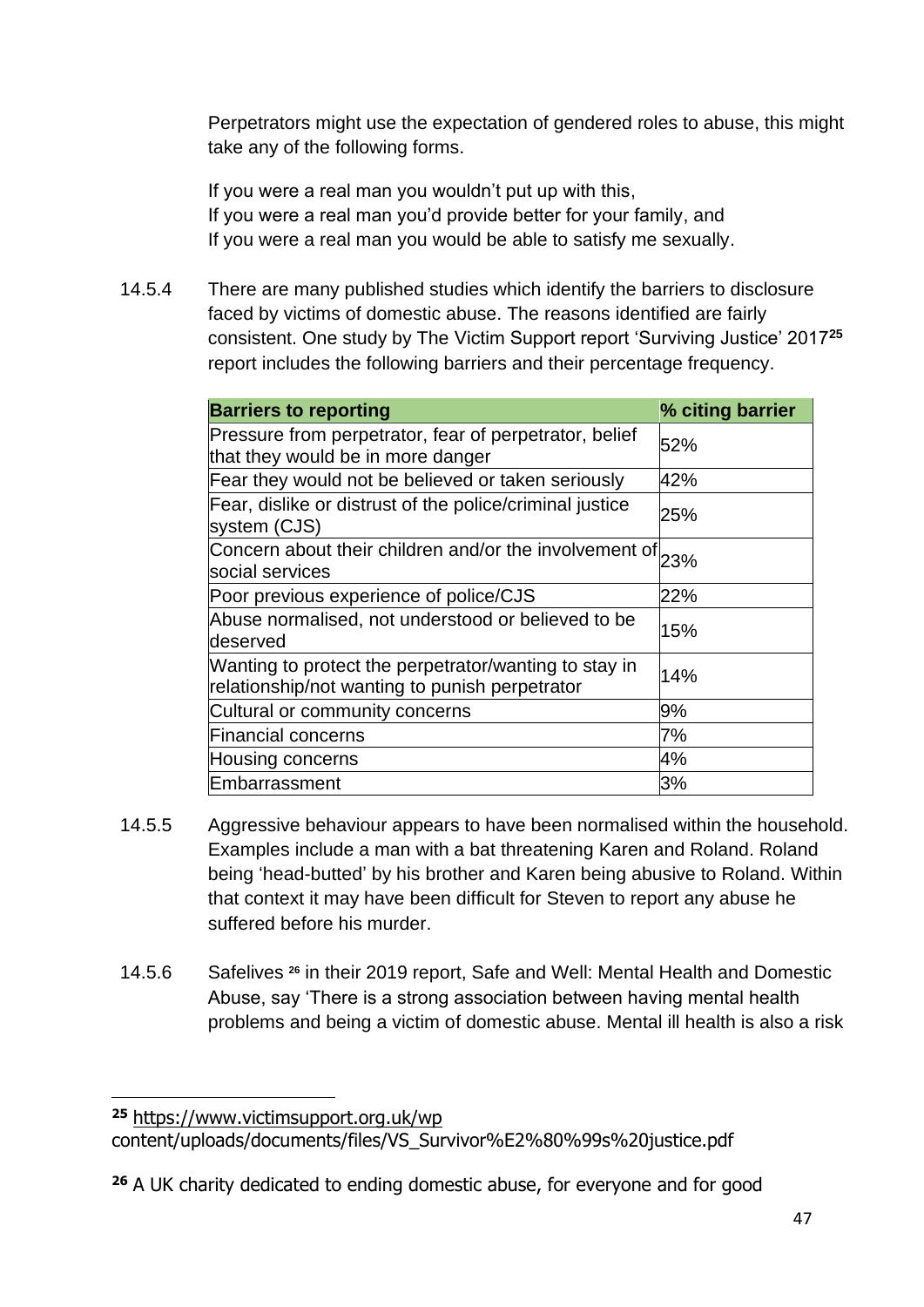Perpetrators might use the expectation of gendered roles to abuse, this might take any of the following forms.

If you were a real man you wouldn't put up with this,
If you were a real man you'd provide better for your family, and
If you were a real man you would be able to satisfy me sexually.

14.5.4 There are many published studies which identify the barriers to disclosure faced by victims of domestic abuse. The reasons identified are fairly consistent. One study by The Victim Support report 'Surviving Justice' 2017[25] report includes the following barriers and their percentage frequency.

| Barriers to reporting | % citing barrier |
|---|---|
| Pressure from perpetrator, fear of perpetrator, belief that they would be in more danger | 52% |
| Fear they would not be believed or taken seriously | 42% |
| Fear, dislike or distrust of the police/criminal justice system (CJS) | 25% |
| Concern about their children and/or the involvement of social services | 23% |
| Poor previous experience of police/CJS | 22% |
| Abuse normalised, not understood or believed to be deserved | 15% |
| Wanting to protect the perpetrator/wanting to stay in relationship/not wanting to punish perpetrator | 14% |
| Cultural or community concerns | 9% |
| Financial concerns | 7% |
| Housing concerns | 4% |
| Embarrassment | 3% |

14.5.5 Aggressive behaviour appears to have been normalised within the household. Examples include a man with a bat threatening Karen and Roland. Roland being 'head-butted' by his brother and Karen being abusive to Roland. Within that context it may have been difficult for Steven to report any abuse he suffered before his murder.

14.5.6 Safelives [26] in their 2019 report, Safe and Well: Mental Health and Domestic Abuse, say 'There is a strong association between having mental health problems and being a victim of domestic abuse. Mental ill health is also a risk

---

[25] https://www.victimsupport.org.uk/wp content/uploads/documents/files/VS_Survivor%E2%80%99s%20justice.pdf

[26] A UK charity dedicated to ending domestic abuse, for everyone and for good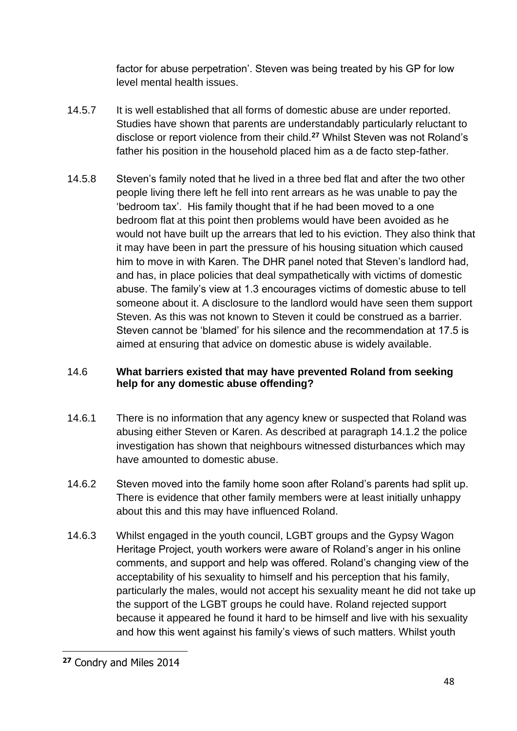factor for abuse perpetration'. Steven was being treated by his GP for low level mental health issues.

14.5.7 It is well established that all forms of domestic abuse are under reported. Studies have shown that parents are understandably particularly reluctant to disclose or report violence from their child.[27] Whilst Steven was not Roland's father his position in the household placed him as a de facto step-father.

14.5.8 Steven's family noted that he lived in a three bed flat and after the two other people living there left he fell into rent arrears as he was unable to pay the 'bedroom tax'. His family thought that if he had been moved to a one bedroom flat at this point then problems would have been avoided as he would not have built up the arrears that led to his eviction. They also think that it may have been in part the pressure of his housing situation which caused him to move in with Karen. The DHR panel noted that Steven's landlord had, and has, in place policies that deal sympathetically with victims of domestic abuse. The family's view at 1.3 encourages victims of domestic abuse to tell someone about it. A disclosure to the landlord would have seen them support Steven. As this was not known to Steven it could be construed as a barrier. Steven cannot be 'blamed' for his silence and the recommendation at 17.5 is aimed at ensuring that advice on domestic abuse is widely available.

### 14.6 What barriers existed that may have prevented Roland from seeking help for any domestic abuse offending?

14.6.1 There is no information that any agency knew or suspected that Roland was abusing either Steven or Karen. As described at paragraph 14.1.2 the police investigation has shown that neighbours witnessed disturbances which may have amounted to domestic abuse.

14.6.2 Steven moved into the family home soon after Roland's parents had split up. There is evidence that other family members were at least initially unhappy about this and this may have influenced Roland.

14.6.3 Whilst engaged in the youth council, LGBT groups and the Gypsy Wagon Heritage Project, youth workers were aware of Roland's anger in his online comments, and support and help was offered. Roland's changing view of the acceptability of his sexuality to himself and his perception that his family, particularly the males, would not accept his sexuality meant he did not take up the support of the LGBT groups he could have. Roland rejected support because it appeared he found it hard to be himself and live with his sexuality and how this went against his family's views of such matters. Whilst youth

---

[27] Condry and Miles 2014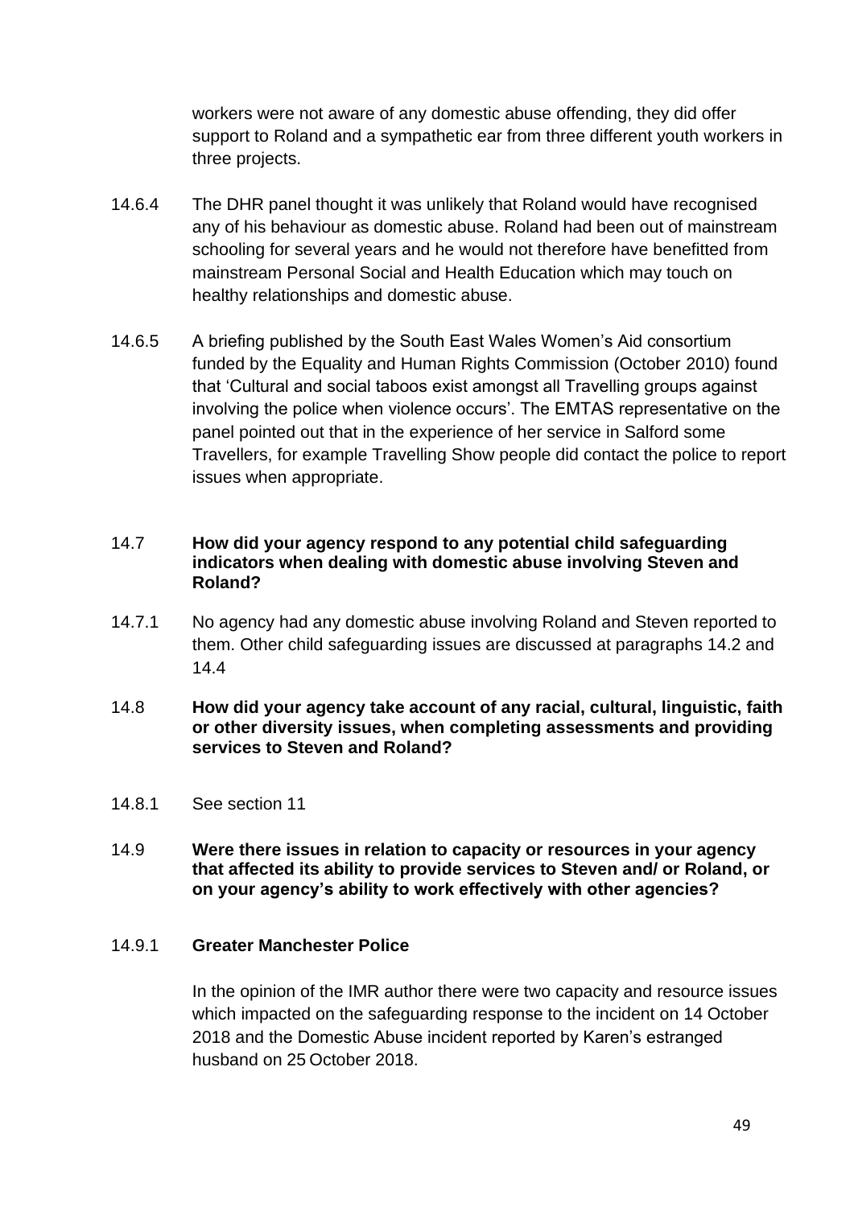workers were not aware of any domestic abuse offending, they did offer support to Roland and a sympathetic ear from three different youth workers in three projects.

14.6.4 The DHR panel thought it was unlikely that Roland would have recognised any of his behaviour as domestic abuse. Roland had been out of mainstream schooling for several years and he would not therefore have benefitted from mainstream Personal Social and Health Education which may touch on healthy relationships and domestic abuse.

14.6.5 A briefing published by the South East Wales Women's Aid consortium funded by the Equality and Human Rights Commission (October 2010) found that 'Cultural and social taboos exist amongst all Travelling groups against involving the police when violence occurs'. The EMTAS representative on the panel pointed out that in the experience of her service in Salford some Travellers, for example Travelling Show people did contact the police to report issues when appropriate.

**14.7 How did your agency respond to any potential child safeguarding indicators when dealing with domestic abuse involving Steven and Roland?**

14.7.1 No agency had any domestic abuse involving Roland and Steven reported to them. Other child safeguarding issues are discussed at paragraphs 14.2 and 14.4

**14.8 How did your agency take account of any racial, cultural, linguistic, faith or other diversity issues, when completing assessments and providing services to Steven and Roland?**

14.8.1 See section 11

**14.9 Were there issues in relation to capacity or resources in your agency that affected its ability to provide services to Steven and/ or Roland, or on your agency's ability to work effectively with other agencies?**

14.9.1 **Greater Manchester Police**

In the opinion of the IMR author there were two capacity and resource issues which impacted on the safeguarding response to the incident on 14 October 2018 and the Domestic Abuse incident reported by Karen's estranged husband on 25 October 2018.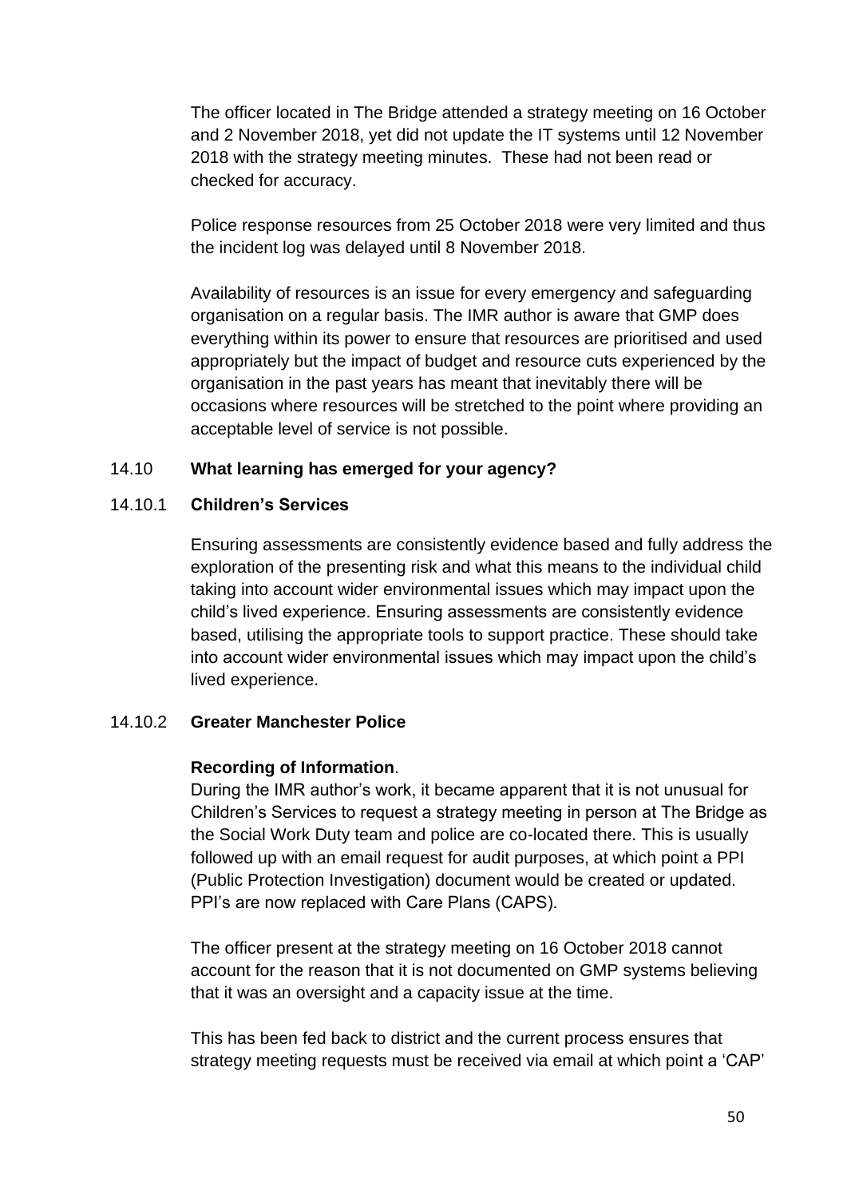The officer located in The Bridge attended a strategy meeting on 16 October and 2 November 2018, yet did not update the IT systems until 12 November 2018 with the strategy meeting minutes. These had not been read or checked for accuracy.

Police response resources from 25 October 2018 were very limited and thus the incident log was delayed until 8 November 2018.

Availability of resources is an issue for every emergency and safeguarding organisation on a regular basis. The IMR author is aware that GMP does everything within its power to ensure that resources are prioritised and used appropriately but the impact of budget and resource cuts experienced by the organisation in the past years has meant that inevitably there will be occasions where resources will be stretched to the point where providing an acceptable level of service is not possible.

## 14.10 What learning has emerged for your agency?

### 14.10.1 Children's Services

Ensuring assessments are consistently evidence based and fully address the exploration of the presenting risk and what this means to the individual child taking into account wider environmental issues which may impact upon the child's lived experience. Ensuring assessments are consistently evidence based, utilising the appropriate tools to support practice. These should take into account wider environmental issues which may impact upon the child's lived experience.

### 14.10.2 Greater Manchester Police

**Recording of Information**.
During the IMR author's work, it became apparent that it is not unusual for Children's Services to request a strategy meeting in person at The Bridge as the Social Work Duty team and police are co-located there. This is usually followed up with an email request for audit purposes, at which point a PPI (Public Protection Investigation) document would be created or updated. PPI's are now replaced with Care Plans (CAPS).

The officer present at the strategy meeting on 16 October 2018 cannot account for the reason that it is not documented on GMP systems believing that it was an oversight and a capacity issue at the time.

This has been fed back to district and the current process ensures that strategy meeting requests must be received via email at which point a 'CAP'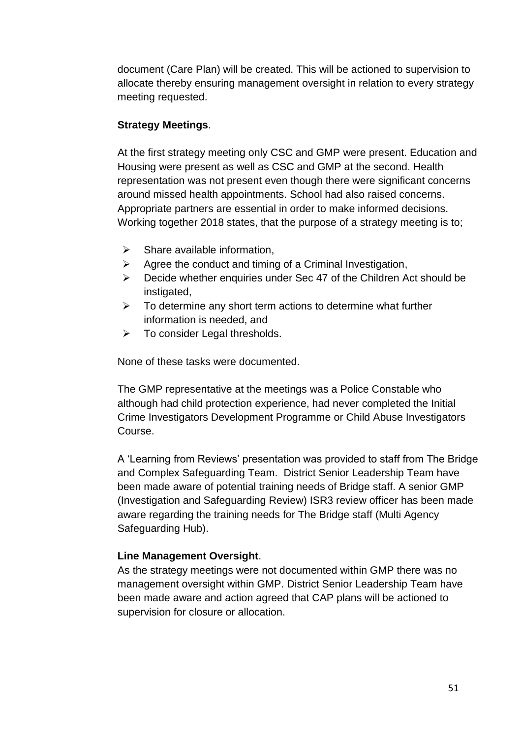document (Care Plan) will be created. This will be actioned to supervision to allocate thereby ensuring management oversight in relation to every strategy meeting requested.

**Strategy Meetings**.

At the first strategy meeting only CSC and GMP were present. Education and Housing were present as well as CSC and GMP at the second. Health representation was not present even though there were significant concerns around missed health appointments. School had also raised concerns. Appropriate partners are essential in order to make informed decisions. Working together 2018 states, that the purpose of a strategy meeting is to;

- Share available information,
- Agree the conduct and timing of a Criminal Investigation,
- Decide whether enquiries under Sec 47 of the Children Act should be instigated,
- To determine any short term actions to determine what further information is needed, and
- To consider Legal thresholds.

None of these tasks were documented.

The GMP representative at the meetings was a Police Constable who although had child protection experience, had never completed the Initial Crime Investigators Development Programme or Child Abuse Investigators Course.

A 'Learning from Reviews' presentation was provided to staff from The Bridge and Complex Safeguarding Team. District Senior Leadership Team have been made aware of potential training needs of Bridge staff. A senior GMP (Investigation and Safeguarding Review) ISR3 review officer has been made aware regarding the training needs for The Bridge staff (Multi Agency Safeguarding Hub).

**Line Management Oversight**.

As the strategy meetings were not documented within GMP there was no management oversight within GMP. District Senior Leadership Team have been made aware and action agreed that CAP plans will be actioned to supervision for closure or allocation.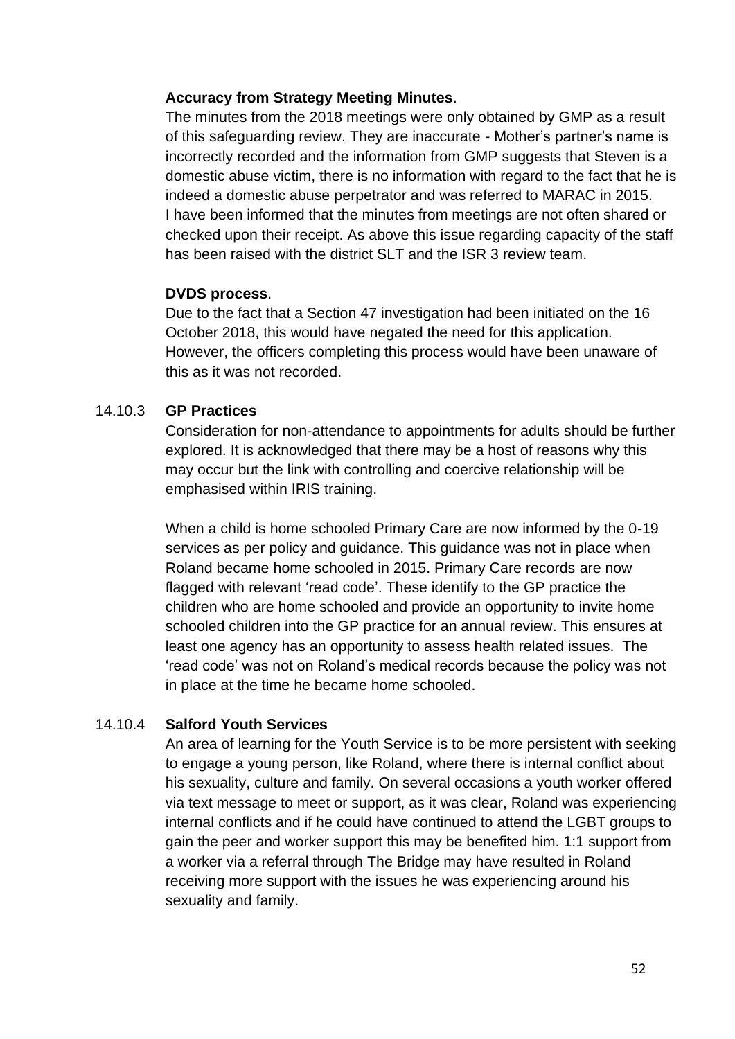**Accuracy from Strategy Meeting Minutes**.

The minutes from the 2018 meetings were only obtained by GMP as a result of this safeguarding review. They are inaccurate - Mother's partner's name is incorrectly recorded and the information from GMP suggests that Steven is a domestic abuse victim, there is no information with regard to the fact that he is indeed a domestic abuse perpetrator and was referred to MARAC in 2015. I have been informed that the minutes from meetings are not often shared or checked upon their receipt. As above this issue regarding capacity of the staff has been raised with the district SLT and the ISR 3 review team.

**DVDS process**.

Due to the fact that a Section 47 investigation had been initiated on the 16 October 2018, this would have negated the need for this application. However, the officers completing this process would have been unaware of this as it was not recorded.

### 14.10.3 GP Practices

Consideration for non-attendance to appointments for adults should be further explored. It is acknowledged that there may be a host of reasons why this may occur but the link with controlling and coercive relationship will be emphasised within IRIS training.

When a child is home schooled Primary Care are now informed by the 0-19 services as per policy and guidance. This guidance was not in place when Roland became home schooled in 2015. Primary Care records are now flagged with relevant 'read code'. These identify to the GP practice the children who are home schooled and provide an opportunity to invite home schooled children into the GP practice for an annual review. This ensures at least one agency has an opportunity to assess health related issues. The 'read code' was not on Roland's medical records because the policy was not in place at the time he became home schooled.

### 14.10.4 Salford Youth Services

An area of learning for the Youth Service is to be more persistent with seeking to engage a young person, like Roland, where there is internal conflict about his sexuality, culture and family. On several occasions a youth worker offered via text message to meet or support, as it was clear, Roland was experiencing internal conflicts and if he could have continued to attend the LGBT groups to gain the peer and worker support this may be benefited him. 1:1 support from a worker via a referral through The Bridge may have resulted in Roland receiving more support with the issues he was experiencing around his sexuality and family.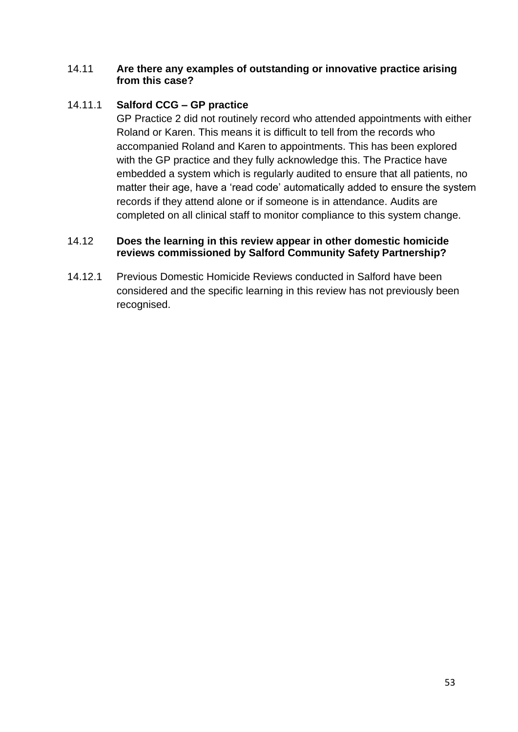### 14.11 **Are there any examples of outstanding or innovative practice arising from this case?**

#### 14.11.1 **Salford CCG – GP practice**

GP Practice 2 did not routinely record who attended appointments with either Roland or Karen. This means it is difficult to tell from the records who accompanied Roland and Karen to appointments. This has been explored with the GP practice and they fully acknowledge this. The Practice have embedded a system which is regularly audited to ensure that all patients, no matter their age, have a 'read code' automatically added to ensure the system records if they attend alone or if someone is in attendance. Audits are completed on all clinical staff to monitor compliance to this system change.

### 14.12 **Does the learning in this review appear in other domestic homicide reviews commissioned by Salford Community Safety Partnership?**

14.12.1 Previous Domestic Homicide Reviews conducted in Salford have been considered and the specific learning in this review has not previously been recognised.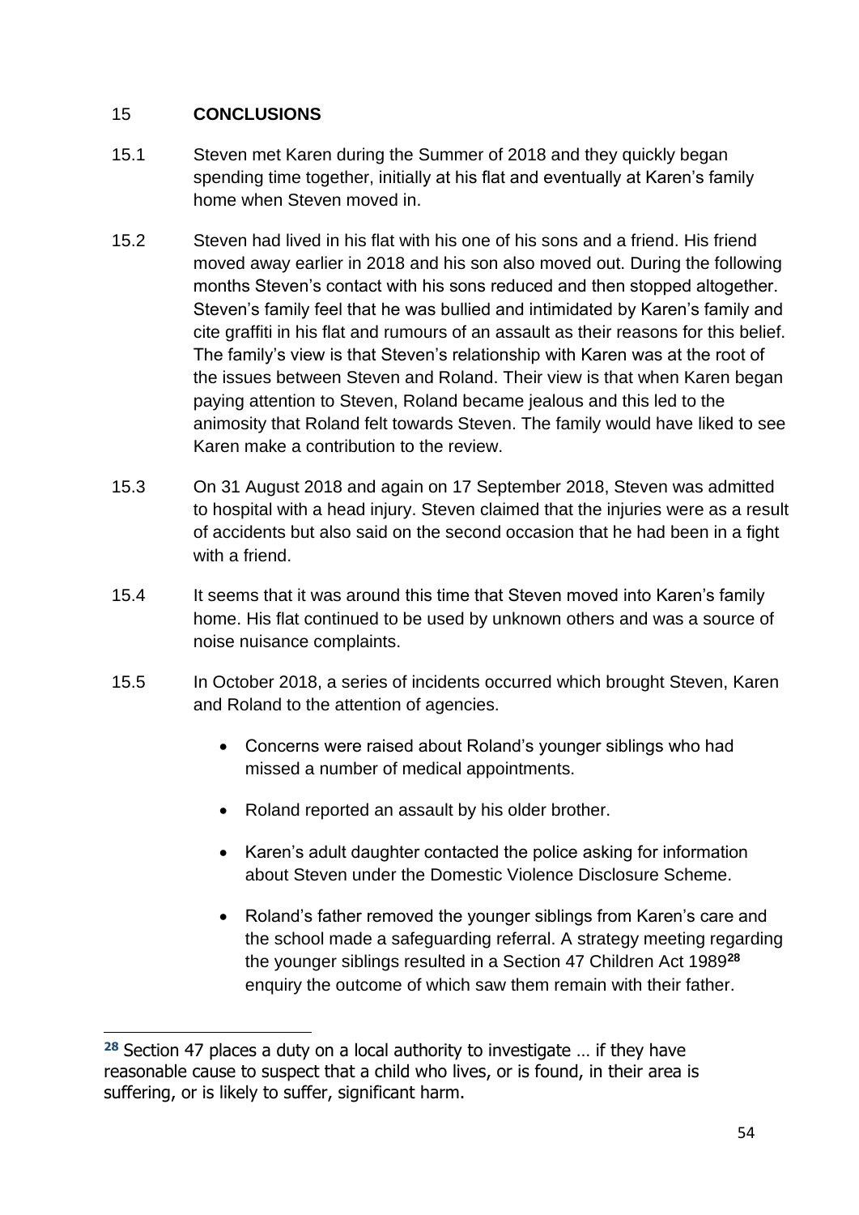## 15 CONCLUSIONS

15.1 Steven met Karen during the Summer of 2018 and they quickly began spending time together, initially at his flat and eventually at Karen's family home when Steven moved in.

15.2 Steven had lived in his flat with his one of his sons and a friend. His friend moved away earlier in 2018 and his son also moved out. During the following months Steven's contact with his sons reduced and then stopped altogether. Steven's family feel that he was bullied and intimidated by Karen's family and cite graffiti in his flat and rumours of an assault as their reasons for this belief. The family's view is that Steven's relationship with Karen was at the root of the issues between Steven and Roland. Their view is that when Karen began paying attention to Steven, Roland became jealous and this led to the animosity that Roland felt towards Steven. The family would have liked to see Karen make a contribution to the review.

15.3 On 31 August 2018 and again on 17 September 2018, Steven was admitted to hospital with a head injury. Steven claimed that the injuries were as a result of accidents but also said on the second occasion that he had been in a fight with a friend.

15.4 It seems that it was around this time that Steven moved into Karen's family home. His flat continued to be used by unknown others and was a source of noise nuisance complaints.

15.5 In October 2018, a series of incidents occurred which brought Steven, Karen and Roland to the attention of agencies.

- Concerns were raised about Roland's younger siblings who had missed a number of medical appointments.
- Roland reported an assault by his older brother.
- Karen's adult daughter contacted the police asking for information about Steven under the Domestic Violence Disclosure Scheme.
- Roland's father removed the younger siblings from Karen's care and the school made a safeguarding referral. A strategy meeting regarding the younger siblings resulted in a Section 47 Children Act 1989[28] enquiry the outcome of which saw them remain with their father.

---

[28] Section 47 places a duty on a local authority to investigate … if they have reasonable cause to suspect that a child who lives, or is found, in their area is suffering, or is likely to suffer, significant harm.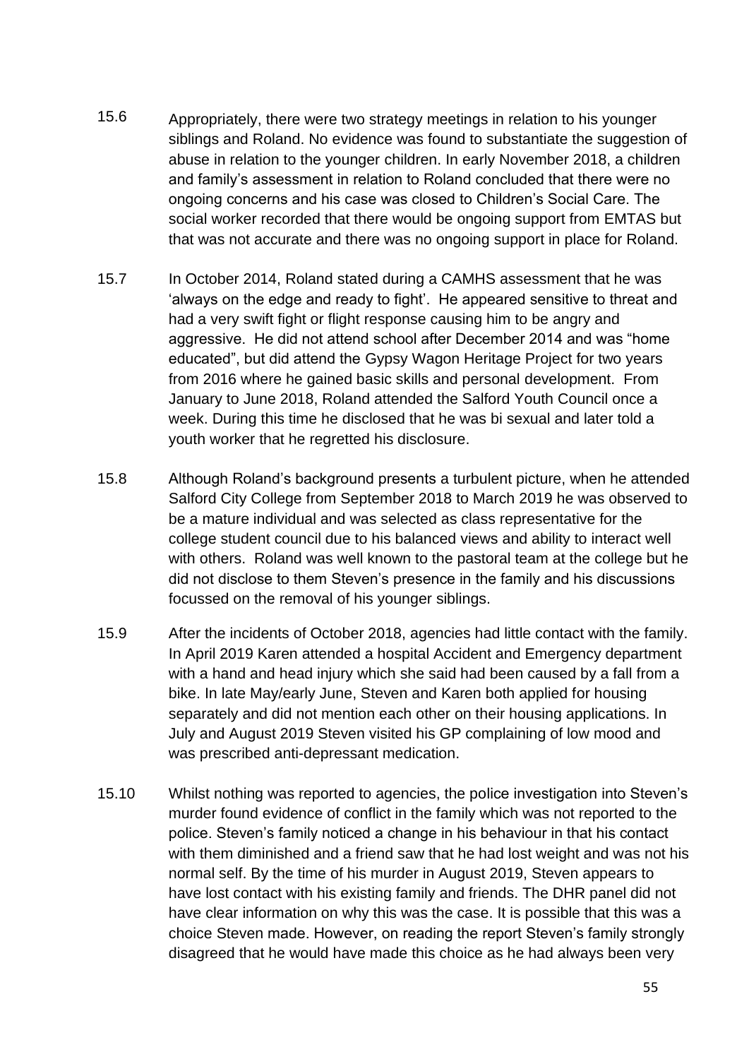15.6 Appropriately, there were two strategy meetings in relation to his younger siblings and Roland. No evidence was found to substantiate the suggestion of abuse in relation to the younger children. In early November 2018, a children and family's assessment in relation to Roland concluded that there were no ongoing concerns and his case was closed to Children's Social Care. The social worker recorded that there would be ongoing support from EMTAS but that was not accurate and there was no ongoing support in place for Roland.

15.7 In October 2014, Roland stated during a CAMHS assessment that he was 'always on the edge and ready to fight'. He appeared sensitive to threat and had a very swift fight or flight response causing him to be angry and aggressive. He did not attend school after December 2014 and was "home educated", but did attend the Gypsy Wagon Heritage Project for two years from 2016 where he gained basic skills and personal development. From January to June 2018, Roland attended the Salford Youth Council once a week. During this time he disclosed that he was bi sexual and later told a youth worker that he regretted his disclosure.

15.8 Although Roland's background presents a turbulent picture, when he attended Salford City College from September 2018 to March 2019 he was observed to be a mature individual and was selected as class representative for the college student council due to his balanced views and ability to interact well with others. Roland was well known to the pastoral team at the college but he did not disclose to them Steven's presence in the family and his discussions focussed on the removal of his younger siblings.

15.9 After the incidents of October 2018, agencies had little contact with the family. In April 2019 Karen attended a hospital Accident and Emergency department with a hand and head injury which she said had been caused by a fall from a bike. In late May/early June, Steven and Karen both applied for housing separately and did not mention each other on their housing applications. In July and August 2019 Steven visited his GP complaining of low mood and was prescribed anti-depressant medication.

15.10 Whilst nothing was reported to agencies, the police investigation into Steven's murder found evidence of conflict in the family which was not reported to the police. Steven's family noticed a change in his behaviour in that his contact with them diminished and a friend saw that he had lost weight and was not his normal self. By the time of his murder in August 2019, Steven appears to have lost contact with his existing family and friends. The DHR panel did not have clear information on why this was the case. It is possible that this was a choice Steven made. However, on reading the report Steven's family strongly disagreed that he would have made this choice as he had always been very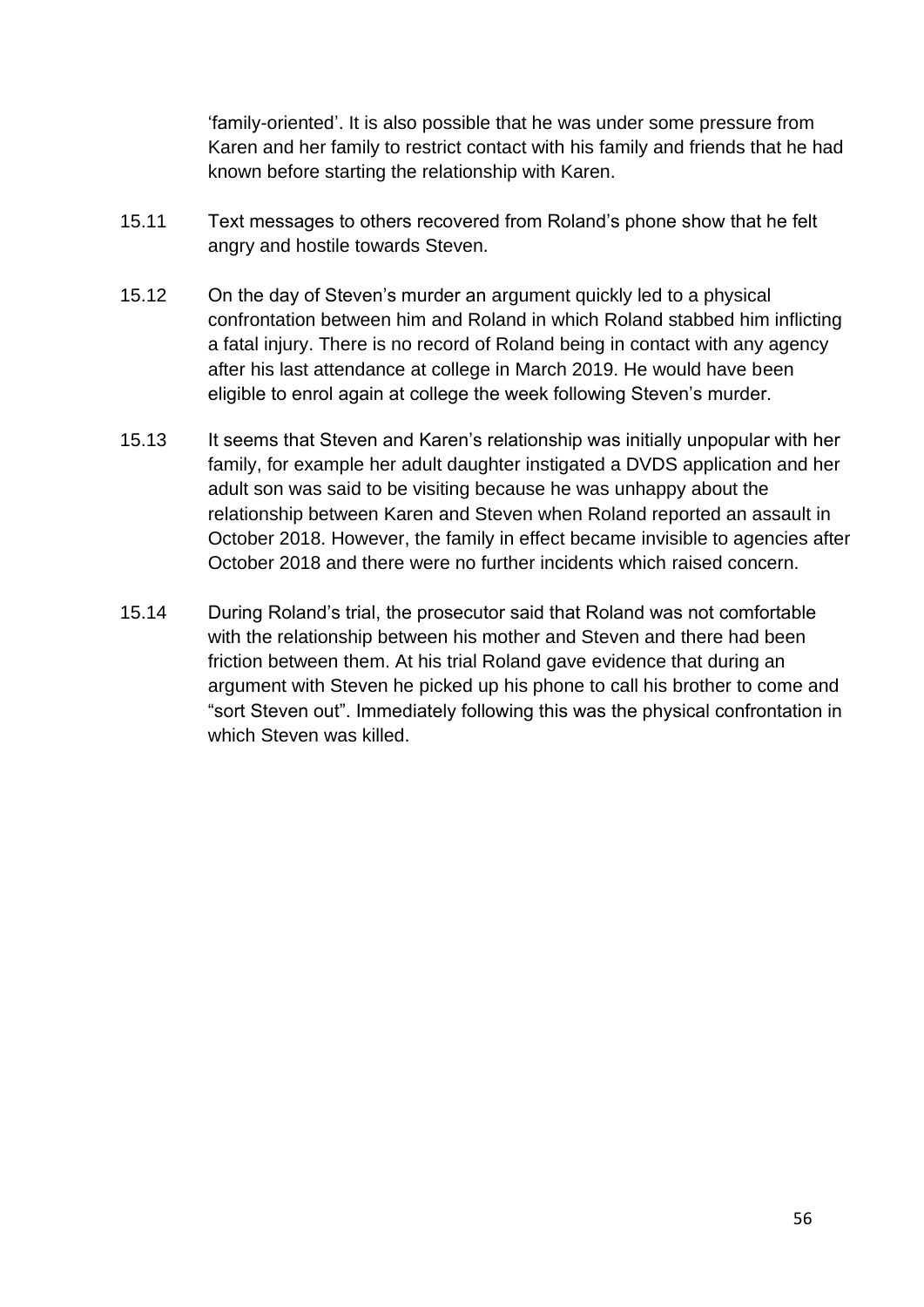'family-oriented'. It is also possible that he was under some pressure from Karen and her family to restrict contact with his family and friends that he had known before starting the relationship with Karen.

15.11 Text messages to others recovered from Roland's phone show that he felt angry and hostile towards Steven.

15.12 On the day of Steven's murder an argument quickly led to a physical confrontation between him and Roland in which Roland stabbed him inflicting a fatal injury. There is no record of Roland being in contact with any agency after his last attendance at college in March 2019. He would have been eligible to enrol again at college the week following Steven's murder.

15.13 It seems that Steven and Karen's relationship was initially unpopular with her family, for example her adult daughter instigated a DVDS application and her adult son was said to be visiting because he was unhappy about the relationship between Karen and Steven when Roland reported an assault in October 2018. However, the family in effect became invisible to agencies after October 2018 and there were no further incidents which raised concern.

15.14 During Roland's trial, the prosecutor said that Roland was not comfortable with the relationship between his mother and Steven and there had been friction between them. At his trial Roland gave evidence that during an argument with Steven he picked up his phone to call his brother to come and "sort Steven out". Immediately following this was the physical confrontation in which Steven was killed.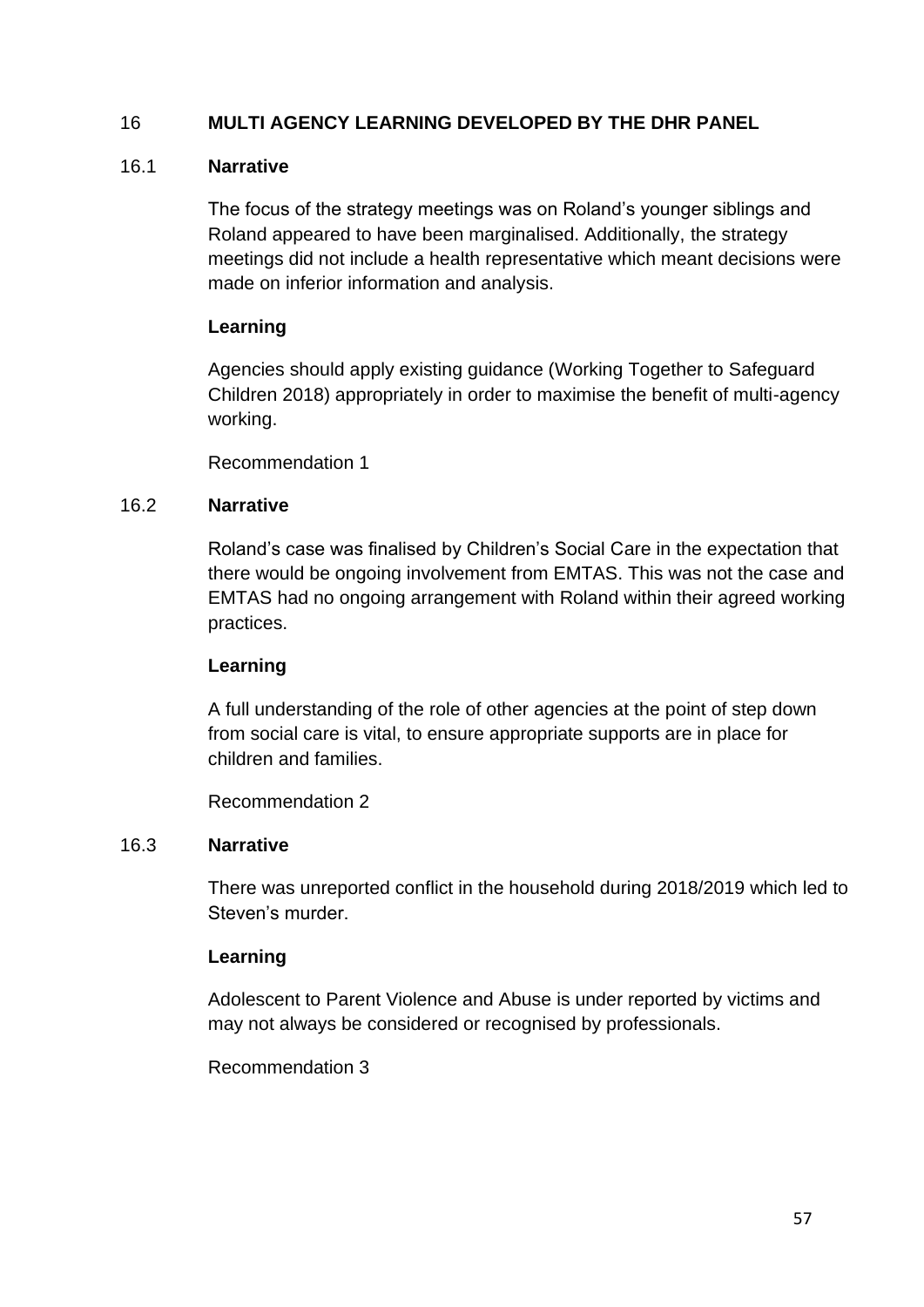## 16 MULTI AGENCY LEARNING DEVELOPED BY THE DHR PANEL

### 16.1 Narrative

The focus of the strategy meetings was on Roland's younger siblings and Roland appeared to have been marginalised. Additionally, the strategy meetings did not include a health representative which meant decisions were made on inferior information and analysis.

**Learning**

Agencies should apply existing guidance (Working Together to Safeguard Children 2018) appropriately in order to maximise the benefit of multi-agency working.

Recommendation 1

### 16.2 Narrative

Roland's case was finalised by Children's Social Care in the expectation that there would be ongoing involvement from EMTAS. This was not the case and EMTAS had no ongoing arrangement with Roland within their agreed working practices.

**Learning**

A full understanding of the role of other agencies at the point of step down from social care is vital, to ensure appropriate supports are in place for children and families.

Recommendation 2

### 16.3 Narrative

There was unreported conflict in the household during 2018/2019 which led to Steven's murder.

**Learning**

Adolescent to Parent Violence and Abuse is under reported by victims and may not always be considered or recognised by professionals.

Recommendation 3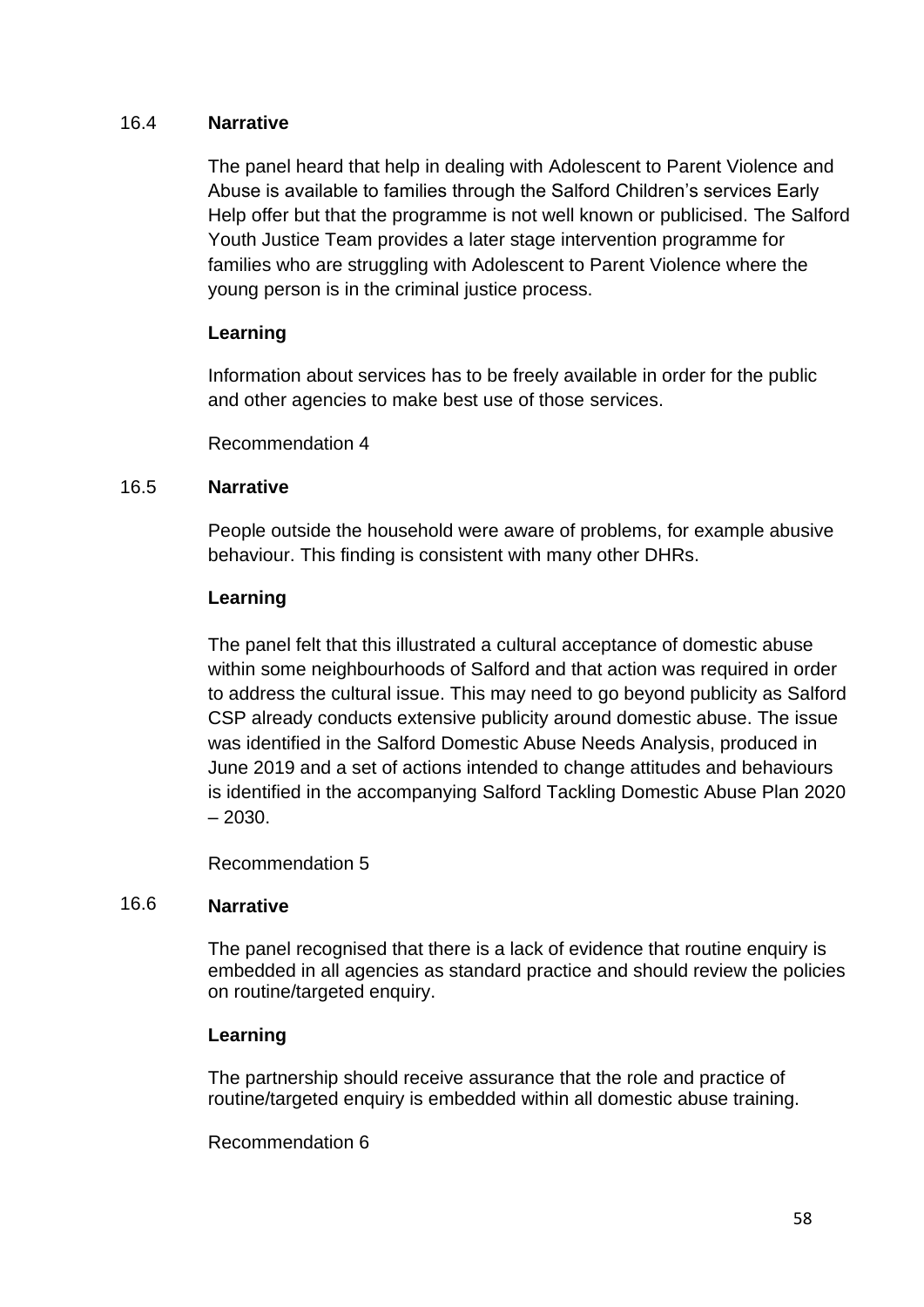16.4 **Narrative**

The panel heard that help in dealing with Adolescent to Parent Violence and Abuse is available to families through the Salford Children's services Early Help offer but that the programme is not well known or publicised. The Salford Youth Justice Team provides a later stage intervention programme for families who are struggling with Adolescent to Parent Violence where the young person is in the criminal justice process.

**Learning**

Information about services has to be freely available in order for the public and other agencies to make best use of those services.

Recommendation 4

16.5 **Narrative**

People outside the household were aware of problems, for example abusive behaviour. This finding is consistent with many other DHRs.

**Learning**

The panel felt that this illustrated a cultural acceptance of domestic abuse within some neighbourhoods of Salford and that action was required in order to address the cultural issue. This may need to go beyond publicity as Salford CSP already conducts extensive publicity around domestic abuse. The issue was identified in the Salford Domestic Abuse Needs Analysis, produced in June 2019 and a set of actions intended to change attitudes and behaviours is identified in the accompanying Salford Tackling Domestic Abuse Plan 2020 – 2030.

Recommendation 5

16.6 **Narrative**

The panel recognised that there is a lack of evidence that routine enquiry is embedded in all agencies as standard practice and should review the policies on routine/targeted enquiry.

**Learning**

The partnership should receive assurance that the role and practice of routine/targeted enquiry is embedded within all domestic abuse training.

Recommendation 6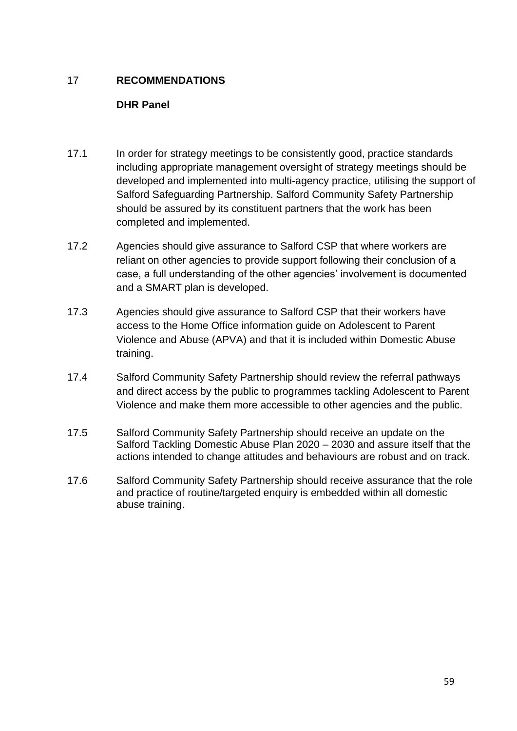## 17 RECOMMENDATIONS

### DHR Panel

17.1 In order for strategy meetings to be consistently good, practice standards including appropriate management oversight of strategy meetings should be developed and implemented into multi-agency practice, utilising the support of Salford Safeguarding Partnership. Salford Community Safety Partnership should be assured by its constituent partners that the work has been completed and implemented.

17.2 Agencies should give assurance to Salford CSP that where workers are reliant on other agencies to provide support following their conclusion of a case, a full understanding of the other agencies' involvement is documented and a SMART plan is developed.

17.3 Agencies should give assurance to Salford CSP that their workers have access to the Home Office information guide on Adolescent to Parent Violence and Abuse (APVA) and that it is included within Domestic Abuse training.

17.4 Salford Community Safety Partnership should review the referral pathways and direct access by the public to programmes tackling Adolescent to Parent Violence and make them more accessible to other agencies and the public.

17.5 Salford Community Safety Partnership should receive an update on the Salford Tackling Domestic Abuse Plan 2020 – 2030 and assure itself that the actions intended to change attitudes and behaviours are robust and on track.

17.6 Salford Community Safety Partnership should receive assurance that the role and practice of routine/targeted enquiry is embedded within all domestic abuse training.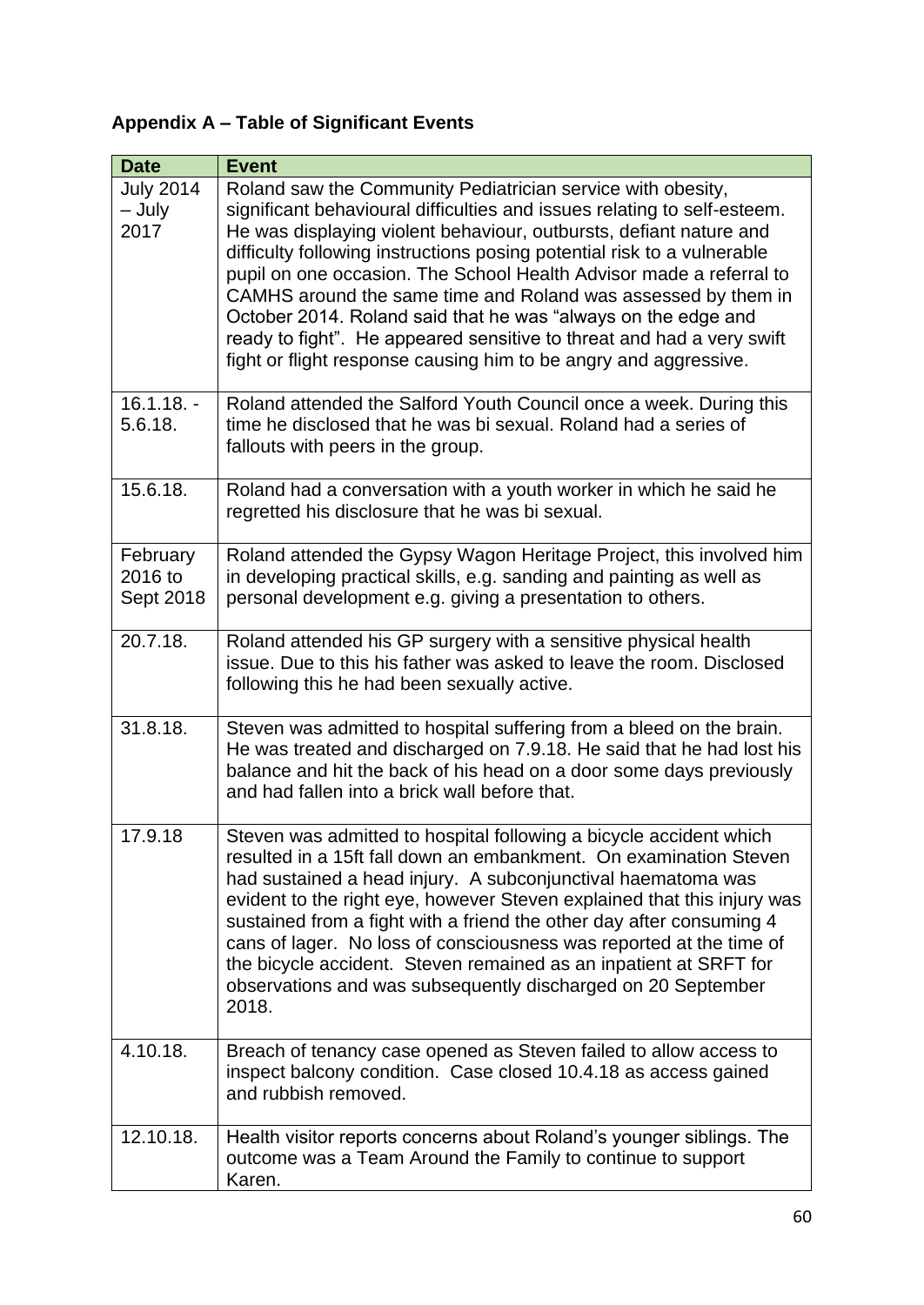**Appendix A – Table of Significant Events**

| Date | Event |
|---|---|
| July 2014 – July 2017 | Roland saw the Community Pediatrician service with obesity, significant behavioural difficulties and issues relating to self-esteem. He was displaying violent behaviour, outbursts, defiant nature and difficulty following instructions posing potential risk to a vulnerable pupil on one occasion. The School Health Advisor made a referral to CAMHS around the same time and Roland was assessed by them in October 2014. Roland said that he was "always on the edge and ready to fight". He appeared sensitive to threat and had a very swift fight or flight response causing him to be angry and aggressive. |
| 16.1.18. - 5.6.18. | Roland attended the Salford Youth Council once a week. During this time he disclosed that he was bi sexual. Roland had a series of fallouts with peers in the group. |
| 15.6.18. | Roland had a conversation with a youth worker in which he said he regretted his disclosure that he was bi sexual. |
| February 2016 to Sept 2018 | Roland attended the Gypsy Wagon Heritage Project, this involved him in developing practical skills, e.g. sanding and painting as well as personal development e.g. giving a presentation to others. |
| 20.7.18. | Roland attended his GP surgery with a sensitive physical health issue. Due to this his father was asked to leave the room. Disclosed following this he had been sexually active. |
| 31.8.18. | Steven was admitted to hospital suffering from a bleed on the brain. He was treated and discharged on 7.9.18. He said that he had lost his balance and hit the back of his head on a door some days previously and had fallen into a brick wall before that. |
| 17.9.18 | Steven was admitted to hospital following a bicycle accident which resulted in a 15ft fall down an embankment. On examination Steven had sustained a head injury. A subconjunctival haematoma was evident to the right eye, however Steven explained that this injury was sustained from a fight with a friend the other day after consuming 4 cans of lager. No loss of consciousness was reported at the time of the bicycle accident. Steven remained as an inpatient at SRFT for observations and was subsequently discharged on 20 September 2018. |
| 4.10.18. | Breach of tenancy case opened as Steven failed to allow access to inspect balcony condition. Case closed 10.4.18 as access gained and rubbish removed. |
| 12.10.18. | Health visitor reports concerns about Roland's younger siblings. The outcome was a Team Around the Family to continue to support Karen. |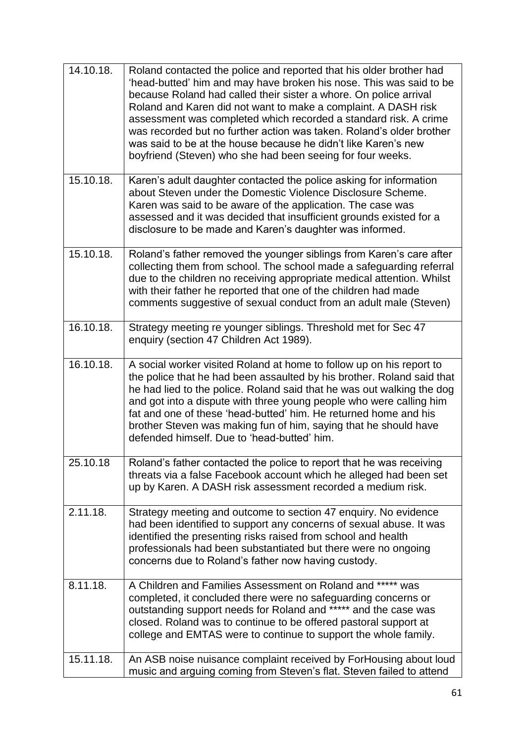| | |
|---|---|
| 14.10.18. | Roland contacted the police and reported that his older brother had 'head-butted' him and may have broken his nose. This was said to be because Roland had called their sister a whore. On police arrival Roland and Karen did not want to make a complaint. A DASH risk assessment was completed which recorded a standard risk. A crime was recorded but no further action was taken. Roland's older brother was said to be at the house because he didn't like Karen's new boyfriend (Steven) who she had been seeing for four weeks. |
| 15.10.18. | Karen's adult daughter contacted the police asking for information about Steven under the Domestic Violence Disclosure Scheme. Karen was said to be aware of the application. The case was assessed and it was decided that insufficient grounds existed for a disclosure to be made and Karen's daughter was informed. |
| 15.10.18. | Roland's father removed the younger siblings from Karen's care after collecting them from school. The school made a safeguarding referral due to the children no receiving appropriate medical attention. Whilst with their father he reported that one of the children had made comments suggestive of sexual conduct from an adult male (Steven) |
| 16.10.18. | Strategy meeting re younger siblings. Threshold met for Sec 47 enquiry (section 47 Children Act 1989). |
| 16.10.18. | A social worker visited Roland at home to follow up on his report to the police that he had been assaulted by his brother. Roland said that he had lied to the police. Roland said that he was out walking the dog and got into a dispute with three young people who were calling him fat and one of these 'head-butted' him. He returned home and his brother Steven was making fun of him, saying that he should have defended himself. Due to 'head-butted' him. |
| 25.10.18 | Roland's father contacted the police to report that he was receiving threats via a false Facebook account which he alleged had been set up by Karen. A DASH risk assessment recorded a medium risk. |
| 2.11.18. | Strategy meeting and outcome to section 47 enquiry. No evidence had been identified to support any concerns of sexual abuse. It was identified the presenting risks raised from school and health professionals had been substantiated but there were no ongoing concerns due to Roland's father now having custody. |
| 8.11.18. | A Children and Families Assessment on Roland and ***** was completed, it concluded there were no safeguarding concerns or outstanding support needs for Roland and ***** and the case was closed. Roland was to continue to be offered pastoral support at college and EMTAS were to continue to support the whole family. |
| 15.11.18. | An ASB noise nuisance complaint received by ForHousing about loud music and arguing coming from Steven's flat. Steven failed to attend |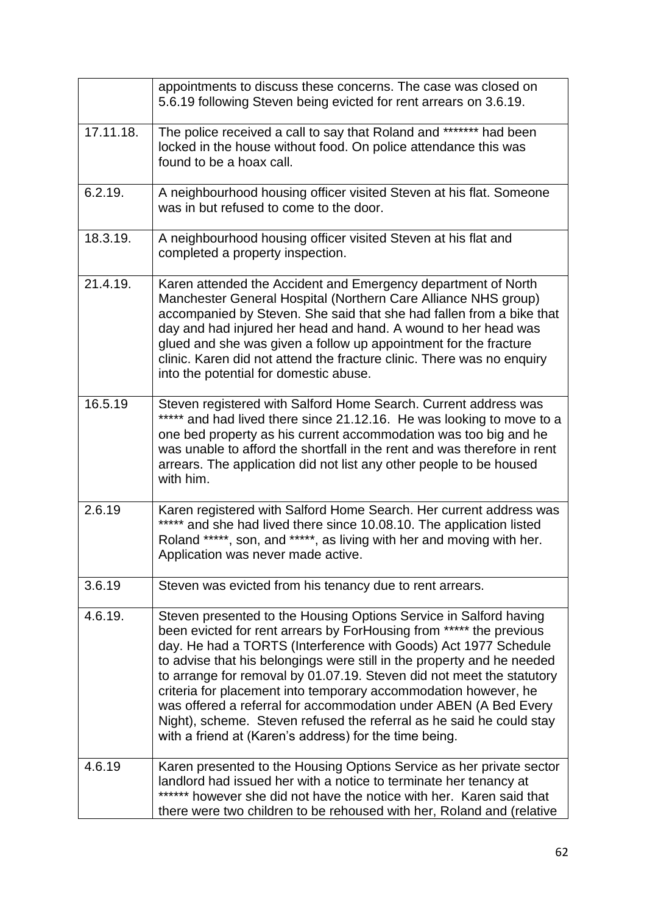|  |  |
|---|---|
|  | appointments to discuss these concerns. The case was closed on 5.6.19 following Steven being evicted for rent arrears on 3.6.19. |
| 17.11.18. | The police received a call to say that Roland and ******* had been locked in the house without food. On police attendance this was found to be a hoax call. |
| 6.2.19. | A neighbourhood housing officer visited Steven at his flat. Someone was in but refused to come to the door. |
| 18.3.19. | A neighbourhood housing officer visited Steven at his flat and completed a property inspection. |
| 21.4.19. | Karen attended the Accident and Emergency department of North Manchester General Hospital (Northern Care Alliance NHS group) accompanied by Steven. She said that she had fallen from a bike that day and had injured her head and hand. A wound to her head was glued and she was given a follow up appointment for the fracture clinic. Karen did not attend the fracture clinic. There was no enquiry into the potential for domestic abuse. |
| 16.5.19 | Steven registered with Salford Home Search. Current address was ***** and had lived there since 21.12.16. He was looking to move to a one bed property as his current accommodation was too big and he was unable to afford the shortfall in the rent and was therefore in rent arrears. The application did not list any other people to be housed with him. |
| 2.6.19 | Karen registered with Salford Home Search. Her current address was ***** and she had lived there since 10.08.10. The application listed Roland *****, son, and *****, as living with her and moving with her. Application was never made active. |
| 3.6.19 | Steven was evicted from his tenancy due to rent arrears. |
| 4.6.19. | Steven presented to the Housing Options Service in Salford having been evicted for rent arrears by ForHousing from ***** the previous day. He had a TORTS (Interference with Goods) Act 1977 Schedule to advise that his belongings were still in the property and he needed to arrange for removal by 01.07.19. Steven did not meet the statutory criteria for placement into temporary accommodation however, he was offered a referral for accommodation under ABEN (A Bed Every Night), scheme. Steven refused the referral as he said he could stay with a friend at (Karen's address) for the time being. |
| 4.6.19 | Karen presented to the Housing Options Service as her private sector landlord had issued her with a notice to terminate her tenancy at ****** however she did not have the notice with her. Karen said that there were two children to be rehoused with her, Roland and (relative |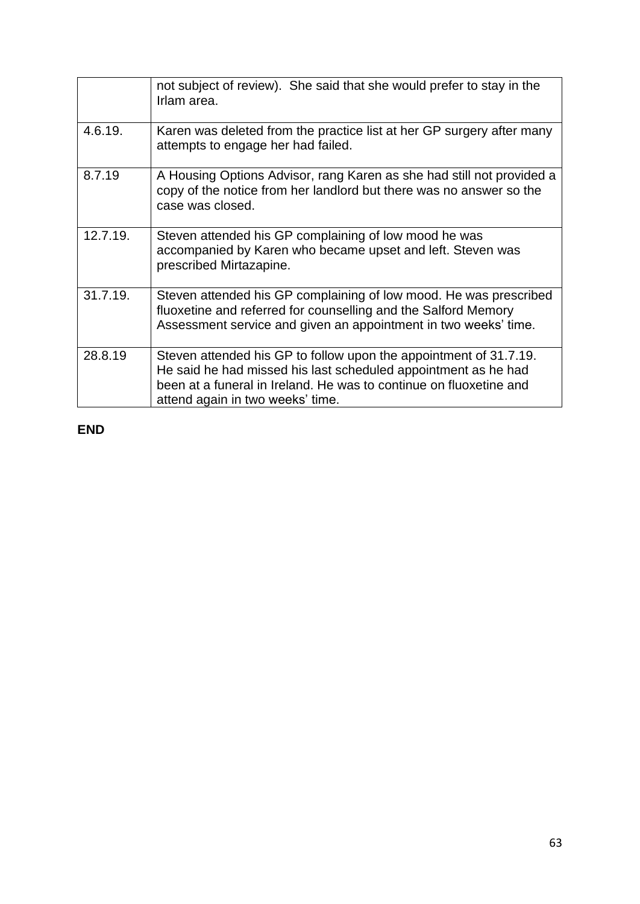| | |
|---|---|
| | not subject of review). She said that she would prefer to stay in the Irlam area. |
| 4.6.19. | Karen was deleted from the practice list at her GP surgery after many attempts to engage her had failed. |
| 8.7.19 | A Housing Options Advisor, rang Karen as she had still not provided a copy of the notice from her landlord but there was no answer so the case was closed. |
| 12.7.19. | Steven attended his GP complaining of low mood he was accompanied by Karen who became upset and left. Steven was prescribed Mirtazapine. |
| 31.7.19. | Steven attended his GP complaining of low mood. He was prescribed fluoxetine and referred for counselling and the Salford Memory Assessment service and given an appointment in two weeks' time. |
| 28.8.19 | Steven attended his GP to follow upon the appointment of 31.7.19. He said he had missed his last scheduled appointment as he had been at a funeral in Ireland. He was to continue on fluoxetine and attend again in two weeks' time. |

**END**